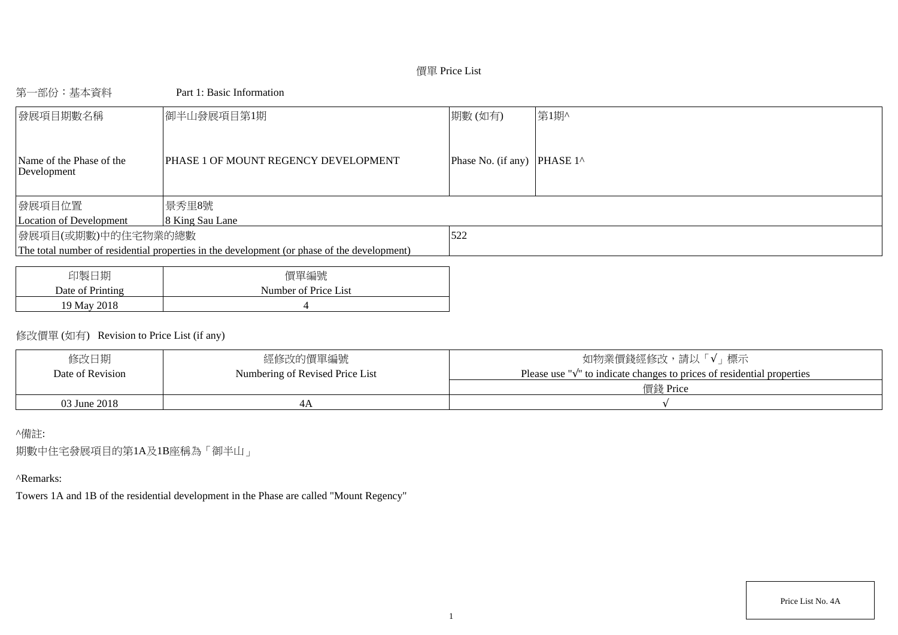# 價單 Price List

## 第一部份：基本資料 Part 1: Basic Information

| 發展項目期數名稱<br>Name of the Phase of the Development | 御半山發展項目第1期<br>PHASE 1 OF MOUNT REGENCY DEVELOPMENT | 期數 (如有)<br>Phase No. (if any) | 第1期^<br>PHASE 1^ |
|---|---|---|---|
| 發展項目位置<br>Location of Development | 景秀里8號<br>8 King Sau Lane | | |
| 發展項目(或期數)中的住宅物業的總數<br>The total number of residential properties in the development (or phase of the development) | | 522 | |

| 印製日期<br>Date of Printing | 價單編號<br>Number of Price List |
|---|---|
| 19 May 2018 | 4 |

修改價單 (如有) Revision to Price List (if any)

| 修改日期<br>Date of Revision | 經修改的價單編號<br>Numbering of Revised Price List | 如物業價錢經修改，請以「√」標示<br>Please use "√" to indicate changes to prices of residential properties<br>價錢 Price |
|---|---|---|
| 03 June 2018 | 4A | √ |

^備註:

期數中住宅發展項目的第1A及1B座稱為「御半山」

^Remarks:

Towers 1A and 1B of the residential development in the Phase are called "Mount Regency"

Price List No. 4A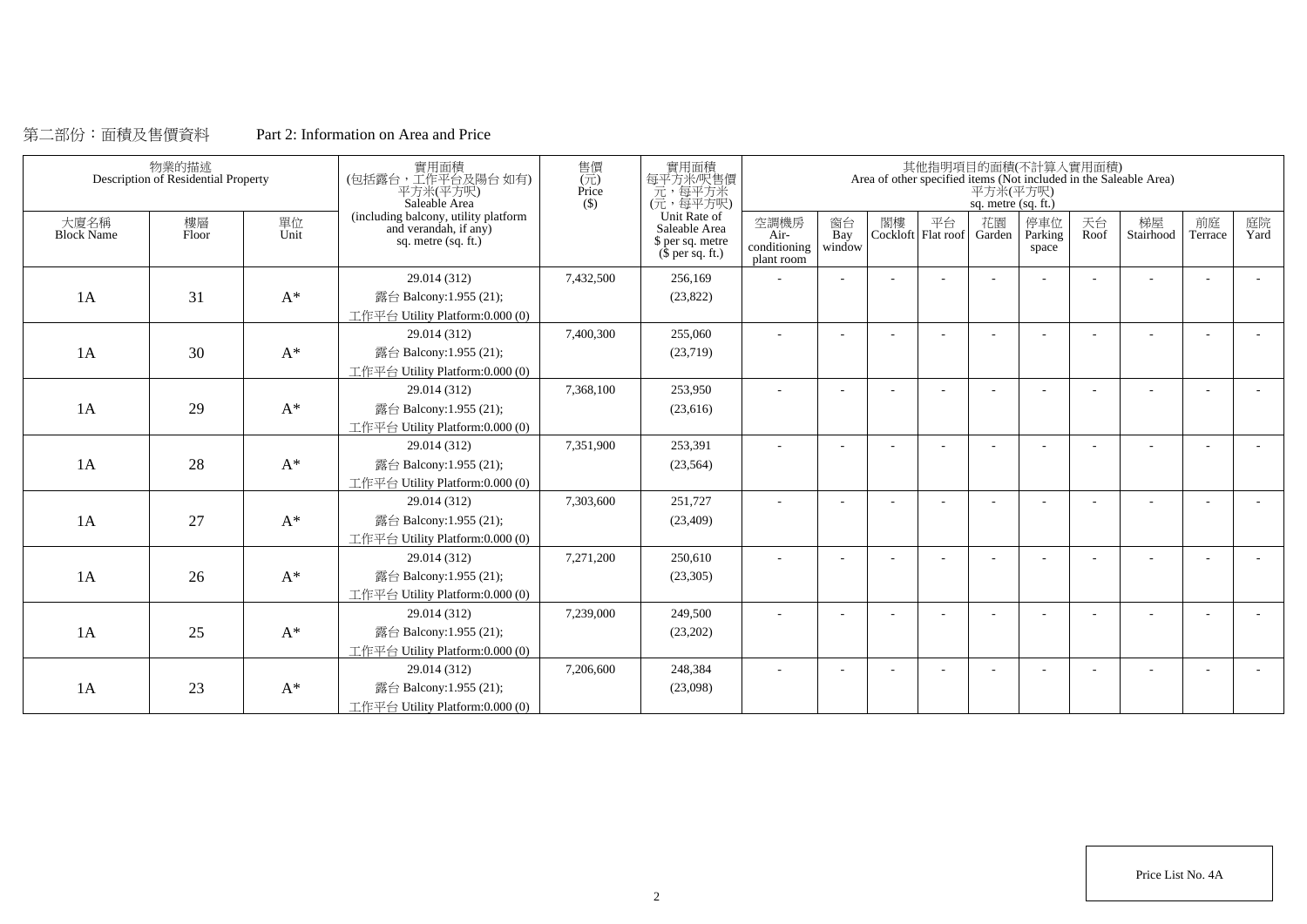# 第二部份：面積及售價資料 Part 2: Information on Area and Price

| 物業的描述 Description of Residential Property | | | 實用面積 (包括露台，工作平台及陽台 如有) 平方米(平方呎) Saleable Area (including balcony, utility platform and verandah, if any) sq. metre (sq. ft.) | 售價 (元) Price ($) | 實用面積 每平方米/呎售價 元，每平方米 (元，每平方呎) Unit Rate of Saleable Area $ per sq. metre ($ per sq. ft.) | 其他指明項目的面積(不計算入實用面積) Area of other specified items (Not included in the Saleable Area) 平方米(平方呎) sq. metre (sq. ft.) | | | | | | | | | |
|---|---|---|---|---|---|---|---|---|---|---|---|---|---|---|---|
| 大廈名稱 Block Name | 樓層 Floor | 單位 Unit | | | | 空調機房 Air-conditioning plant room | 窗台 Bay window | 閣樓 Cockloft | 平台 Flat roof | 花園 Garden | 停車位 Parking space | 天台 Roof | 梯屋 Stairhood | 前庭 Terrace | 庭院 Yard |
| 1A | 31 | A* | 29.014 (312) 露台 Balcony:1.955 (21); 工作平台 Utility Platform:0.000 (0) | 7,432,500 | 256,169 (23,822) | - | - | - | - | - | - | - | - | - | - |
| 1A | 30 | A* | 29.014 (312) 露台 Balcony:1.955 (21); 工作平台 Utility Platform:0.000 (0) | 7,400,300 | 255,060 (23,719) | - | - | - | - | - | - | - | - | - | - |
| 1A | 29 | A* | 29.014 (312) 露台 Balcony:1.955 (21); 工作平台 Utility Platform:0.000 (0) | 7,368,100 | 253,950 (23,616) | - | - | - | - | - | - | - | - | - | - |
| 1A | 28 | A* | 29.014 (312) 露台 Balcony:1.955 (21); 工作平台 Utility Platform:0.000 (0) | 7,351,900 | 253,391 (23,564) | - | - | - | - | - | - | - | - | - | - |
| 1A | 27 | A* | 29.014 (312) 露台 Balcony:1.955 (21); 工作平台 Utility Platform:0.000 (0) | 7,303,600 | 251,727 (23,409) | - | - | - | - | - | - | - | - | - | - |
| 1A | 26 | A* | 29.014 (312) 露台 Balcony:1.955 (21); 工作平台 Utility Platform:0.000 (0) | 7,271,200 | 250,610 (23,305) | - | - | - | - | - | - | - | - | - | - |
| 1A | 25 | A* | 29.014 (312) 露台 Balcony:1.955 (21); 工作平台 Utility Platform:0.000 (0) | 7,239,000 | 249,500 (23,202) | - | - | - | - | - | - | - | - | - | - |
| 1A | 23 | A* | 29.014 (312) 露台 Balcony:1.955 (21); 工作平台 Utility Platform:0.000 (0) | 7,206,600 | 248,384 (23,098) | - | - | - | - | - | - | - | - | - | - |

Price List No. 4A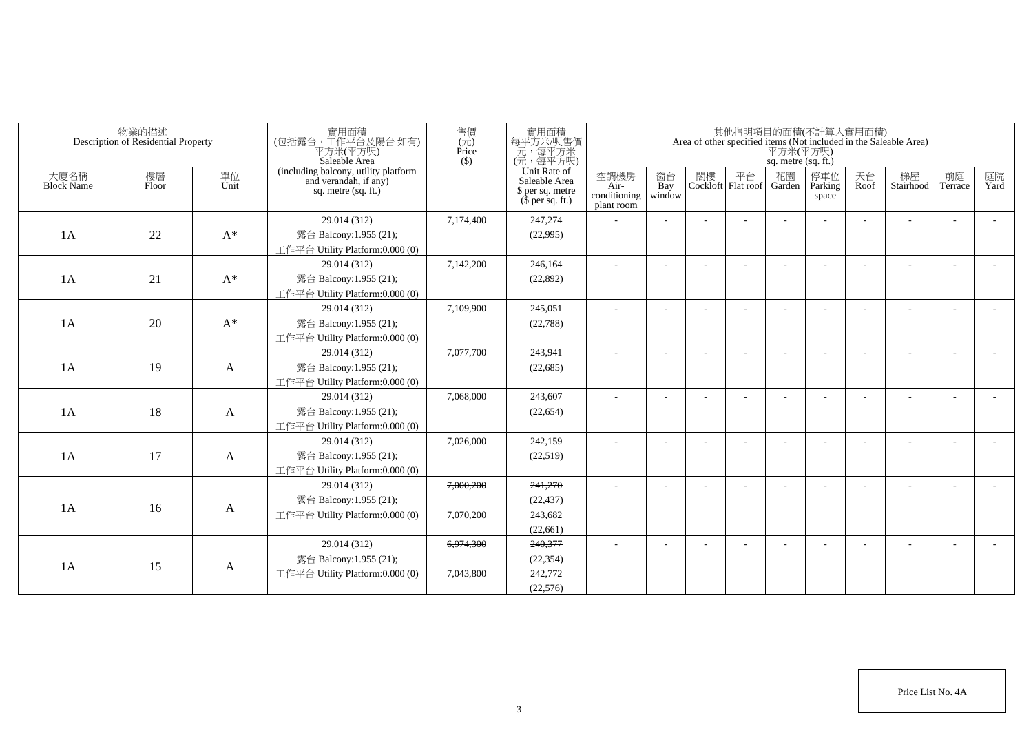| 物業的描述 Description of Residential Property | | | 實用面積 (包括露台，工作平台及陽台 如有) 平方米(平方呎) Saleable Area (including balcony, utility platform and verandah, if any) sq. metre (sq. ft.) | 售價 (元) Price ($) | 實用面積 每平方米/呎售價 元，每平方米 (元，每平方呎) Unit Rate of Saleable Area $ per sq. metre ($ per sq. ft.) | 其他指明項目的面積(不計算入實用面積) Area of other specified items (Not included in the Saleable Area) 平方米(平方呎) sq. metre (sq. ft.) | | | | | | | | | |
|---|---|---|---|---|---|---|---|---|---|---|---|---|---|---|---|
| 大廈名稱 Block Name | 樓層 Floor | 單位 Unit | | | | 空調機房 Air-conditioning plant room | 窗台 Bay window | 閣樓 Cockloft | 平台 Flat roof | 花園 Garden | 停車位 Parking space | 天台 Roof | 梯屋 Stairhood | 前庭 Terrace | 庭院 Yard |
| 1A | 22 | A* | 29.014 (312) 露台 Balcony:1.955 (21); 工作平台 Utility Platform:0.000 (0) | 7,174,400 | 247,274 (22,995) | - | - | - | - | - | - | - | - | - | - |
| 1A | 21 | A* | 29.014 (312) 露台 Balcony:1.955 (21); 工作平台 Utility Platform:0.000 (0) | 7,142,200 | 246,164 (22,892) | - | - | - | - | - | - | - | - | - | - |
| 1A | 20 | A* | 29.014 (312) 露台 Balcony:1.955 (21); 工作平台 Utility Platform:0.000 (0) | 7,109,900 | 245,051 (22,788) | - | - | - | - | - | - | - | - | - | - |
| 1A | 19 | A | 29.014 (312) 露台 Balcony:1.955 (21); 工作平台 Utility Platform:0.000 (0) | 7,077,700 | 243,941 (22,685) | - | - | - | - | - | - | - | - | - | - |
| 1A | 18 | A | 29.014 (312) 露台 Balcony:1.955 (21); 工作平台 Utility Platform:0.000 (0) | 7,068,000 | 243,607 (22,654) | - | - | - | - | - | - | - | - | - | - |
| 1A | 17 | A | 29.014 (312) 露台 Balcony:1.955 (21); 工作平台 Utility Platform:0.000 (0) | 7,026,000 | 242,159 (22,519) | - | - | - | - | - | - | - | - | - | - |
| 1A | 16 | A | 29.014 (312) 露台 Balcony:1.955 (21); 工作平台 Utility Platform:0.000 (0) | ~~7,000,200~~ 7,070,200 | ~~241,270~~ ~~(22,437)~~ 243,682 (22,661) | - | - | - | - | - | - | - | - | - | - |
| 1A | 15 | A | 29.014 (312) 露台 Balcony:1.955 (21); 工作平台 Utility Platform:0.000 (0) | ~~6,974,300~~ 7,043,800 | ~~240,377~~ ~~(22,354)~~ 242,772 (22,576) | - | - | - | - | - | - | - | - | - | - |

Price List No. 4A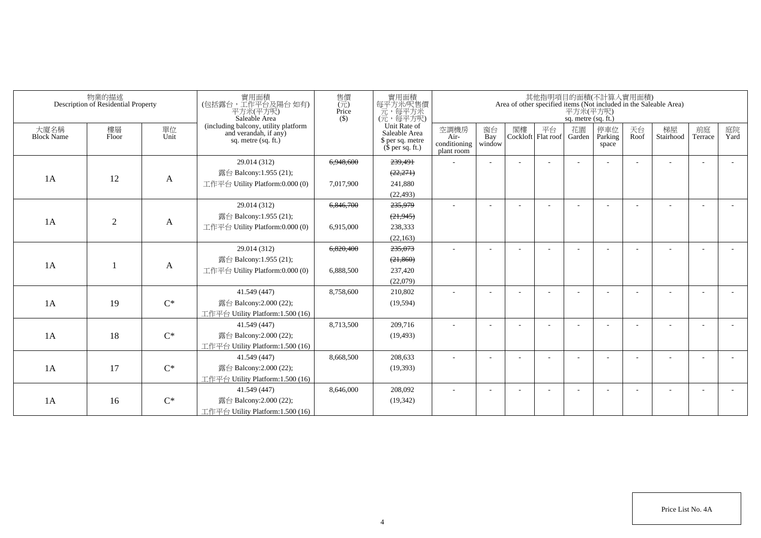| 物業的描述 Description of Residential Property | | | 實用面積 (包括露台，工作平台及陽台 如有) 平方米(平方呎) Saleable Area (including balcony, utility platform and verandah, if any) sq. metre (sq. ft.) | 售價 (元) Price ($) | 實用面積 每平方米/呎售價 元，每平方米 (元，每平方呎) Unit Rate of Saleable Area $ per sq. metre ($ per sq. ft.) | 其他指明項目的面積(不計算入實用面積) Area of other specified items (Not included in the Saleable Area) 平方米(平方呎) sq. metre (sq. ft.) | | | | | | | | | |
|---|---|---|---|---|---|---|---|---|---|---|---|---|---|---|---|
| 大廈名稱 Block Name | 樓層 Floor | 單位 Unit | | | | 空調機房 Air-conditioning plant room | 窗台 Bay window | 閣樓 Cockloft | 平台 Flat roof | 花園 Garden | 停車位 Parking space | 天台 Roof | 梯屋 Stairhood | 前庭 Terrace | 庭院 Yard |
| 1A | 12 | A | 29.014 (312) 露台 Balcony:1.955 (21); 工作平台 Utility Platform:0.000 (0) | ~~6,948,600~~ 7,017,900 | ~~239,491~~ ~~(22,271)~~ 241,880 (22,493) | - | - | - | - | - | - | - | - | - | - |
| 1A | 2 | A | 29.014 (312) 露台 Balcony:1.955 (21); 工作平台 Utility Platform:0.000 (0) | ~~6,846,700~~ 6,915,000 | ~~235,979~~ ~~(21,945)~~ 238,333 (22,163) | - | - | - | - | - | - | - | - | - | - |
| 1A | 1 | A | 29.014 (312) 露台 Balcony:1.955 (21); 工作平台 Utility Platform:0.000 (0) | ~~6,820,400~~ 6,888,500 | ~~235,073~~ ~~(21,860)~~ 237,420 (22,079) | - | - | - | - | - | - | - | - | - | - |
| 1A | 19 | C* | 41.549 (447) 露台 Balcony:2.000 (22); 工作平台 Utility Platform:1.500 (16) | 8,758,600 | 210,802 (19,594) | - | - | - | - | - | - | - | - | - | - |
| 1A | 18 | C* | 41.549 (447) 露台 Balcony:2.000 (22); 工作平台 Utility Platform:1.500 (16) | 8,713,500 | 209,716 (19,493) | - | - | - | - | - | - | - | - | - | - |
| 1A | 17 | C* | 41.549 (447) 露台 Balcony:2.000 (22); 工作平台 Utility Platform:1.500 (16) | 8,668,500 | 208,633 (19,393) | - | - | - | - | - | - | - | - | - | - |
| 1A | 16 | C* | 41.549 (447) 露台 Balcony:2.000 (22); 工作平台 Utility Platform:1.500 (16) | 8,646,000 | 208,092 (19,342) | - | - | - | - | - | - | - | - | - | - |

Price List No. 4A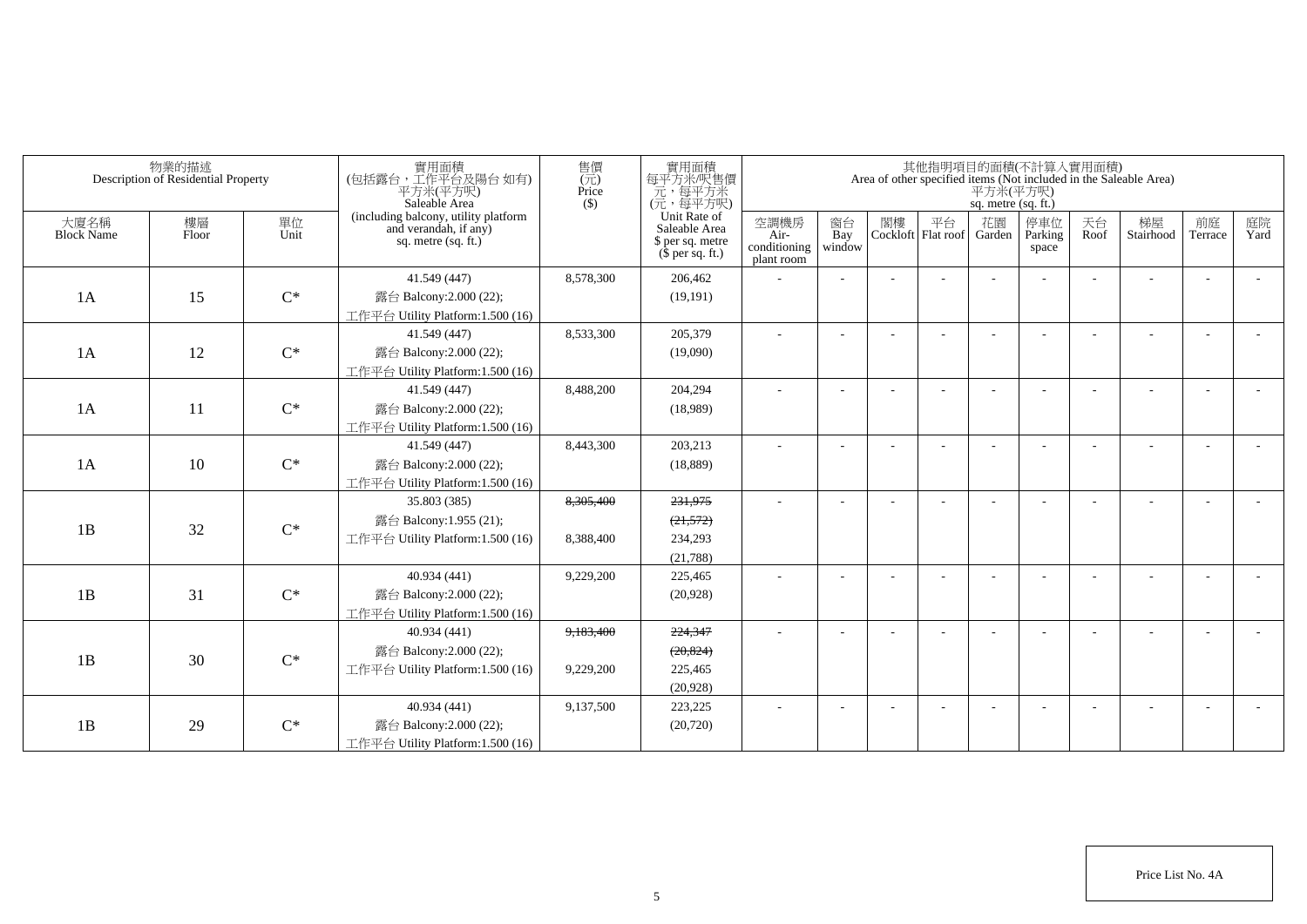| 物業的描述 Description of Residential Property | | | 實用面積 (包括露台，工作平台及陽台 如有) 平方米(平方呎) Saleable Area (including balcony, utility platform and verandah, if any) sq. metre (sq. ft.) | 售價 (元) Price ($) | 實用面積 每平方米/呎售價 元，每平方米 (元，每平方呎) Unit Rate of Saleable Area $ per sq. metre ($ per sq. ft.) | 其他指明項目的面積(不計算入實用面積) Area of other specified items (Not included in the Saleable Area) 平方米(平方呎) sq. metre (sq. ft.) | | | | | | | | | |
|---|---|---|---|---|---|---|---|---|---|---|---|---|---|---|---|
| 大廈名稱 Block Name | 樓層 Floor | 單位 Unit | | | | 空調機房 Air-conditioning plant room | 窗台 Bay window | 閣樓 Cockloft | 平台 Flat roof | 花園 Garden | 停車位 Parking space | 天台 Roof | 梯屋 Stairhood | 前庭 Terrace | 庭院 Yard |
| 1A | 15 | C* | 41.549 (447) 露台 Balcony:2.000 (22); 工作平台 Utility Platform:1.500 (16) | 8,578,300 | 206,462 (19,191) | - | - | - | - | - | - | - | - | - | - |
| 1A | 12 | C* | 41.549 (447) 露台 Balcony:2.000 (22); 工作平台 Utility Platform:1.500 (16) | 8,533,300 | 205,379 (19,090) | - | - | - | - | - | - | - | - | - | - |
| 1A | 11 | C* | 41.549 (447) 露台 Balcony:2.000 (22); 工作平台 Utility Platform:1.500 (16) | 8,488,200 | 204,294 (18,989) | - | - | - | - | - | - | - | - | - | - |
| 1A | 10 | C* | 41.549 (447) 露台 Balcony:2.000 (22); 工作平台 Utility Platform:1.500 (16) | 8,443,300 | 203,213 (18,889) | - | - | - | - | - | - | - | - | - | - |
| 1B | 32 | C* | 35.803 (385) 露台 Balcony:1.955 (21); 工作平台 Utility Platform:1.500 (16) | ~~8,305,400~~ 8,388,400 | ~~231,975~~ ~~(21,572)~~ 234,293 (21,788) | - | - | - | - | - | - | - | - | - | - |
| 1B | 31 | C* | 40.934 (441) 露台 Balcony:2.000 (22); 工作平台 Utility Platform:1.500 (16) | 9,229,200 | 225,465 (20,928) | - | - | - | - | - | - | - | - | - | - |
| 1B | 30 | C* | 40.934 (441) 露台 Balcony:2.000 (22); 工作平台 Utility Platform:1.500 (16) | ~~9,183,400~~ 9,229,200 | ~~224,347~~ ~~(20,824)~~ 225,465 (20,928) | - | - | - | - | - | - | - | - | - | - |
| 1B | 29 | C* | 40.934 (441) 露台 Balcony:2.000 (22); 工作平台 Utility Platform:1.500 (16) | 9,137,500 | 223,225 (20,720) | - | - | - | - | - | - | - | - | - | - |

Price List No. 4A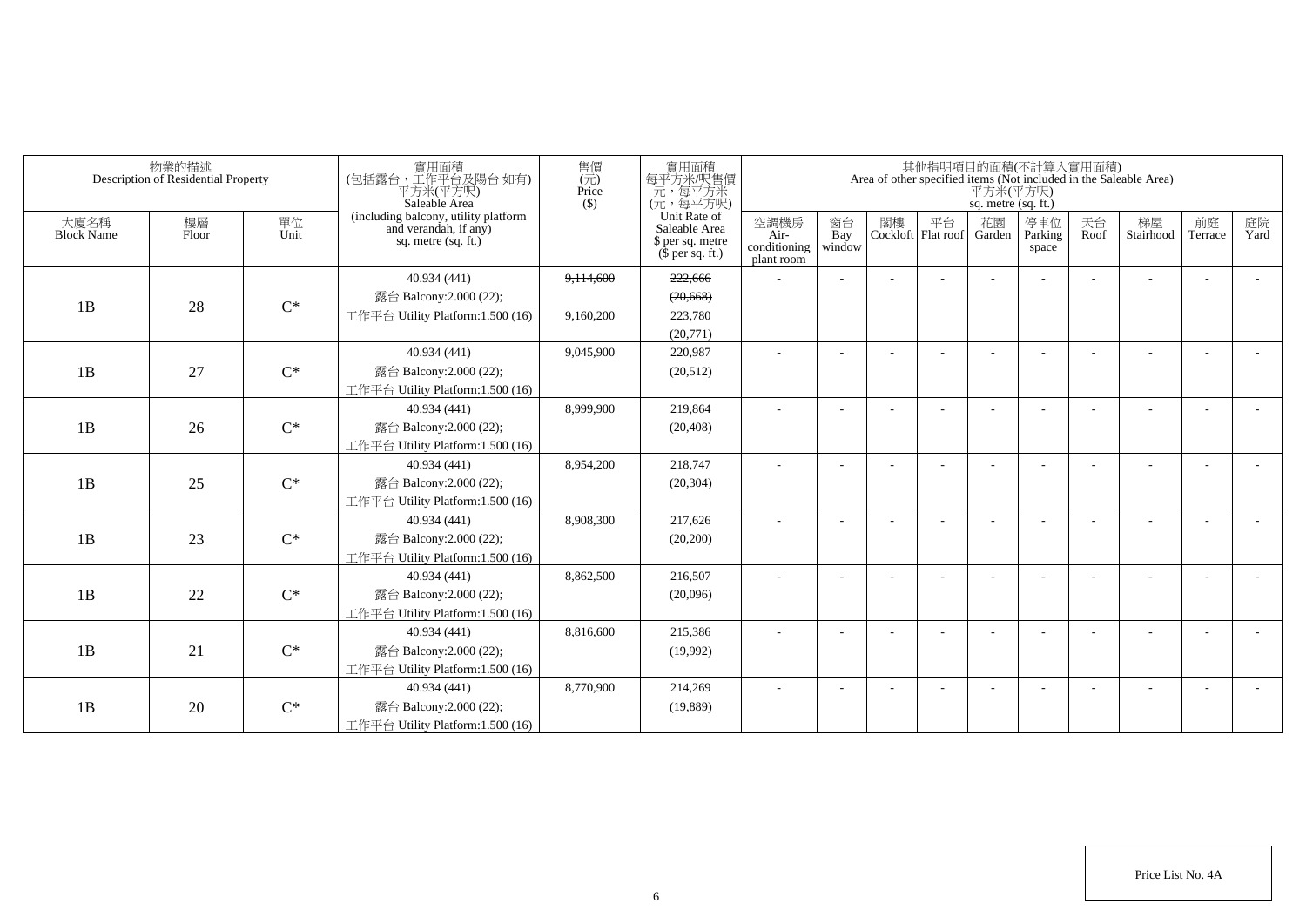| 物業的描述 Description of Residential Property | | | 實用面積 (包括露台，工作平台及陽台 如有) 平方米(平方呎) Saleable Area (including balcony, utility platform and verandah, if any) sq. metre (sq. ft.) | 售價 (元) Price ($) | 實用面積 每平方米/呎售價 元，每平方米 (元，每平方呎) Unit Rate of Saleable Area $ per sq. metre ($ per sq. ft.) | 其他指明項目的面積(不計算入實用面積) Area of other specified items (Not included in the Saleable Area) 平方米(平方呎) sq. metre (sq. ft.) | | | | | | | | | |
|---|---|---|---|---|---|---|---|---|---|---|---|---|---|---|---|
| 大廈名稱 Block Name | 樓層 Floor | 單位 Unit | | | | 空調機房 Air-conditioning plant room | 窗台 Bay window | 閣樓 Cockloft | 平台 Flat roof | 花園 Garden | 停車位 Parking space | 天台 Roof | 梯屋 Stairhood | 前庭 Terrace | 庭院 Yard |
| 1B | 28 | C* | 40.934 (441) 露台 Balcony:2.000 (22); 工作平台 Utility Platform:1.500 (16) | ~~9,114,600~~ 9,160,200 | ~~222,666~~ ~~(20,668)~~ 223,780 (20,771) | - | - | - | - | - | - | - | - | - | - |
| 1B | 27 | C* | 40.934 (441) 露台 Balcony:2.000 (22); 工作平台 Utility Platform:1.500 (16) | 9,045,900 | 220,987 (20,512) | - | - | - | - | - | - | - | - | - | - |
| 1B | 26 | C* | 40.934 (441) 露台 Balcony:2.000 (22); 工作平台 Utility Platform:1.500 (16) | 8,999,900 | 219,864 (20,408) | - | - | - | - | - | - | - | - | - | - |
| 1B | 25 | C* | 40.934 (441) 露台 Balcony:2.000 (22); 工作平台 Utility Platform:1.500 (16) | 8,954,200 | 218,747 (20,304) | - | - | - | - | - | - | - | - | - | - |
| 1B | 23 | C* | 40.934 (441) 露台 Balcony:2.000 (22); 工作平台 Utility Platform:1.500 (16) | 8,908,300 | 217,626 (20,200) | - | - | - | - | - | - | - | - | - | - |
| 1B | 22 | C* | 40.934 (441) 露台 Balcony:2.000 (22); 工作平台 Utility Platform:1.500 (16) | 8,862,500 | 216,507 (20,096) | - | - | - | - | - | - | - | - | - | - |
| 1B | 21 | C* | 40.934 (441) 露台 Balcony:2.000 (22); 工作平台 Utility Platform:1.500 (16) | 8,816,600 | 215,386 (19,992) | - | - | - | - | - | - | - | - | - | - |
| 1B | 20 | C* | 40.934 (441) 露台 Balcony:2.000 (22); 工作平台 Utility Platform:1.500 (16) | 8,770,900 | 214,269 (19,889) | - | - | - | - | - | - | - | - | - | - |

Price List No. 4A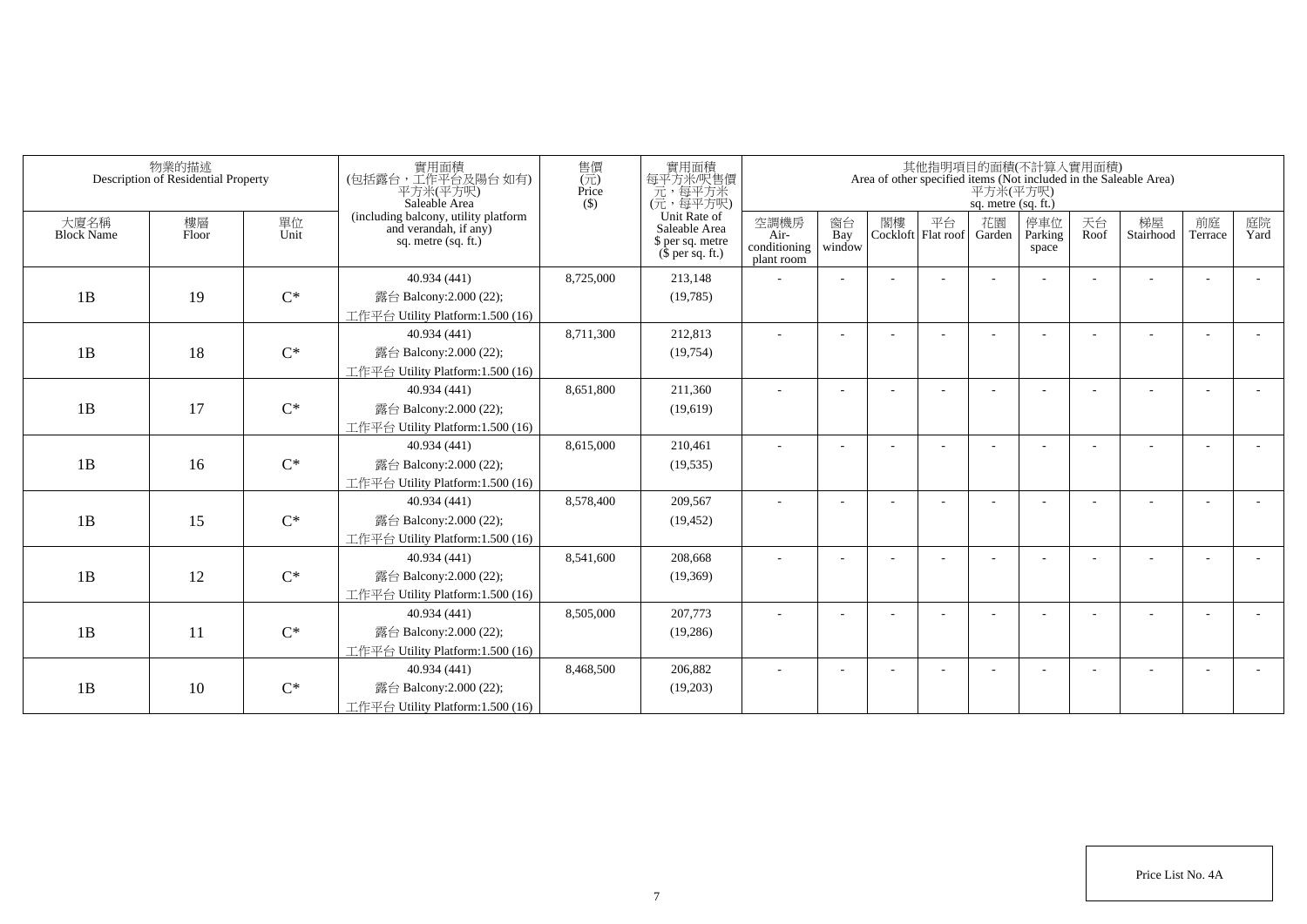| 物業的描述 Description of Residential Property | | | 實用面積 (包括露台，工作平台及陽台 如有) 平方米(平方呎) Saleable Area (including balcony, utility platform and verandah, if any) sq. metre (sq. ft.) | 售價 (元) Price ($) | 實用面積 每平方米/呎售價 元，每平方米 (元，每平方呎) Unit Rate of Saleable Area $ per sq. metre ($ per sq. ft.) | 其他指明項目的面積(不計算入實用面積) Area of other specified items (Not included in the Saleable Area) 平方米(平方呎) sq. metre (sq. ft.) | | | | | | | | | |
|---|---|---|---|---|---|---|---|---|---|---|---|---|---|---|---|
| 大廈名稱 Block Name | 樓層 Floor | 單位 Unit | | | | 空調機房 Air-conditioning plant room | 窗台 Bay window | 閣樓 Cockloft | 平台 Flat roof | 花園 Garden | 停車位 Parking space | 天台 Roof | 梯屋 Stairhood | 前庭 Terrace | 庭院 Yard |
| 1B | 19 | C* | 40.934 (441) 露台 Balcony:2.000 (22); 工作平台 Utility Platform:1.500 (16) | 8,725,000 | 213,148 (19,785) | - | - | - | - | - | - | - | - | - | - |
| 1B | 18 | C* | 40.934 (441) 露台 Balcony:2.000 (22); 工作平台 Utility Platform:1.500 (16) | 8,711,300 | 212,813 (19,754) | - | - | - | - | - | - | - | - | - | - |
| 1B | 17 | C* | 40.934 (441) 露台 Balcony:2.000 (22); 工作平台 Utility Platform:1.500 (16) | 8,651,800 | 211,360 (19,619) | - | - | - | - | - | - | - | - | - | - |
| 1B | 16 | C* | 40.934 (441) 露台 Balcony:2.000 (22); 工作平台 Utility Platform:1.500 (16) | 8,615,000 | 210,461 (19,535) | - | - | - | - | - | - | - | - | - | - |
| 1B | 15 | C* | 40.934 (441) 露台 Balcony:2.000 (22); 工作平台 Utility Platform:1.500 (16) | 8,578,400 | 209,567 (19,452) | - | - | - | - | - | - | - | - | - | - |
| 1B | 12 | C* | 40.934 (441) 露台 Balcony:2.000 (22); 工作平台 Utility Platform:1.500 (16) | 8,541,600 | 208,668 (19,369) | - | - | - | - | - | - | - | - | - | - |
| 1B | 11 | C* | 40.934 (441) 露台 Balcony:2.000 (22); 工作平台 Utility Platform:1.500 (16) | 8,505,000 | 207,773 (19,286) | - | - | - | - | - | - | - | - | - | - |
| 1B | 10 | C* | 40.934 (441) 露台 Balcony:2.000 (22); 工作平台 Utility Platform:1.500 (16) | 8,468,500 | 206,882 (19,203) | - | - | - | - | - | - | - | - | - | - |

Price List No. 4A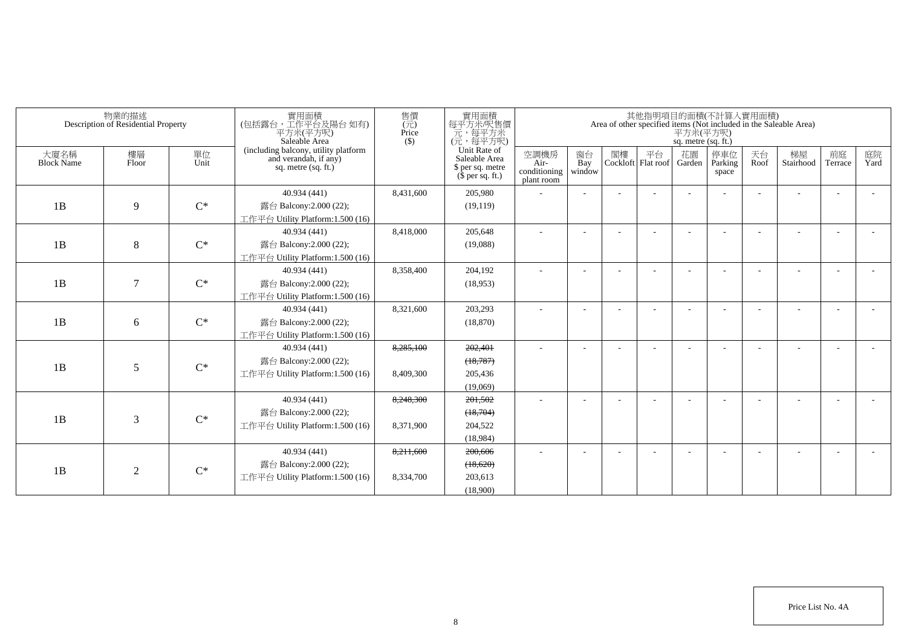| 物業的描述 Description of Residential Property | | | 實用面積 (包括露台，工作平台及陽台 如有) 平方米(平方呎) Saleable Area (including balcony, utility platform and verandah, if any) sq. metre (sq. ft.) | 售價 (元) Price ($) | 實用面積 每平方米/呎售價 元，每平方米 (元，每平方呎) Unit Rate of Saleable Area $ per sq. metre ($ per sq. ft.) | 其他指明項目的面積(不計算入實用面積) Area of other specified items (Not included in the Saleable Area) 平方米(平方呎) sq. metre (sq. ft.) | | | | | | | | | |
|---|---|---|---|---|---|---|---|---|---|---|---|---|---|---|---|
| 大廈名稱 Block Name | 樓層 Floor | 單位 Unit | | | | 空調機房 Air-conditioning plant room | 窗台 Bay window | 閣樓 Cockloft | 平台 Flat roof | 花園 Garden | 停車位 Parking space | 天台 Roof | 梯屋 Stairhood | 前庭 Terrace | 庭院 Yard |
| 1B | 9 | C* | 40.934 (441) 露台 Balcony:2.000 (22); 工作平台 Utility Platform:1.500 (16) | 8,431,600 | 205,980 (19,119) | - | - | - | - | - | - | - | - | - | - |
| 1B | 8 | C* | 40.934 (441) 露台 Balcony:2.000 (22); 工作平台 Utility Platform:1.500 (16) | 8,418,000 | 205,648 (19,088) | - | - | - | - | - | - | - | - | - | - |
| 1B | 7 | C* | 40.934 (441) 露台 Balcony:2.000 (22); 工作平台 Utility Platform:1.500 (16) | 8,358,400 | 204,192 (18,953) | - | - | - | - | - | - | - | - | - | - |
| 1B | 6 | C* | 40.934 (441) 露台 Balcony:2.000 (22); 工作平台 Utility Platform:1.500 (16) | 8,321,600 | 203,293 (18,870) | - | - | - | - | - | - | - | - | - | - |
| 1B | 5 | C* | 40.934 (441) 露台 Balcony:2.000 (22); 工作平台 Utility Platform:1.500 (16) | ~~8,285,100~~ 8,409,300 | ~~202,401~~ ~~(18,787)~~ 205,436 (19,069) | - | - | - | - | - | - | - | - | - | - |
| 1B | 3 | C* | 40.934 (441) 露台 Balcony:2.000 (22); 工作平台 Utility Platform:1.500 (16) | ~~8,248,300~~ 8,371,900 | ~~201,502~~ ~~(18,704)~~ 204,522 (18,984) | - | - | - | - | - | - | - | - | - | - |
| 1B | 2 | C* | 40.934 (441) 露台 Balcony:2.000 (22); 工作平台 Utility Platform:1.500 (16) | ~~8,211,600~~ 8,334,700 | ~~200,606~~ ~~(18,620)~~ 203,613 (18,900) | - | - | - | - | - | - | - | - | - | - |

Price List No. 4A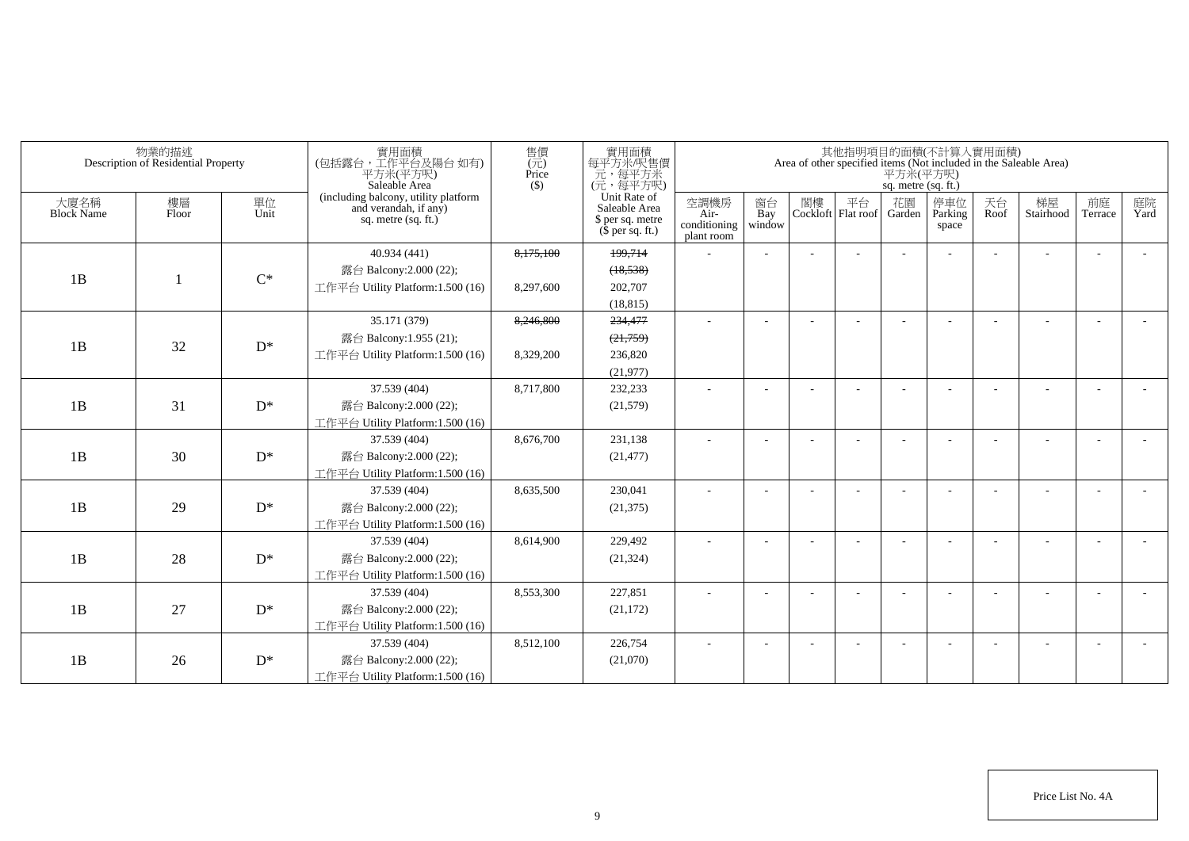| 物業的描述 Description of Residential Property | | | 實用面積 (包括露台，工作平台及陽台 如有) 平方米(平方呎) Saleable Area (including balcony, utility platform and verandah, if any) sq. metre (sq. ft.) | 售價 (元) Price ($) | 實用面積 每平方米/呎售價 元，每平方米 (元，每平方呎) Unit Rate of Saleable Area $ per sq. metre ($ per sq. ft.) | 其他指明項目的面積(不計算入實用面積) Area of other specified items (Not included in the Saleable Area) 平方米(平方呎) sq. metre (sq. ft.) | | | | | | | | | |
|---|---|---|---|---|---|---|---|---|---|---|---|---|---|---|---|
| 大廈名稱 Block Name | 樓層 Floor | 單位 Unit | | | | 空調機房 Air-conditioning plant room | 窗台 Bay window | 閣樓 Cockloft | 平台 Flat roof | 花園 Garden | 停車位 Parking space | 天台 Roof | 梯屋 Stairhood | 前庭 Terrace | 庭院 Yard |
| 1B | 1 | C* | 40.934 (441) 露台 Balcony:2.000 (22); 工作平台 Utility Platform:1.500 (16) | ~~8,175,100~~ 8,297,600 | ~~199,714~~ ~~(18,538)~~ 202,707 (18,815) | - | - | - | - | - | - | - | - | - | - |
| 1B | 32 | D* | 35.171 (379) 露台 Balcony:1.955 (21); 工作平台 Utility Platform:1.500 (16) | ~~8,246,800~~ 8,329,200 | ~~234,477~~ ~~(21,759)~~ 236,820 (21,977) | - | - | - | - | - | - | - | - | - | - |
| 1B | 31 | D* | 37.539 (404) 露台 Balcony:2.000 (22); 工作平台 Utility Platform:1.500 (16) | 8,717,800 | 232,233 (21,579) | - | - | - | - | - | - | - | - | - | - |
| 1B | 30 | D* | 37.539 (404) 露台 Balcony:2.000 (22); 工作平台 Utility Platform:1.500 (16) | 8,676,700 | 231,138 (21,477) | - | - | - | - | - | - | - | - | - | - |
| 1B | 29 | D* | 37.539 (404) 露台 Balcony:2.000 (22); 工作平台 Utility Platform:1.500 (16) | 8,635,500 | 230,041 (21,375) | - | - | - | - | - | - | - | - | - | - |
| 1B | 28 | D* | 37.539 (404) 露台 Balcony:2.000 (22); 工作平台 Utility Platform:1.500 (16) | 8,614,900 | 229,492 (21,324) | - | - | - | - | - | - | - | - | - | - |
| 1B | 27 | D* | 37.539 (404) 露台 Balcony:2.000 (22); 工作平台 Utility Platform:1.500 (16) | 8,553,300 | 227,851 (21,172) | - | - | - | - | - | - | - | - | - | - |
| 1B | 26 | D* | 37.539 (404) 露台 Balcony:2.000 (22); 工作平台 Utility Platform:1.500 (16) | 8,512,100 | 226,754 (21,070) | - | - | - | - | - | - | - | - | - | - |

Price List No. 4A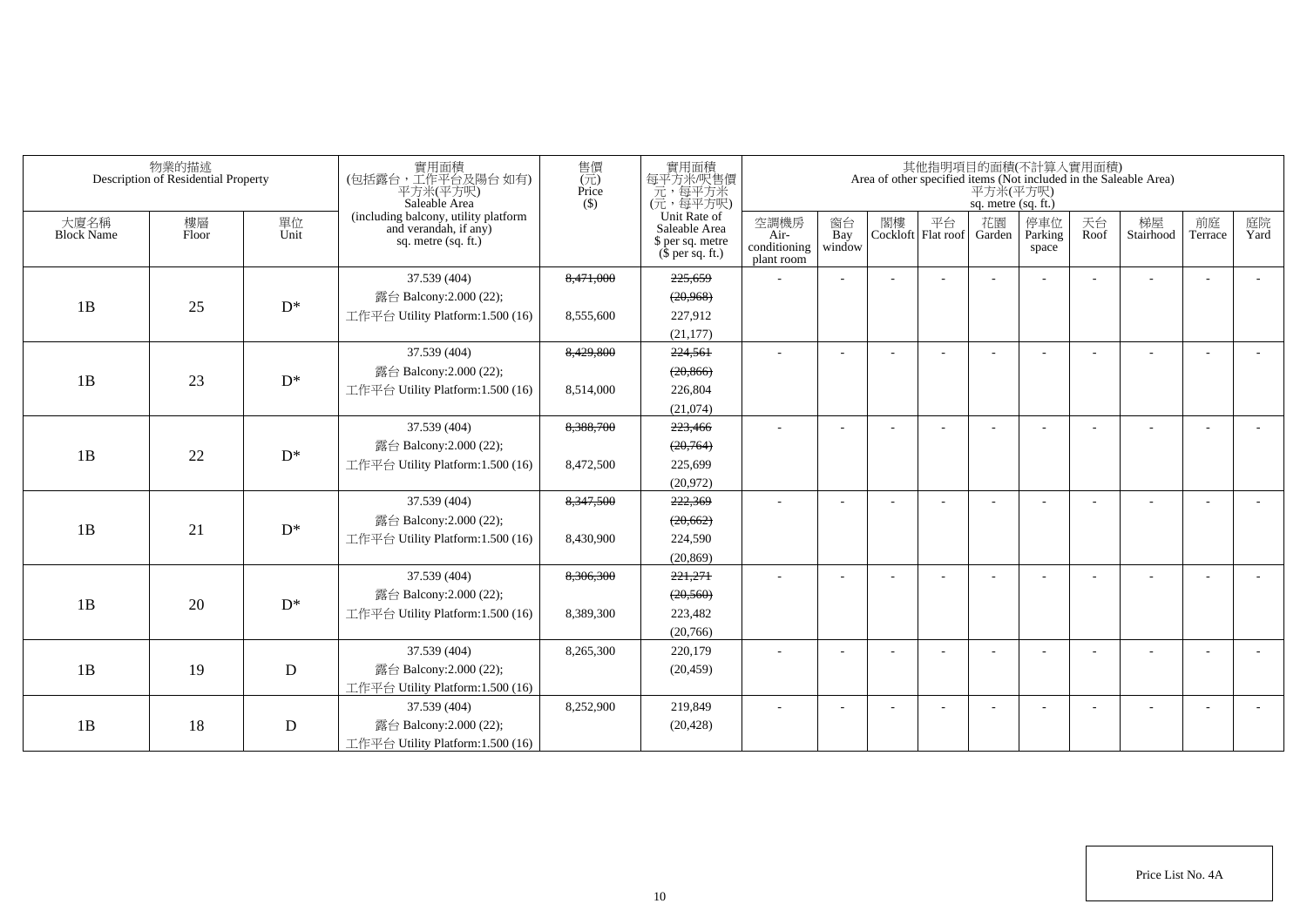| 物業的描述 Description of Residential Property | | | 實用面積 (包括露台，工作平台及陽台 如有) 平方米(平方呎) Saleable Area (including balcony, utility platform and verandah, if any) sq. metre (sq. ft.) | 售價 (元) Price ($) | 實用面積 每平方米/呎售價 元，每平方米 (元，每平方呎) Unit Rate of Saleable Area $ per sq. metre ($ per sq. ft.) | 其他指明項目的面積(不計算入實用面積) Area of other specified items (Not included in the Saleable Area) 平方米(平方呎) sq. metre (sq. ft.) | | | | | | | | | |
|---|---|---|---|---|---|---|---|---|---|---|---|---|---|---|---|
| 大廈名稱 Block Name | 樓層 Floor | 單位 Unit | | | | 空調機房 Air-conditioning plant room | 窗台 Bay window | 閣樓 Cockloft | 平台 Flat roof | 花園 Garden | 停車位 Parking space | 天台 Roof | 梯屋 Stairhood | 前庭 Terrace | 庭院 Yard |
| 1B | 25 | D* | 37.539 (404)<br>露台 Balcony:2.000 (22);<br>工作平台 Utility Platform:1.500 (16) | ~~8,471,000~~<br>8,555,600 | ~~225,659~~<br>~~(20,968)~~<br>227,912<br>(21,177) | - | - | - | - | - | - | - | - | - | - |
| 1B | 23 | D* | 37.539 (404)<br>露台 Balcony:2.000 (22);<br>工作平台 Utility Platform:1.500 (16) | ~~8,429,800~~<br>8,514,000 | ~~224,561~~<br>~~(20,866)~~<br>226,804<br>(21,074) | - | - | - | - | - | - | - | - | - | - |
| 1B | 22 | D* | 37.539 (404)<br>露台 Balcony:2.000 (22);<br>工作平台 Utility Platform:1.500 (16) | ~~8,388,700~~<br>8,472,500 | ~~223,466~~<br>~~(20,764)~~<br>225,699<br>(20,972) | - | - | - | - | - | - | - | - | - | - |
| 1B | 21 | D* | 37.539 (404)<br>露台 Balcony:2.000 (22);<br>工作平台 Utility Platform:1.500 (16) | ~~8,347,500~~<br>8,430,900 | ~~222,369~~<br>~~(20,662)~~<br>224,590<br>(20,869) | - | - | - | - | - | - | - | - | - | - |
| 1B | 20 | D* | 37.539 (404)<br>露台 Balcony:2.000 (22);<br>工作平台 Utility Platform:1.500 (16) | ~~8,306,300~~<br>8,389,300 | ~~221,271~~<br>~~(20,560)~~<br>223,482<br>(20,766) | - | - | - | - | - | - | - | - | - | - |
| 1B | 19 | D | 37.539 (404)<br>露台 Balcony:2.000 (22);<br>工作平台 Utility Platform:1.500 (16) | 8,265,300 | 220,179<br>(20,459) | - | - | - | - | - | - | - | - | - | - |
| 1B | 18 | D | 37.539 (404)<br>露台 Balcony:2.000 (22);<br>工作平台 Utility Platform:1.500 (16) | 8,252,900 | 219,849<br>(20,428) | - | - | - | - | - | - | - | - | - | - |

Price List No. 4A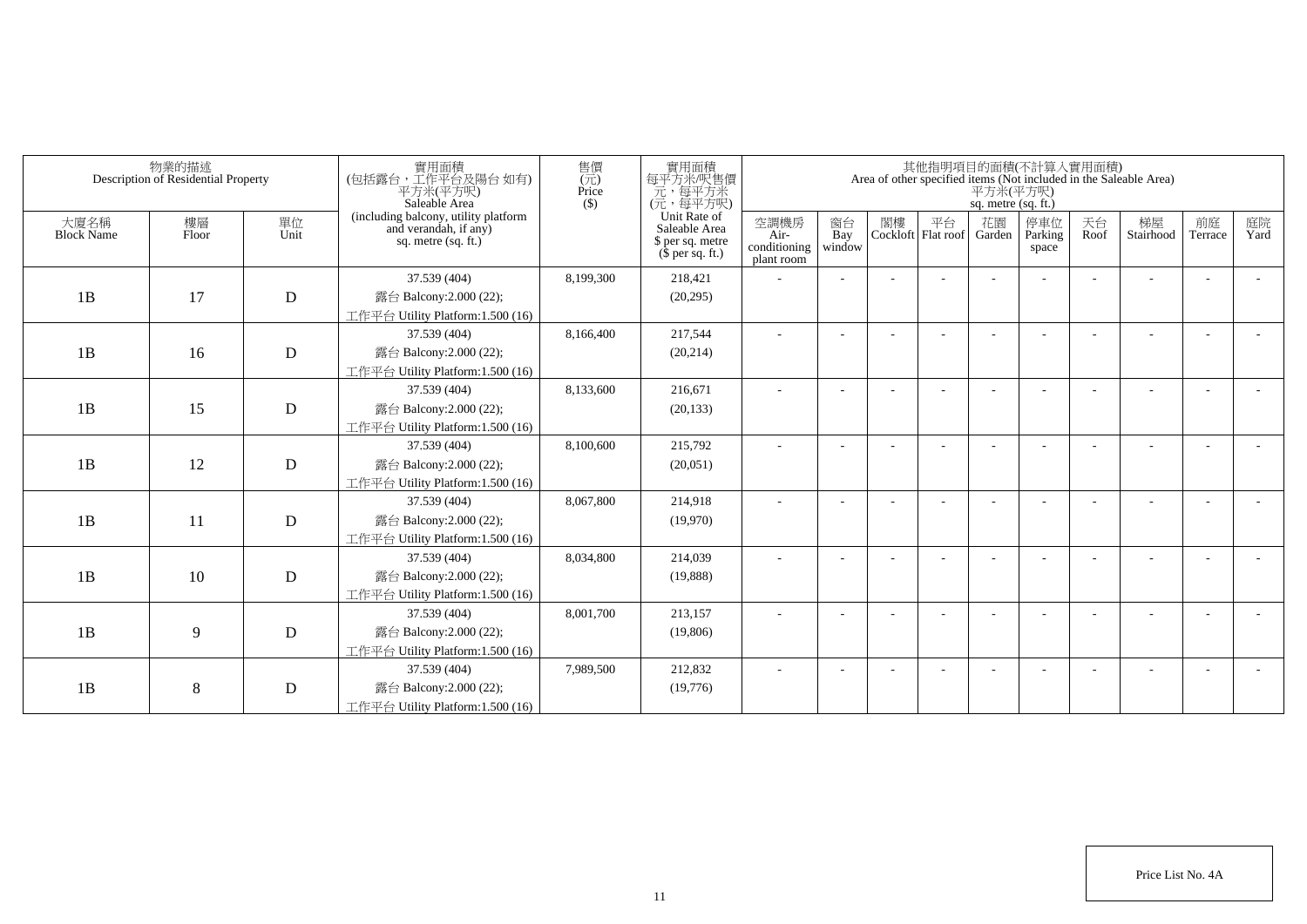| 物業的描述 Description of Residential Property | | | 實用面積 (包括露台，工作平台及陽台 如有) 平方米(平方呎) Saleable Area (including balcony, utility platform and verandah, if any) sq. metre (sq. ft.) | 售價 (元) Price ($) | 實用面積 每平方米/呎售價 元，每平方米 (元，每平方呎) Unit Rate of Saleable Area $ per sq. metre ($ per sq. ft.) | 其他指明項目的面積(不計算入實用面積) Area of other specified items (Not included in the Saleable Area) 平方米(平方呎) sq. metre (sq. ft.) | | | | | | | | | |
|---|---|---|---|---|---|---|---|---|---|---|---|---|---|---|---|
| 大廈名稱 Block Name | 樓層 Floor | 單位 Unit | | | | 空調機房 Air-conditioning plant room | 窗台 Bay window | 閣樓 Cockloft | 平台 Flat roof | 花園 Garden | 停車位 Parking space | 天台 Roof | 梯屋 Stairhood | 前庭 Terrace | 庭院 Yard |
| 1B | 17 | D | 37.539 (404) 露台 Balcony:2.000 (22); 工作平台 Utility Platform:1.500 (16) | 8,199,300 | 218,421 (20,295) | - | - | - | - | - | - | - | - | - | - |
| 1B | 16 | D | 37.539 (404) 露台 Balcony:2.000 (22); 工作平台 Utility Platform:1.500 (16) | 8,166,400 | 217,544 (20,214) | - | - | - | - | - | - | - | - | - | - |
| 1B | 15 | D | 37.539 (404) 露台 Balcony:2.000 (22); 工作平台 Utility Platform:1.500 (16) | 8,133,600 | 216,671 (20,133) | - | - | - | - | - | - | - | - | - | - |
| 1B | 12 | D | 37.539 (404) 露台 Balcony:2.000 (22); 工作平台 Utility Platform:1.500 (16) | 8,100,600 | 215,792 (20,051) | - | - | - | - | - | - | - | - | - | - |
| 1B | 11 | D | 37.539 (404) 露台 Balcony:2.000 (22); 工作平台 Utility Platform:1.500 (16) | 8,067,800 | 214,918 (19,970) | - | - | - | - | - | - | - | - | - | - |
| 1B | 10 | D | 37.539 (404) 露台 Balcony:2.000 (22); 工作平台 Utility Platform:1.500 (16) | 8,034,800 | 214,039 (19,888) | - | - | - | - | - | - | - | - | - | - |
| 1B | 9 | D | 37.539 (404) 露台 Balcony:2.000 (22); 工作平台 Utility Platform:1.500 (16) | 8,001,700 | 213,157 (19,806) | - | - | - | - | - | - | - | - | - | - |
| 1B | 8 | D | 37.539 (404) 露台 Balcony:2.000 (22); 工作平台 Utility Platform:1.500 (16) | 7,989,500 | 212,832 (19,776) | - | - | - | - | - | - | - | - | - | - |

Price List No. 4A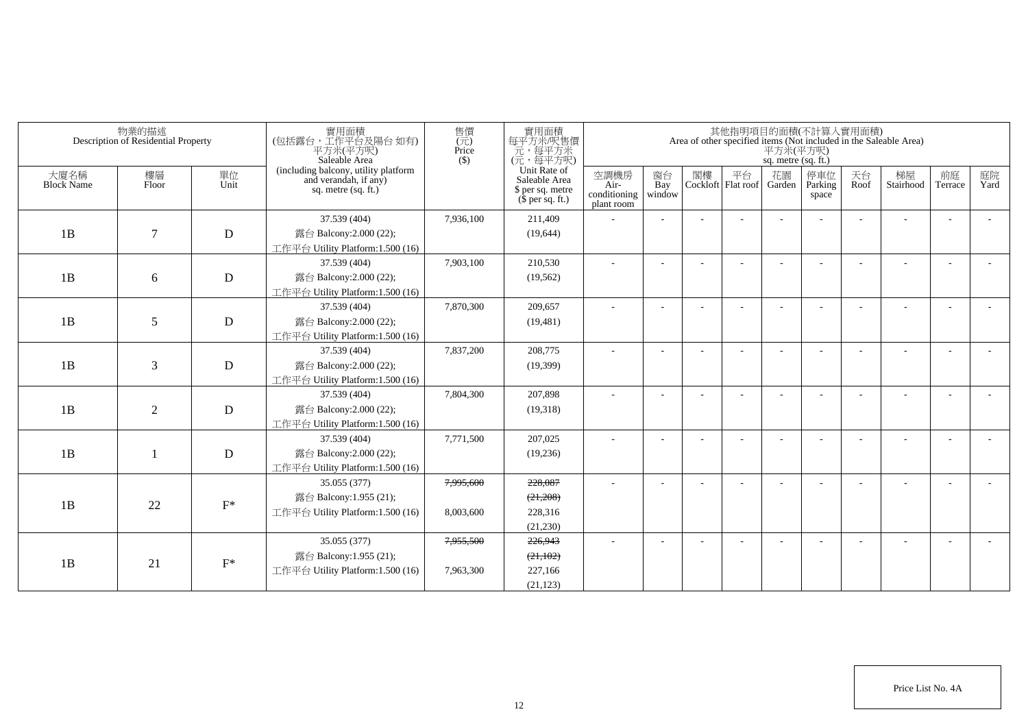| 物業的描述 Description of Residential Property | | | 實用面積 (包括露台，工作平台及陽台 如有) 平方米(平方呎) Saleable Area (including balcony, utility platform and verandah, if any) sq. metre (sq. ft.) | 售價 (元) Price ($) | 實用面積 每平方米/呎售價 元，每平方米 (元，每平方呎) Unit Rate of Saleable Area $ per sq. metre ($ per sq. ft.) | 其他指明項目的面積(不計算入實用面積) Area of other specified items (Not included in the Saleable Area) 平方米(平方呎) sq. metre (sq. ft.) | | | | | | | | | |
|---|---|---|---|---|---|---|---|---|---|---|---|---|---|---|---|
| 大廈名稱 Block Name | 樓層 Floor | 單位 Unit | | | | 空調機房 Air-conditioning plant room | 窗台 Bay window | 閣樓 Cockloft | 平台 Flat roof | 花園 Garden | 停車位 Parking space | 天台 Roof | 梯屋 Stairhood | 前庭 Terrace | 庭院 Yard |
| 1B | 7 | D | 37.539 (404) 露台 Balcony:2.000 (22); 工作平台 Utility Platform:1.500 (16) | 7,936,100 | 211,409 (19,644) | - | - | - | - | - | - | - | - | - | - |
| 1B | 6 | D | 37.539 (404) 露台 Balcony:2.000 (22); 工作平台 Utility Platform:1.500 (16) | 7,903,100 | 210,530 (19,562) | - | - | - | - | - | - | - | - | - | - |
| 1B | 5 | D | 37.539 (404) 露台 Balcony:2.000 (22); 工作平台 Utility Platform:1.500 (16) | 7,870,300 | 209,657 (19,481) | - | - | - | - | - | - | - | - | - | - |
| 1B | 3 | D | 37.539 (404) 露台 Balcony:2.000 (22); 工作平台 Utility Platform:1.500 (16) | 7,837,200 | 208,775 (19,399) | - | - | - | - | - | - | - | - | - | - |
| 1B | 2 | D | 37.539 (404) 露台 Balcony:2.000 (22); 工作平台 Utility Platform:1.500 (16) | 7,804,300 | 207,898 (19,318) | - | - | - | - | - | - | - | - | - | - |
| 1B | 1 | D | 37.539 (404) 露台 Balcony:2.000 (22); 工作平台 Utility Platform:1.500 (16) | 7,771,500 | 207,025 (19,236) | - | - | - | - | - | - | - | - | - | - |
| 1B | 22 | F* | 35.055 (377) 露台 Balcony:1.955 (21); 工作平台 Utility Platform:1.500 (16) | ~~7,995,600~~ 8,003,600 | ~~228,087~~ ~~(21,208)~~ 228,316 (21,230) | - | - | - | - | - | - | - | - | - | - |
| 1B | 21 | F* | 35.055 (377) 露台 Balcony:1.955 (21); 工作平台 Utility Platform:1.500 (16) | ~~7,955,500~~ 7,963,300 | ~~226,943~~ ~~(21,102)~~ 227,166 (21,123) | - | - | - | - | - | - | - | - | - | - |

Price List No. 4A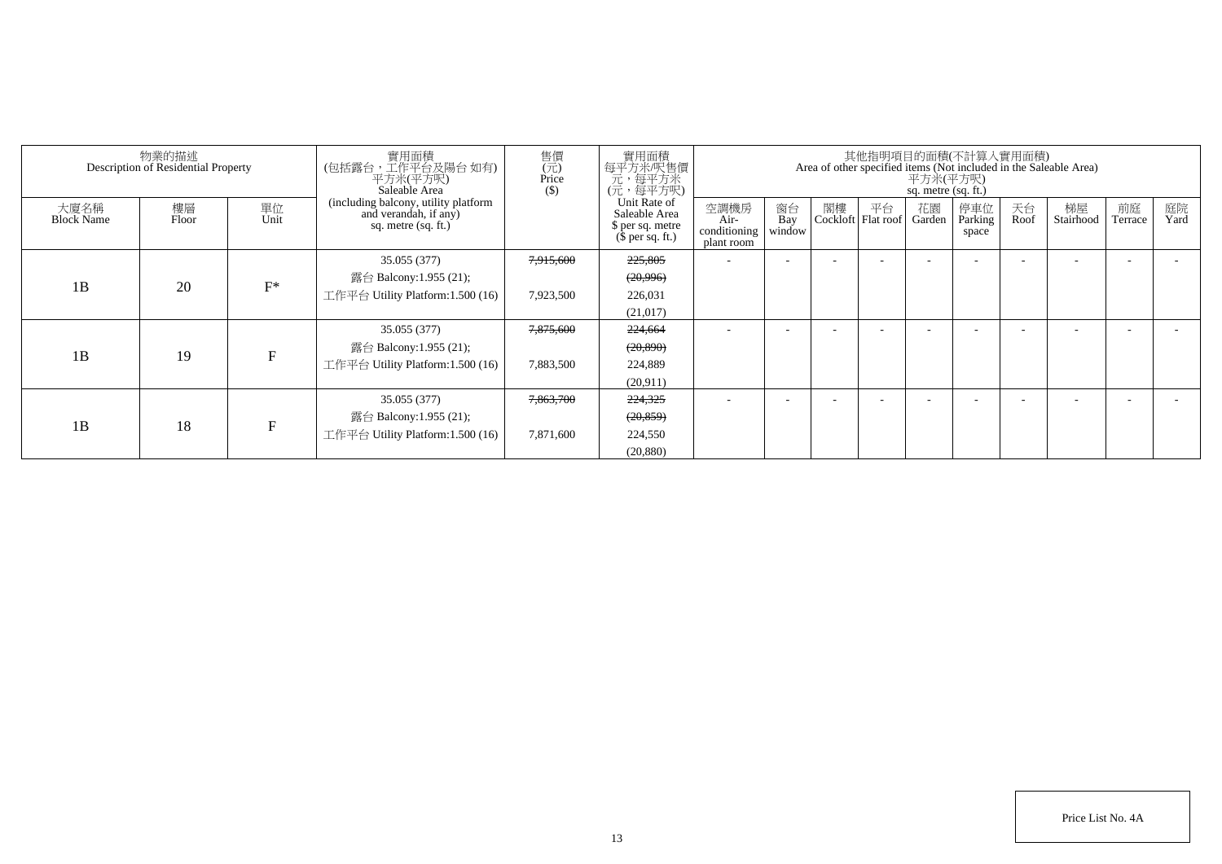| 物業的描述 Description of Residential Property | | | 實用面積 (包括露台，工作平台及陽台 如有) 平方米(平方呎) Saleable Area (including balcony, utility platform and verandah, if any) sq. metre (sq. ft.) | 售價 (元) Price ($) | 實用面積 每平方米/呎售價 元，每平方米 (元，每平方呎) Unit Rate of Saleable Area $ per sq. metre ($ per sq. ft.) | 其他指明項目的面積(不計算入實用面積) Area of other specified items (Not included in the Saleable Area) 平方米(平方呎) sq. metre (sq. ft.) | | | | | | | | | |
|---|---|---|---|---|---|---|---|---|---|---|---|---|---|---|---|
| 大廈名稱 Block Name | 樓層 Floor | 單位 Unit | | | | 空調機房 Air-conditioning plant room | 窗台 Bay window | 閣樓 Cockloft | 平台 Flat roof | 花園 Garden | 停車位 Parking space | 天台 Roof | 梯屋 Stairhood | 前庭 Terrace | 庭院 Yard |
| 1B | 20 | F* | 35.055 (377) 露台 Balcony:1.955 (21); 工作平台 Utility Platform:1.500 (16) | ~~7,915,600~~ 7,923,500 | ~~225,805~~ ~~(20,996)~~ 226,031 (21,017) | - | - | - | - | - | - | - | - | - | - |
| 1B | 19 | F | 35.055 (377) 露台 Balcony:1.955 (21); 工作平台 Utility Platform:1.500 (16) | ~~7,875,600~~ 7,883,500 | ~~224,664~~ ~~(20,890)~~ 224,889 (20,911) | - | - | - | - | - | - | - | - | - | - |
| 1B | 18 | F | 35.055 (377) 露台 Balcony:1.955 (21); 工作平台 Utility Platform:1.500 (16) | ~~7,863,700~~ 7,871,600 | ~~224,325~~ ~~(20,859)~~ 224,550 (20,880) | - | - | - | - | - | - | - | - | - | - |

Price List No. 4A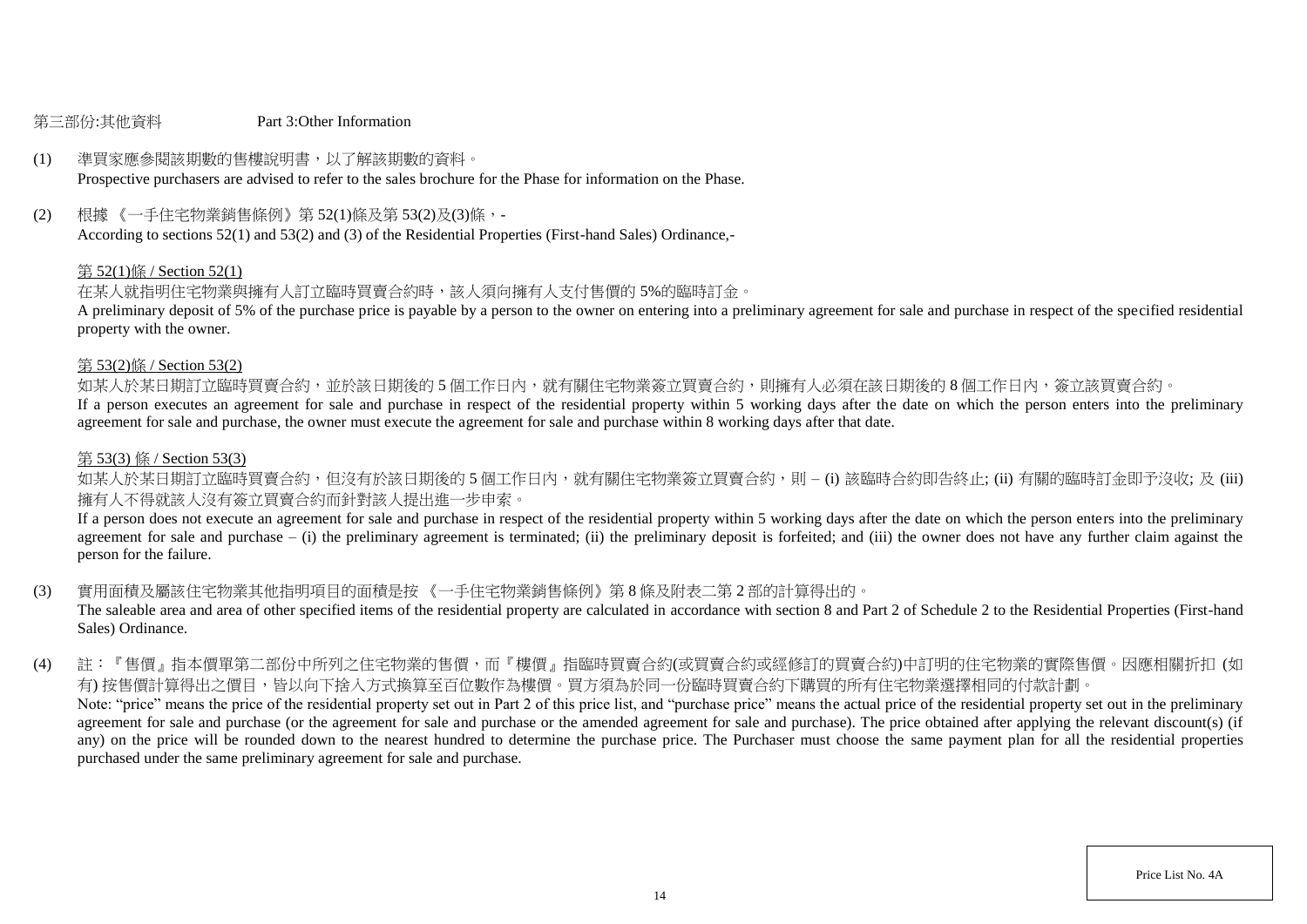第三部份:其他資料　　　　Part 3:Other Information

(1) 準買家應參閱該期數的售樓說明書，以了解該期數的資料。
Prospective purchasers are advised to refer to the sales brochure for the Phase for information on the Phase.

(2) 根據 《一手住宅物業銷售條例》第 52(1)條及第 53(2)及(3)條，-
According to sections 52(1) and 53(2) and (3) of the Residential Properties (First-hand Sales) Ordinance,-

第 52(1)條 / Section 52(1)

在某人就指明住宅物業與擁有人訂立臨時買賣合約時，該人須向擁有人支付售價的 5%的臨時訂金。
A preliminary deposit of 5% of the purchase price is payable by a person to the owner on entering into a preliminary agreement for sale and purchase in respect of the specified residential property with the owner.

第 53(2)條 / Section 53(2)

如某人於某日期訂立臨時買賣合約，並於該日期後的 5 個工作日內，就有關住宅物業簽立買賣合約，則擁有人必須在該日期後的 8 個工作日內，簽立該買賣合約。
If a person executes an agreement for sale and purchase in respect of the residential property within 5 working days after the date on which the person enters into the preliminary agreement for sale and purchase, the owner must execute the agreement for sale and purchase within 8 working days after that date.

第 53(3) 條 / Section 53(3)

如某人於某日期訂立臨時買賣合約，但沒有於該日期後的 5 個工作日內，就有關住宅物業簽立買賣合約，則 – (i) 該臨時合約即告終止; (ii) 有關的臨時訂金即予沒收; 及 (iii) 擁有人不得就該人沒有簽立買賣合約而針對該人提出進一步申索。
If a person does not execute an agreement for sale and purchase in respect of the residential property within 5 working days after the date on which the person enters into the preliminary agreement for sale and purchase – (i) the preliminary agreement is terminated; (ii) the preliminary deposit is forfeited; and (iii) the owner does not have any further claim against the person for the failure.

(3) 實用面積及屬該住宅物業其他指明項目的面積是按 《一手住宅物業銷售條例》第 8 條及附表二第 2 部的計算得出的。
The saleable area and area of other specified items of the residential property are calculated in accordance with section 8 and Part 2 of Schedule 2 to the Residential Properties (First-hand Sales) Ordinance.

(4) 註：『售價』指本價單第二部份中所列之住宅物業的售價，而『樓價』指臨時買賣合約(或買賣合約或經修訂的買賣合約)中訂明的住宅物業的實際售價。因應相關折扣 (如有) 按售價計算得出之價目，皆以向下捨入方式換算至百位數作為樓價。買方須為於同一份臨時買賣合約下購買的所有住宅物業選擇相同的付款計劃。
Note: "price" means the price of the residential property set out in Part 2 of this price list, and "purchase price" means the actual price of the residential property set out in the preliminary agreement for sale and purchase (or the agreement for sale and purchase or the amended agreement for sale and purchase). The price obtained after applying the relevant discount(s) (if any) on the price will be rounded down to the nearest hundred to determine the purchase price. The Purchaser must choose the same payment plan for all the residential properties purchased under the same preliminary agreement for sale and purchase.

Price List No. 4A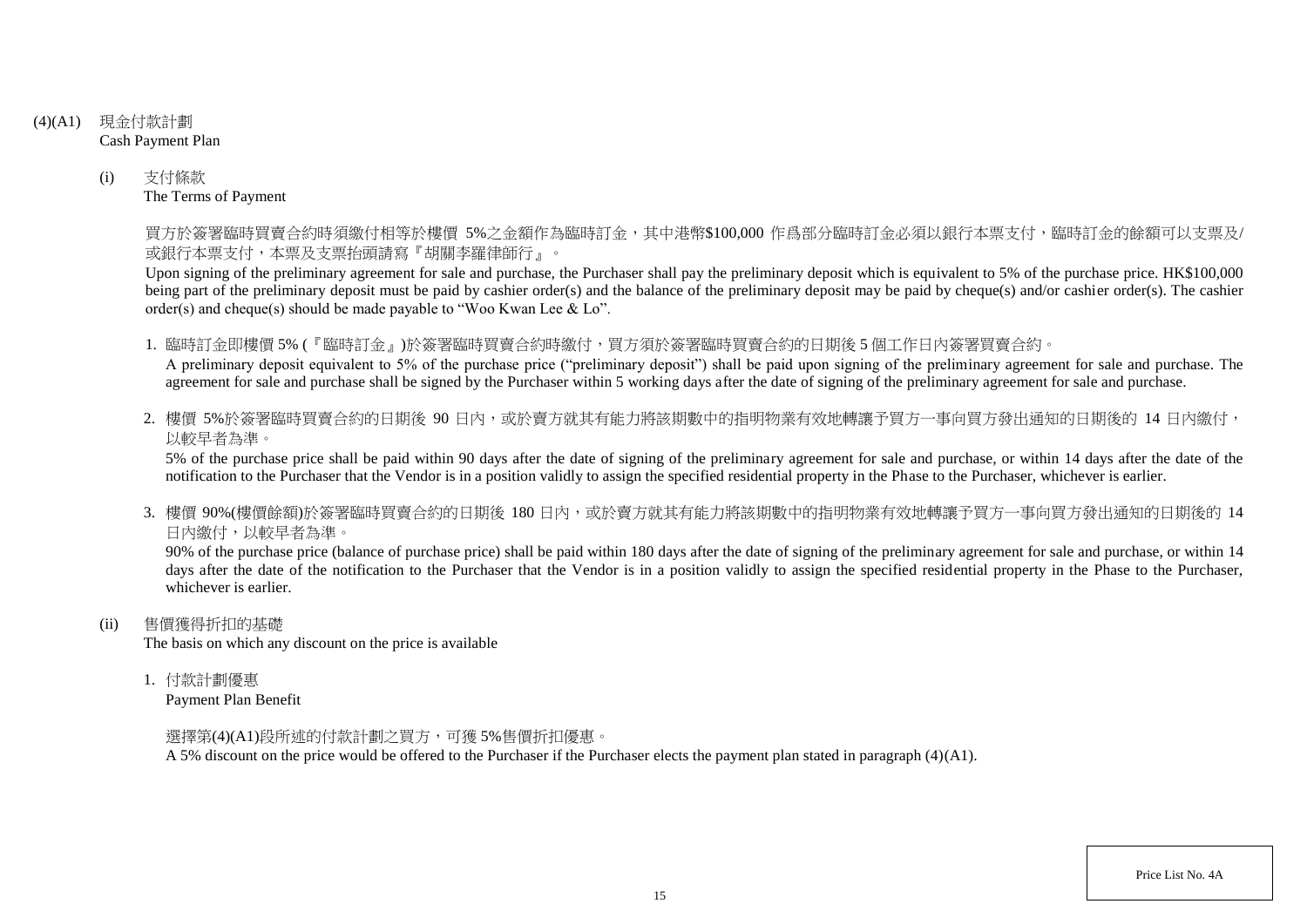## (4)(A1) 現金付款計劃 Cash Payment Plan

### (i) 支付條款 The Terms of Payment

買方於簽署臨時買賣合約時須繳付相等於樓價 5%之金額作為臨時訂金，其中港幣$100,000 作爲部分臨時訂金必須以銀行本票支付，臨時訂金的餘額可以支票及/或銀行本票支付，本票及支票抬頭請寫『胡關李羅律師行』。

Upon signing of the preliminary agreement for sale and purchase, the Purchaser shall pay the preliminary deposit which is equivalent to 5% of the purchase price. HK$100,000 being part of the preliminary deposit must be paid by cashier order(s) and the balance of the preliminary deposit may be paid by cheque(s) and/or cashier order(s). The cashier order(s) and cheque(s) should be made payable to "Woo Kwan Lee & Lo".

1. 臨時訂金即樓價 5% (『臨時訂金』)於簽署臨時買賣合約時繳付，買方須於簽署臨時買賣合約的日期後 5 個工作日內簽署買賣合約。
   A preliminary deposit equivalent to 5% of the purchase price ("preliminary deposit") shall be paid upon signing of the preliminary agreement for sale and purchase. The agreement for sale and purchase shall be signed by the Purchaser within 5 working days after the date of signing of the preliminary agreement for sale and purchase.

2. 樓價 5%於簽署臨時買賣合約的日期後 90 日內，或於賣方就其有能力將該期數中的指明物業有效地轉讓予買方一事向買方發出通知的日期後的 14 日內繳付，以較早者為準。
   5% of the purchase price shall be paid within 90 days after the date of signing of the preliminary agreement for sale and purchase, or within 14 days after the date of the notification to the Purchaser that the Vendor is in a position validly to assign the specified residential property in the Phase to the Purchaser, whichever is earlier.

3. 樓價 90%(樓價餘額)於簽署臨時買賣合約的日期後 180 日內，或於賣方就其有能力將該期數中的指明物業有效地轉讓予買方一事向買方發出通知的日期後的 14 日內繳付，以較早者為準。
   90% of the purchase price (balance of purchase price) shall be paid within 180 days after the date of signing of the preliminary agreement for sale and purchase, or within 14 days after the date of the notification to the Purchaser that the Vendor is in a position validly to assign the specified residential property in the Phase to the Purchaser, whichever is earlier.

### (ii) 售價獲得折扣的基礎 The basis on which any discount on the price is available

1. 付款計劃優惠
   Payment Plan Benefit

   選擇第(4)(A1)段所述的付款計劃之買方，可獲 5%售價折扣優惠。
   A 5% discount on the price would be offered to the Purchaser if the Purchaser elects the payment plan stated in paragraph (4)(A1).

Price List No. 4A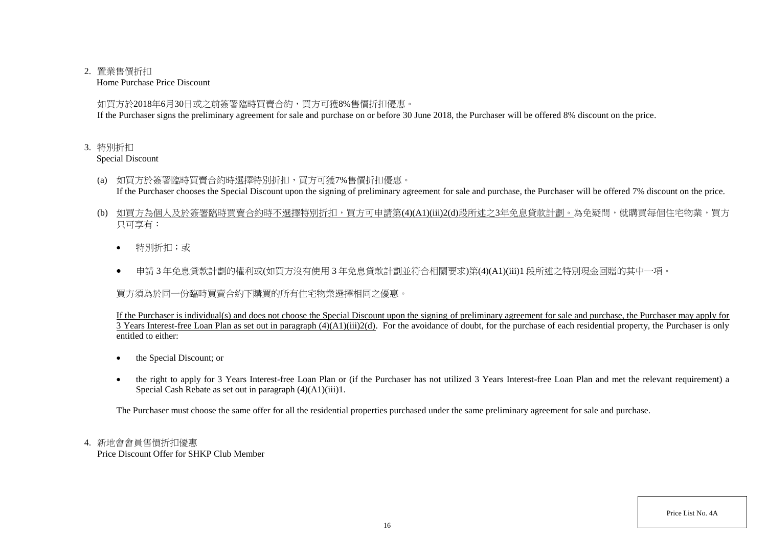2. 置業售價折扣
   Home Purchase Price Discount

   如買方於2018年6月30日或之前簽署臨時買賣合約，買方可獲8%售價折扣優惠。
   If the Purchaser signs the preliminary agreement for sale and purchase on or before 30 June 2018, the Purchaser will be offered 8% discount on the price.

3. 特別折扣
   Special Discount

   (a) 如買方於簽署臨時買賣合約時選擇特別折扣，買方可獲7%售價折扣優惠。
   If the Purchaser chooses the Special Discount upon the signing of preliminary agreement for sale and purchase, the Purchaser will be offered 7% discount on the price.

   (b) 如買方為個人及於簽署臨時買賣合約時不選擇特別折扣，買方可申請第(4)(A1)(iii)2(d)段所述之3年免息貸款計劃。為免疑問，就購買每個住宅物業，買方只可享有：

   - 特別折扣；或
   - 申請 3 年免息貸款計劃的權利或(如買方沒有使用 3 年免息貸款計劃並符合相關要求)第(4)(A1)(iii)1 段所述之特別現金回贈的其中一項。

   買方須為於同一份臨時買賣合約下購買的所有住宅物業選擇相同之優惠。

   If the Purchaser is individual(s) and does not choose the Special Discount upon the signing of preliminary agreement for sale and purchase, the Purchaser may apply for 3 Years Interest-free Loan Plan as set out in paragraph (4)(A1)(iii)2(d). For the avoidance of doubt, for the purchase of each residential property, the Purchaser is only entitled to either:

   - the Special Discount; or
   - the right to apply for 3 Years Interest-free Loan Plan or (if the Purchaser has not utilized 3 Years Interest-free Loan Plan and met the relevant requirement) a Special Cash Rebate as set out in paragraph (4)(A1)(iii)1.

   The Purchaser must choose the same offer for all the residential properties purchased under the same preliminary agreement for sale and purchase.

4. 新地會會員售價折扣優惠
   Price Discount Offer for SHKP Club Member

Price List No. 4A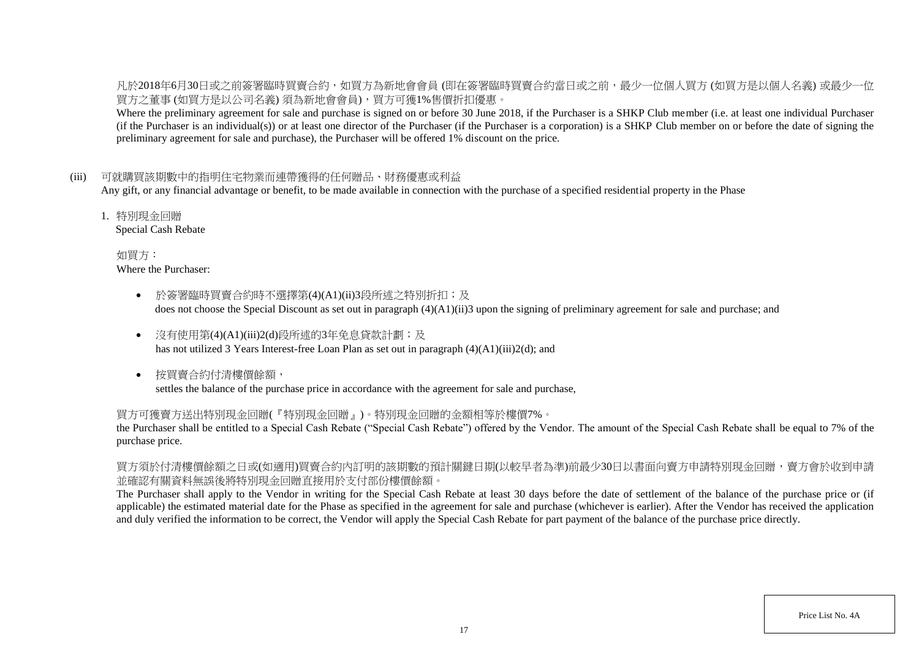凡於2018年6月30日或之前簽署臨時買賣合約，如買方為新地會會員 (即在簽署臨時買賣合約當日或之前，最少一位個人買方 (如買方是以個人名義) 或最少一位買方之董事 (如買方是以公司名義) 須為新地會會員)，買方可獲1%售價折扣優惠。

Where the preliminary agreement for sale and purchase is signed on or before 30 June 2018, if the Purchaser is a SHKP Club member (i.e. at least one individual Purchaser (if the Purchaser is an individual(s)) or at least one director of the Purchaser (if the Purchaser is a corporation) is a SHKP Club member on or before the date of signing the preliminary agreement for sale and purchase), the Purchaser will be offered 1% discount on the price.

(iii) 可就購買該期數中的指明住宅物業而連帶獲得的任何贈品、財務優惠或利益
Any gift, or any financial advantage or benefit, to be made available in connection with the purchase of a specified residential property in the Phase

1. 特別現金回贈
Special Cash Rebate

如買方：
Where the Purchaser:

- 於簽署臨時買賣合約時不選擇第(4)(A1)(ii)3段所述之特別折扣；及
  does not choose the Special Discount as set out in paragraph (4)(A1)(ii)3 upon the signing of preliminary agreement for sale and purchase; and
- 沒有使用第(4)(A1)(iii)2(d)段所述的3年免息貸款計劃；及
  has not utilized 3 Years Interest-free Loan Plan as set out in paragraph (4)(A1)(iii)2(d); and
- 按買賣合約付清樓價餘額，
  settles the balance of the purchase price in accordance with the agreement for sale and purchase,

買方可獲賣方送出特別現金回贈(『特別現金回贈』)。特別現金回贈的金額相等於樓價7%。
the Purchaser shall be entitled to a Special Cash Rebate ("Special Cash Rebate") offered by the Vendor. The amount of the Special Cash Rebate shall be equal to 7% of the purchase price.

買方須於付清樓價餘額之日或(如適用)買賣合約內訂明的該期數的預計關鍵日期(以較早者為準)前最少30日以書面向賣方申請特別現金回贈，賣方會於收到申請並確認有關資料無誤後將特別現金回贈直接用於支付部份樓價餘額。
The Purchaser shall apply to the Vendor in writing for the Special Cash Rebate at least 30 days before the date of settlement of the balance of the purchase price or (if applicable) the estimated material date for the Phase as specified in the agreement for sale and purchase (whichever is earlier). After the Vendor has received the application and duly verified the information to be correct, the Vendor will apply the Special Cash Rebate for part payment of the balance of the purchase price directly.

Price List No. 4A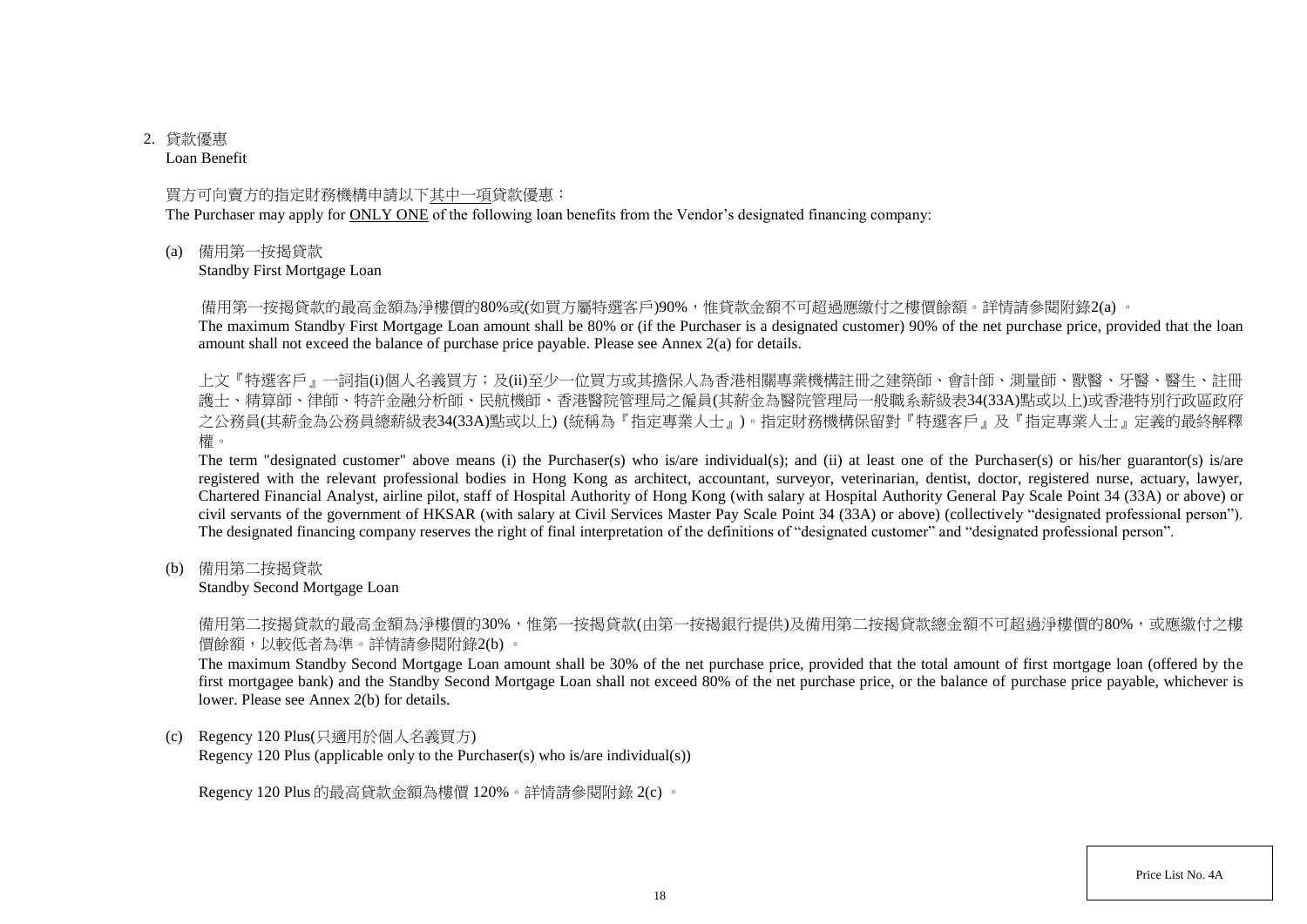2. 貸款優惠
Loan Benefit

買方可向賣方的指定財務機構申請以下<u>其中一項</u>貸款優惠：
The Purchaser may apply for <u>ONLY ONE</u> of the following loan benefits from the Vendor's designated financing company:

(a) 備用第一按揭貸款
Standby First Mortgage Loan

備用第一按揭貸款的最高金額為淨樓價的80%或(如買方屬特選客戶)90%，惟貸款金額不可超過應繳付之樓價餘額。詳情請參閱附錄2(a) 。
The maximum Standby First Mortgage Loan amount shall be 80% or (if the Purchaser is a designated customer) 90% of the net purchase price, provided that the loan amount shall not exceed the balance of purchase price payable. Please see Annex 2(a) for details.

上文『特選客戶』一詞指(i)個人名義買方；及(ii)至少一位買方或其擔保人為香港相關專業機構註冊之建築師、會計師、測量師、獸醫、牙醫、醫生、註冊護士、精算師、律師、特許金融分析師、民航機師、香港醫院管理局之僱員(其薪金為醫院管理局一般職系薪級表34(33A)點或以上)或香港特別行政區政府之公務員(其薪金為公務員總薪級表34(33A)點或以上) (統稱為『指定專業人士』)。指定財務機構保留對『特選客戶』及『指定專業人士』定義的最終解釋權。
The term "designated customer" above means (i) the Purchaser(s) who is/are individual(s); and (ii) at least one of the Purchaser(s) or his/her guarantor(s) is/are registered with the relevant professional bodies in Hong Kong as architect, accountant, surveyor, veterinarian, dentist, doctor, registered nurse, actuary, lawyer, Chartered Financial Analyst, airline pilot, staff of Hospital Authority of Hong Kong (with salary at Hospital Authority General Pay Scale Point 34 (33A) or above) or civil servants of the government of HKSAR (with salary at Civil Services Master Pay Scale Point 34 (33A) or above) (collectively "designated professional person"). The designated financing company reserves the right of final interpretation of the definitions of "designated customer" and "designated professional person".

(b) 備用第二按揭貸款
Standby Second Mortgage Loan

備用第二按揭貸款的最高金額為淨樓價的30%，惟第一按揭貸款(由第一按揭銀行提供)及備用第二按揭貸款總金額不可超過淨樓價的80%，或應繳付之樓價餘額，以較低者為準。詳情請參閱附錄2(b) 。
The maximum Standby Second Mortgage Loan amount shall be 30% of the net purchase price, provided that the total amount of first mortgage loan (offered by the first mortgagee bank) and the Standby Second Mortgage Loan shall not exceed 80% of the net purchase price, or the balance of purchase price payable, whichever is lower. Please see Annex 2(b) for details.

(c) Regency 120 Plus(只適用於個人名義買方)
Regency 120 Plus (applicable only to the Purchaser(s) who is/are individual(s))

Regency 120 Plus 的最高貸款金額為樓價 120%。詳情請參閱附錄 2(c) 。

Price List No. 4A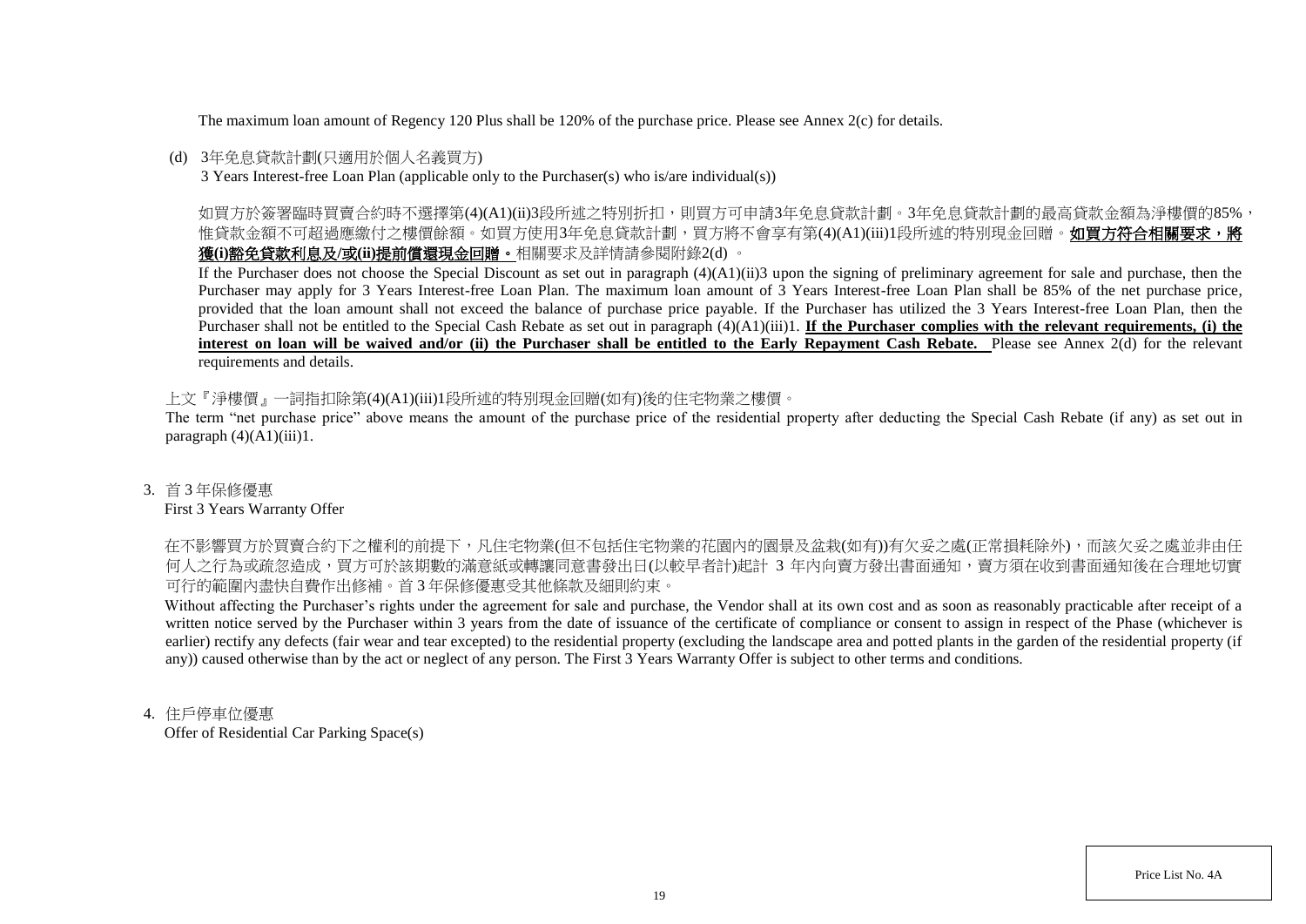The maximum loan amount of Regency 120 Plus shall be 120% of the purchase price. Please see Annex 2(c) for details.

(d) 3年免息貸款計劃(只適用於個人名義買方)
3 Years Interest-free Loan Plan (applicable only to the Purchaser(s) who is/are individual(s))

如買方於簽署臨時買賣合約時不選擇第(4)(A1)(ii)3段所述之特別折扣，則買方可申請3年免息貸款計劃。3年免息貸款計劃的最高貸款金額為淨樓價的85%，惟貸款金額不可超過應繳付之樓價餘額。如買方使用3年免息貸款計劃，買方將不會享有第(4)(A1)(iii)1段所述的特別現金回贈。**如買方符合相關要求，將獲(i)豁免貸款利息及/或(ii)提前償還現金回贈。**相關要求及詳情請參閱附錄2(d) 。

If the Purchaser does not choose the Special Discount as set out in paragraph (4)(A1)(ii)3 upon the signing of preliminary agreement for sale and purchase, then the Purchaser may apply for 3 Years Interest-free Loan Plan. The maximum loan amount of 3 Years Interest-free Loan Plan shall be 85% of the net purchase price, provided that the loan amount shall not exceed the balance of purchase price payable. If the Purchaser has utilized the 3 Years Interest-free Loan Plan, then the Purchaser shall not be entitled to the Special Cash Rebate as set out in paragraph (4)(A1)(iii)1. **If the Purchaser complies with the relevant requirements, (i) the interest on loan will be waived and/or (ii) the Purchaser shall be entitled to the Early Repayment Cash Rebate.** Please see Annex 2(d) for the relevant requirements and details.

上文『淨樓價』一詞指扣除第(4)(A1)(iii)1段所述的特別現金回贈(如有)後的住宅物業之樓價。

The term "net purchase price" above means the amount of the purchase price of the residential property after deducting the Special Cash Rebate (if any) as set out in paragraph (4)(A1)(iii)1.

3. 首 3 年保修優惠
First 3 Years Warranty Offer

在不影響買方於買賣合約下之權利的前提下，凡住宅物業(但不包括住宅物業的花園內的園景及盆栽(如有))有欠妥之處(正常損耗除外)，而該欠妥之處並非由任何人之行為或疏忽造成，買方可於該期數的滿意紙或轉讓同意書發出日(以較早者計)起計 3 年內向賣方發出書面通知，賣方須在收到書面通知後在合理地切實可行的範圍內盡快自費作出修補。首 3 年保修優惠受其他條款及細則約束。

Without affecting the Purchaser's rights under the agreement for sale and purchase, the Vendor shall at its own cost and as soon as reasonably practicable after receipt of a written notice served by the Purchaser within 3 years from the date of issuance of the certificate of compliance or consent to assign in respect of the Phase (whichever is earlier) rectify any defects (fair wear and tear excepted) to the residential property (excluding the landscape area and potted plants in the garden of the residential property (if any)) caused otherwise than by the act or neglect of any person. The First 3 Years Warranty Offer is subject to other terms and conditions.

4. 住戶停車位優惠
Offer of Residential Car Parking Space(s)

Price List No. 4A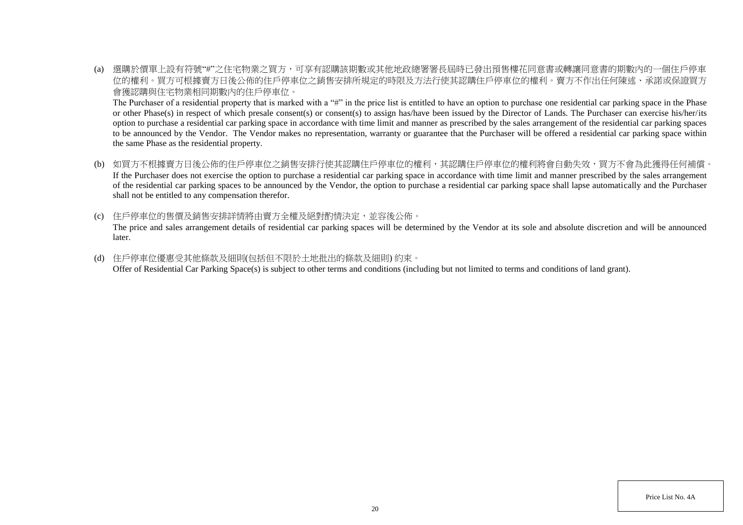(a) 選購於價單上設有符號"#"之住宅物業之買方，可享有認購該期數或其他地政總署署長屆時已發出預售樓花同意書或轉讓同意書的期數內的一個住戶停車位的權利。買方可根據賣方日後公佈的住戶停車位之銷售安排所規定的時限及方法行使其認購住戶停車位的權利。賣方不作出任何陳述、承諾或保證買方會獲認購與住宅物業相同期數內的住戶停車位。

The Purchaser of a residential property that is marked with a "#" in the price list is entitled to have an option to purchase one residential car parking space in the Phase or other Phase(s) in respect of which presale consent(s) or consent(s) to assign has/have been issued by the Director of Lands. The Purchaser can exercise his/her/its option to purchase a residential car parking space in accordance with time limit and manner as prescribed by the sales arrangement of the residential car parking spaces to be announced by the Vendor. The Vendor makes no representation, warranty or guarantee that the Purchaser will be offered a residential car parking space within the same Phase as the residential property.

(b) 如買方不根據賣方日後公佈的住戶停車位之銷售安排行使其認購住戶停車位的權利，其認購住戶停車位的權利將會自動失效，買方不會為此獲得任何補償。

If the Purchaser does not exercise the option to purchase a residential car parking space in accordance with time limit and manner prescribed by the sales arrangement of the residential car parking spaces to be announced by the Vendor, the option to purchase a residential car parking space shall lapse automatically and the Purchaser shall not be entitled to any compensation therefor.

(c) 住戶停車位的售價及銷售安排詳情將由賣方全權及絕對酌情決定，並容後公佈。

The price and sales arrangement details of residential car parking spaces will be determined by the Vendor at its sole and absolute discretion and will be announced later.

(d) 住戶停車位優惠受其他條款及細則(包括但不限於土地批出的條款及細則) 約束。

Offer of Residential Car Parking Space(s) is subject to other terms and conditions (including but not limited to terms and conditions of land grant).

Price List No. 4A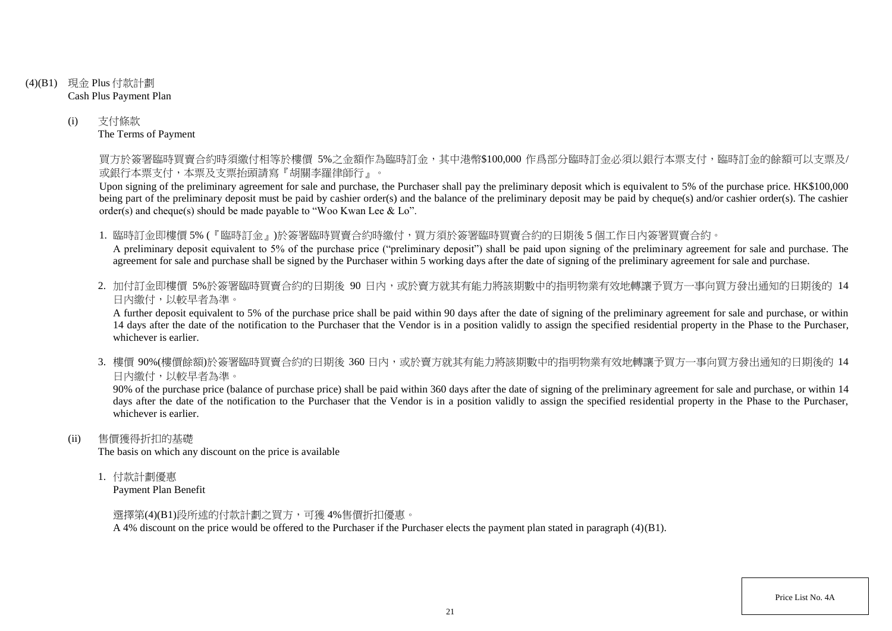(4)(B1) 現金 Plus 付款計劃
Cash Plus Payment Plan

(i) 支付條款
The Terms of Payment

買方於簽署臨時買賣合約時須繳付相等於樓價 5%之金額作為臨時訂金，其中港幣$100,000 作爲部分臨時訂金必須以銀行本票支付，臨時訂金的餘額可以支票及/或銀行本票支付，本票及支票抬頭請寫『胡關李羅律師行』。

Upon signing of the preliminary agreement for sale and purchase, the Purchaser shall pay the preliminary deposit which is equivalent to 5% of the purchase price. HK$100,000 being part of the preliminary deposit must be paid by cashier order(s) and the balance of the preliminary deposit may be paid by cheque(s) and/or cashier order(s). The cashier order(s) and cheque(s) should be made payable to "Woo Kwan Lee & Lo".

1. 臨時訂金即樓價 5% (『臨時訂金』)於簽署臨時買賣合約時繳付，買方須於簽署臨時買賣合約的日期後 5 個工作日內簽署買賣合約。
A preliminary deposit equivalent to 5% of the purchase price ("preliminary deposit") shall be paid upon signing of the preliminary agreement for sale and purchase. The agreement for sale and purchase shall be signed by the Purchaser within 5 working days after the date of signing of the preliminary agreement for sale and purchase.

2. 加付訂金即樓價 5%於簽署臨時買賣合約的日期後 90 日內，或於賣方就其有能力將該期數中的指明物業有效地轉讓予買方一事向買方發出通知的日期後的 14 日內繳付，以較早者為準。
A further deposit equivalent to 5% of the purchase price shall be paid within 90 days after the date of signing of the preliminary agreement for sale and purchase, or within 14 days after the date of the notification to the Purchaser that the Vendor is in a position validly to assign the specified residential property in the Phase to the Purchaser, whichever is earlier.

3. 樓價 90%(樓價餘額)於簽署臨時買賣合約的日期後 360 日內，或於賣方就其有能力將該期數中的指明物業有效地轉讓予買方一事向買方發出通知的日期後的 14 日內繳付，以較早者為準。
90% of the purchase price (balance of purchase price) shall be paid within 360 days after the date of signing of the preliminary agreement for sale and purchase, or within 14 days after the date of the notification to the Purchaser that the Vendor is in a position validly to assign the specified residential property in the Phase to the Purchaser, whichever is earlier.

(ii) 售價獲得折扣的基礎
The basis on which any discount on the price is available

1. 付款計劃優惠
Payment Plan Benefit

選擇第(4)(B1)段所述的付款計劃之買方，可獲 4%售價折扣優惠。
A 4% discount on the price would be offered to the Purchaser if the Purchaser elects the payment plan stated in paragraph (4)(B1).

Price List No. 4A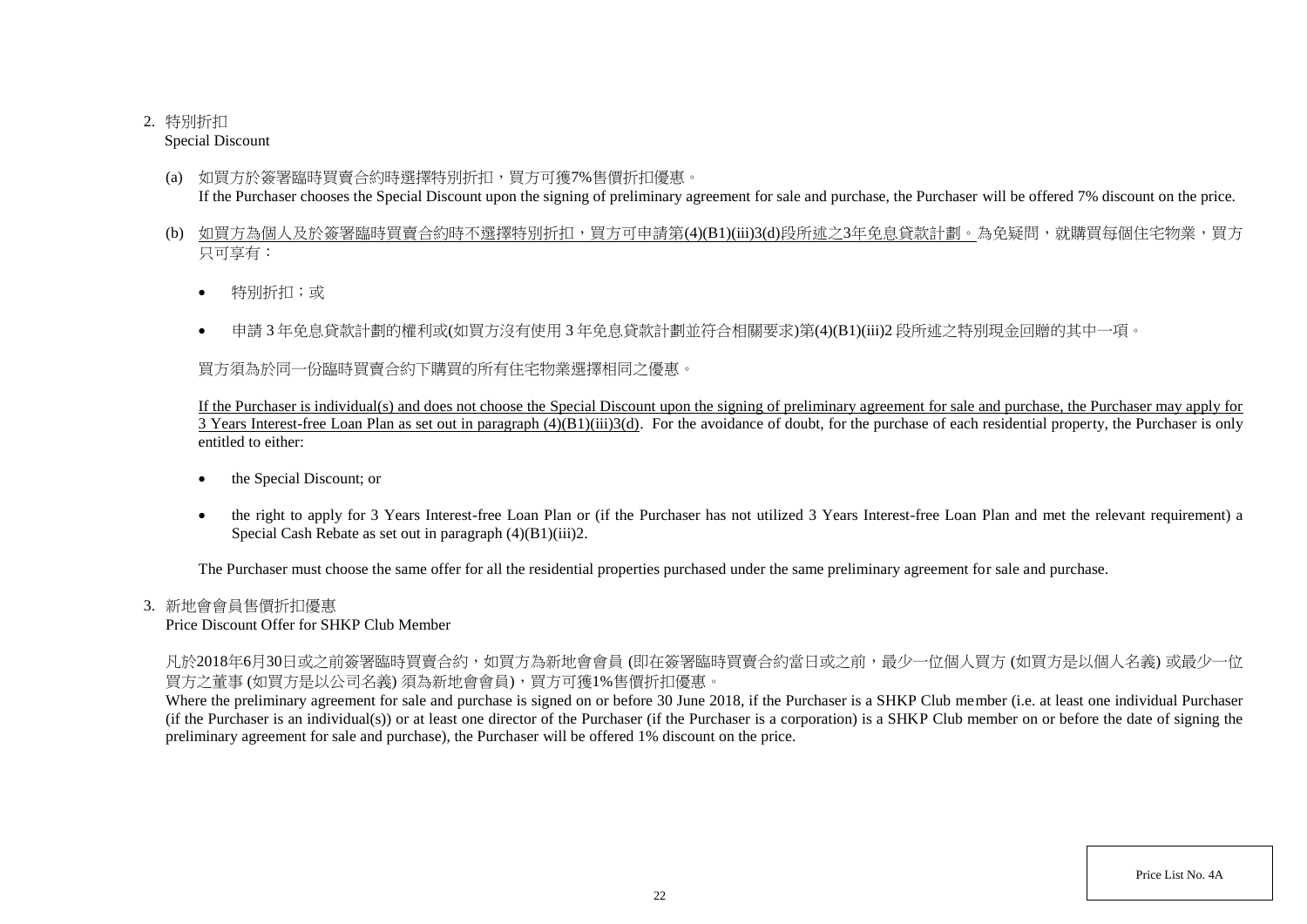2. 特別折扣
Special Discount

(a) 如買方於簽署臨時買賣合約時選擇特別折扣，買方可獲7%售價折扣優惠。
If the Purchaser chooses the Special Discount upon the signing of preliminary agreement for sale and purchase, the Purchaser will be offered 7% discount on the price.

(b) <u>如買方為個人及於簽署臨時買賣合約時不選擇特別折扣，買方可申請第(4)(B1)(iii)3(d)段所述之3年免息貸款計劃。</u>為免疑問，就購買每個住宅物業，買方只可享有：

- 特別折扣；或
- 申請 3 年免息貸款計劃的權利或(如買方沒有使用 3 年免息貸款計劃並符合相關要求)第(4)(B1)(iii)2 段所述之特別現金回贈的其中一項。

買方須為於同一份臨時買賣合約下購買的所有住宅物業選擇相同之優惠。

<u>If the Purchaser is individual(s) and does not choose the Special Discount upon the signing of preliminary agreement for sale and purchase, the Purchaser may apply for 3 Years Interest-free Loan Plan as set out in paragraph (4)(B1)(iii)3(d).</u> For the avoidance of doubt, for the purchase of each residential property, the Purchaser is only entitled to either:

- the Special Discount; or
- the right to apply for 3 Years Interest-free Loan Plan or (if the Purchaser has not utilized 3 Years Interest-free Loan Plan and met the relevant requirement) a Special Cash Rebate as set out in paragraph (4)(B1)(iii)2.

The Purchaser must choose the same offer for all the residential properties purchased under the same preliminary agreement for sale and purchase.

3. 新地會會員售價折扣優惠
Price Discount Offer for SHKP Club Member

凡於2018年6月30日或之前簽署臨時買賣合約，如買方為新地會會員 (即在簽署臨時買賣合約當日或之前，最少一位個人買方 (如買方是以個人名義) 或最少一位買方之董事 (如買方是以公司名義) 須為新地會會員)，買方可獲1%售價折扣優惠。
Where the preliminary agreement for sale and purchase is signed on or before 30 June 2018, if the Purchaser is a SHKP Club member (i.e. at least one individual Purchaser (if the Purchaser is an individual(s)) or at least one director of the Purchaser (if the Purchaser is a corporation) is a SHKP Club member on or before the date of signing the preliminary agreement for sale and purchase), the Purchaser will be offered 1% discount on the price.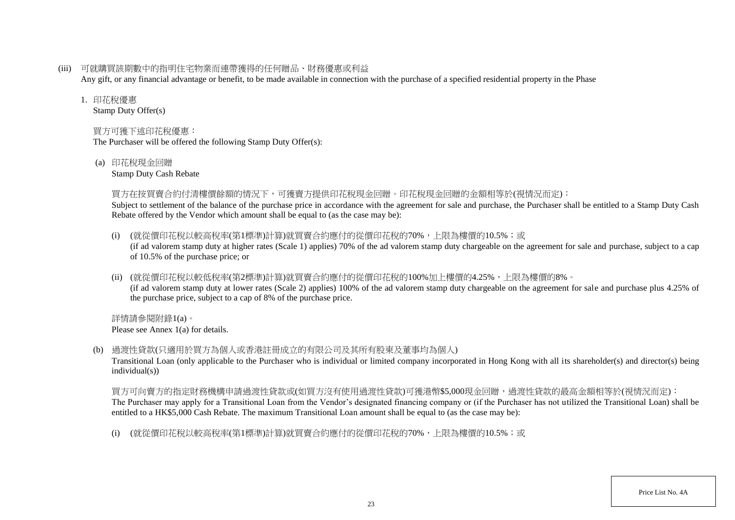(iii) 可就購買該期數中的指明住宅物業而連帶獲得的任何贈品、財務優惠或利益
Any gift, or any financial advantage or benefit, to be made available in connection with the purchase of a specified residential property in the Phase

1. 印花稅優惠
Stamp Duty Offer(s)

買方可獲下述印花稅優惠：
The Purchaser will be offered the following Stamp Duty Offer(s):

(a) 印花稅現金回贈
Stamp Duty Cash Rebate

買方在按買賣合約付清樓價餘額的情況下，可獲賣方提供印花稅現金回贈。印花稅現金回贈的金額相等於(視情況而定)：
Subject to settlement of the balance of the purchase price in accordance with the agreement for sale and purchase, the Purchaser shall be entitled to a Stamp Duty Cash Rebate offered by the Vendor which amount shall be equal to (as the case may be):

(i) (就從價印花稅以較高稅率(第1標準)計算)就買賣合約應付的從價印花稅的70%，上限為樓價的10.5%；或
(if ad valorem stamp duty at higher rates (Scale 1) applies) 70% of the ad valorem stamp duty chargeable on the agreement for sale and purchase, subject to a cap of 10.5% of the purchase price; or

(ii) (就從價印花稅以較低稅率(第2標準)計算)就買賣合約應付的從價印花稅的100%加上樓價的4.25%，上限為樓價的8%。
(if ad valorem stamp duty at lower rates (Scale 2) applies) 100% of the ad valorem stamp duty chargeable on the agreement for sale and purchase plus 4.25% of the purchase price, subject to a cap of 8% of the purchase price.

詳情請參閱附錄1(a)。
Please see Annex 1(a) for details.

(b) 過渡性貸款(只適用於買方為個人或香港註冊成立的有限公司及其所有股東及董事均為個人)
Transitional Loan (only applicable to the Purchaser who is individual or limited company incorporated in Hong Kong with all its shareholder(s) and director(s) being individual(s))

買方可向賣方的指定財務機構申請過渡性貸款或(如買方沒有使用過渡性貸款)可獲港幣$5,000現金回贈，過渡性貸款的最高金額相等於(視情況而定)：
The Purchaser may apply for a Transitional Loan from the Vendor's designated financing company or (if the Purchaser has not utilized the Transitional Loan) shall be entitled to a HK$5,000 Cash Rebate. The maximum Transitional Loan amount shall be equal to (as the case may be):

(i) (就從價印花稅以較高稅率(第1標準)計算)就買賣合約應付的從價印花稅的70%，上限為樓價的10.5%；或

Price List No. 4A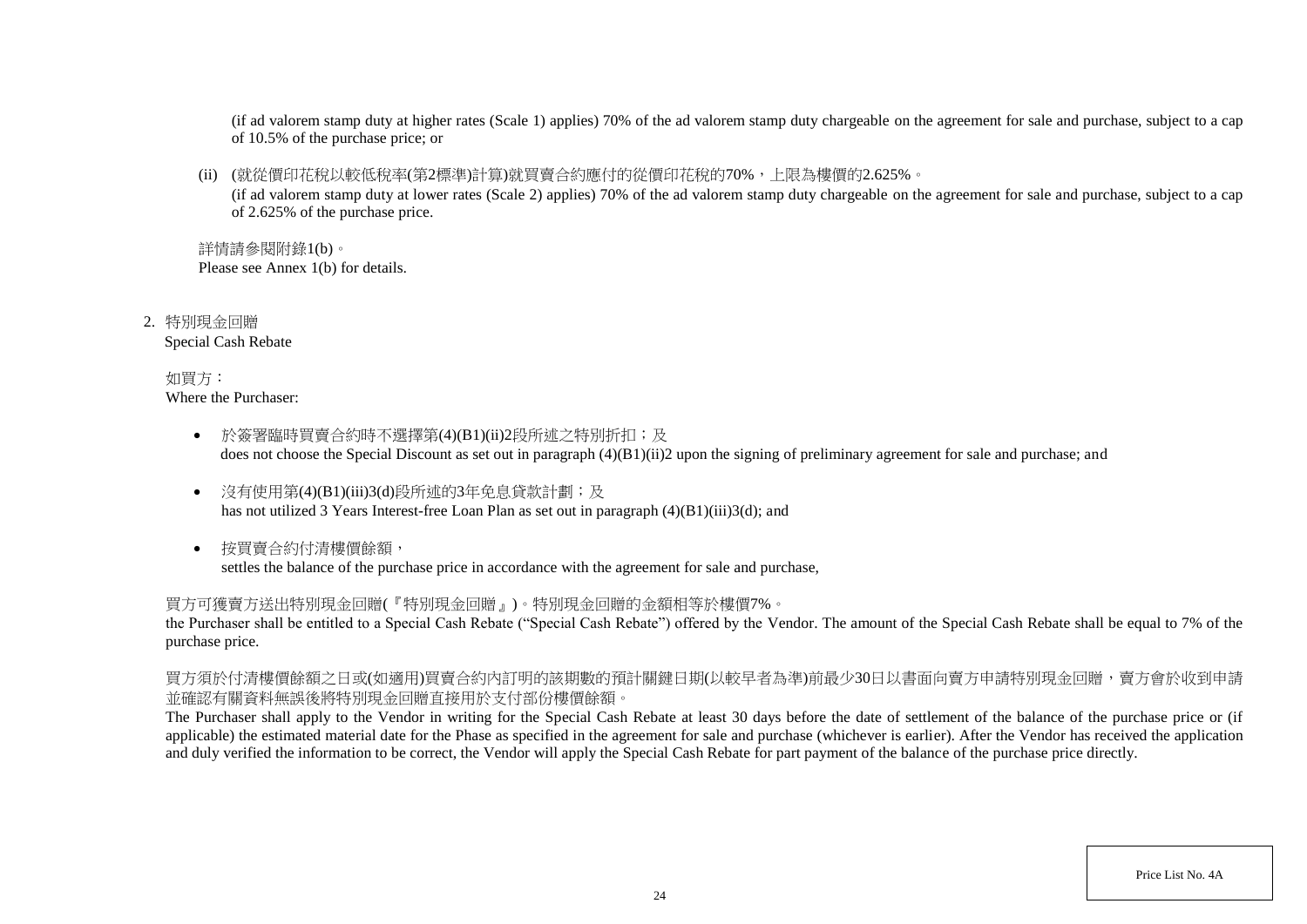(if ad valorem stamp duty at higher rates (Scale 1) applies) 70% of the ad valorem stamp duty chargeable on the agreement for sale and purchase, subject to a cap of 10.5% of the purchase price; or

(ii) (就從價印花稅以較低稅率(第2標準)計算)就買賣合約應付的從價印花稅的70%，上限為樓價的2.625%。
(if ad valorem stamp duty at lower rates (Scale 2) applies) 70% of the ad valorem stamp duty chargeable on the agreement for sale and purchase, subject to a cap of 2.625% of the purchase price.

詳情請參閱附錄1(b)。
Please see Annex 1(b) for details.

2. 特別現金回贈
Special Cash Rebate

如買方：
Where the Purchaser:

- 於簽署臨時買賣合約時不選擇第(4)(B1)(ii)2段所述之特別折扣；及
does not choose the Special Discount as set out in paragraph (4)(B1)(ii)2 upon the signing of preliminary agreement for sale and purchase; and

- 沒有使用第(4)(B1)(iii)3(d)段所述的3年免息貸款計劃；及
has not utilized 3 Years Interest-free Loan Plan as set out in paragraph (4)(B1)(iii)3(d); and

- 按買賣合約付清樓價餘額，
settles the balance of the purchase price in accordance with the agreement for sale and purchase,

買方可獲賣方送出特別現金回贈(『特別現金回贈』)。特別現金回贈的金額相等於樓價7%。
the Purchaser shall be entitled to a Special Cash Rebate ("Special Cash Rebate") offered by the Vendor. The amount of the Special Cash Rebate shall be equal to 7% of the purchase price.

買方須於付清樓價餘額之日或(如適用)買賣合約內訂明的該期數的預計關鍵日期(以較早者為準)前最少30日以書面向賣方申請特別現金回贈，賣方會於收到申請並確認有關資料無誤後將特別現金回贈直接用於支付部份樓價餘額。
The Purchaser shall apply to the Vendor in writing for the Special Cash Rebate at least 30 days before the date of settlement of the balance of the purchase price or (if applicable) the estimated material date for the Phase as specified in the agreement for sale and purchase (whichever is earlier). After the Vendor has received the application and duly verified the information to be correct, the Vendor will apply the Special Cash Rebate for part payment of the balance of the purchase price directly.

Price List No. 4A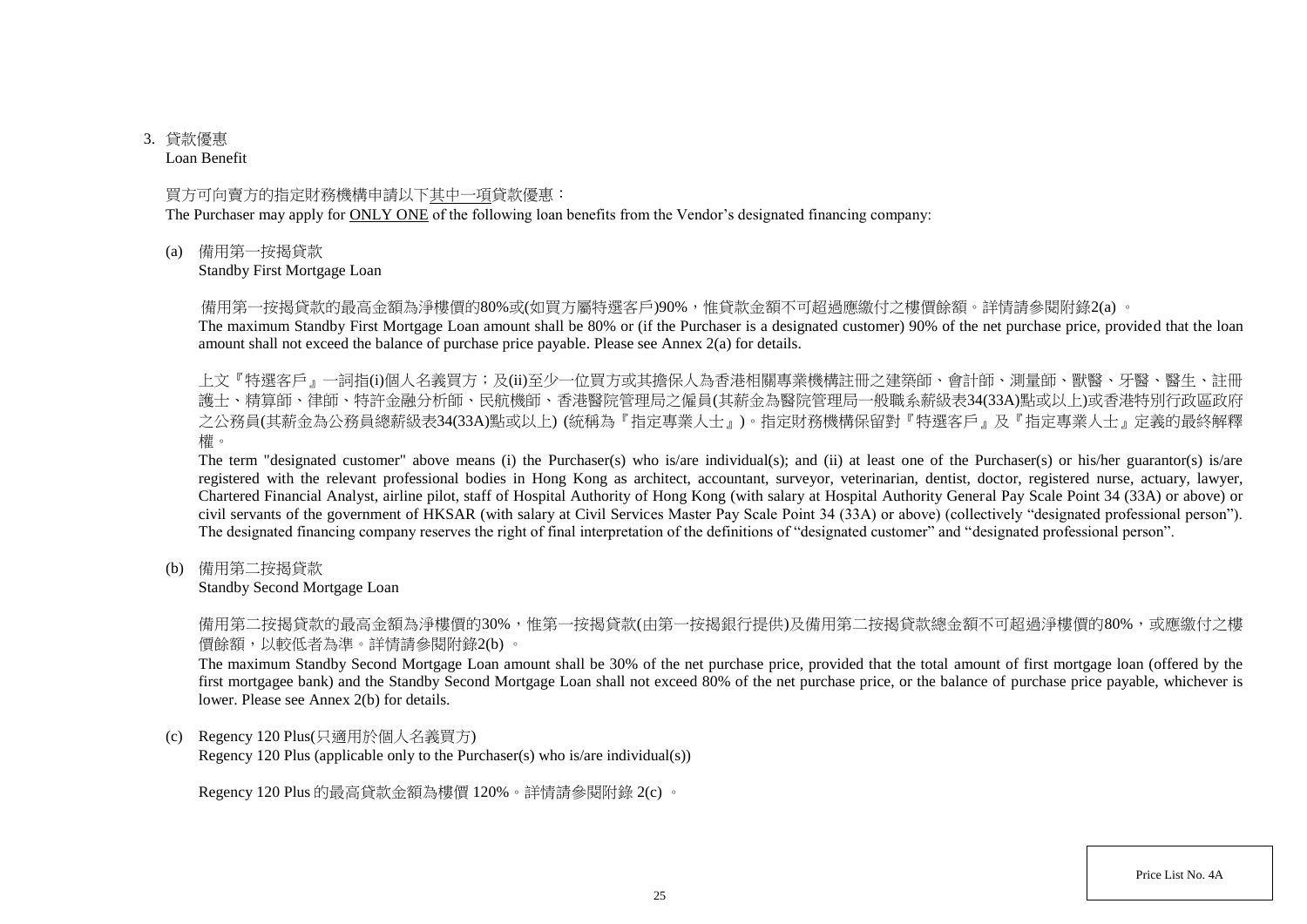3. 貸款優惠
Loan Benefit

買方可向賣方的指定財務機構申請以下<u>其中一項</u>貸款優惠：
The Purchaser may apply for <u>ONLY ONE</u> of the following loan benefits from the Vendor's designated financing company:

(a) 備用第一按揭貸款
Standby First Mortgage Loan

備用第一按揭貸款的最高金額為淨樓價的80%或(如買方屬特選客戶)90%，惟貸款金額不可超過應繳付之樓價餘額。詳情請參閱附錄2(a) 。
The maximum Standby First Mortgage Loan amount shall be 80% or (if the Purchaser is a designated customer) 90% of the net purchase price, provided that the loan amount shall not exceed the balance of purchase price payable. Please see Annex 2(a) for details.

上文『特選客戶』一詞指(i)個人名義買方；及(ii)至少一位買方或其擔保人為香港相關專業機構註冊之建築師、會計師、測量師、獸醫、牙醫、醫生、註冊護士、精算師、律師、特許金融分析師、民航機師、香港醫院管理局之僱員(其薪金為醫院管理局一般職系薪級表34(33A)點或以上)或香港特別行政區政府之公務員(其薪金為公務員總薪級表34(33A)點或以上) (統稱為『指定專業人士』)。指定財務機構保留對『特選客戶』及『指定專業人士』定義的最終解釋權。
The term "designated customer" above means (i) the Purchaser(s) who is/are individual(s); and (ii) at least one of the Purchaser(s) or his/her guarantor(s) is/are registered with the relevant professional bodies in Hong Kong as architect, accountant, surveyor, veterinarian, dentist, doctor, registered nurse, actuary, lawyer, Chartered Financial Analyst, airline pilot, staff of Hospital Authority of Hong Kong (with salary at Hospital Authority General Pay Scale Point 34 (33A) or above) or civil servants of the government of HKSAR (with salary at Civil Services Master Pay Scale Point 34 (33A) or above) (collectively "designated professional person"). The designated financing company reserves the right of final interpretation of the definitions of "designated customer" and "designated professional person".

(b) 備用第二按揭貸款
Standby Second Mortgage Loan

備用第二按揭貸款的最高金額為淨樓價的30%，惟第一按揭貸款(由第一按揭銀行提供)及備用第二按揭貸款總金額不可超過淨樓價的80%，或應繳付之樓價餘額，以較低者為準。詳情請參閱附錄2(b) 。
The maximum Standby Second Mortgage Loan amount shall be 30% of the net purchase price, provided that the total amount of first mortgage loan (offered by the first mortgagee bank) and the Standby Second Mortgage Loan shall not exceed 80% of the net purchase price, or the balance of purchase price payable, whichever is lower. Please see Annex 2(b) for details.

(c) Regency 120 Plus(只適用於個人名義買方)
Regency 120 Plus (applicable only to the Purchaser(s) who is/are individual(s))

Regency 120 Plus 的最高貸款金額為樓價 120%。詳情請參閱附錄 2(c) 。

Price List No. 4A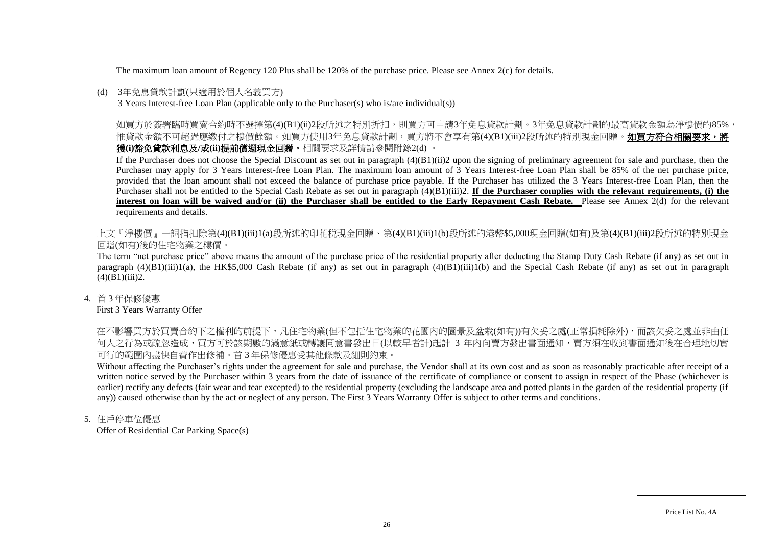The maximum loan amount of Regency 120 Plus shall be 120% of the purchase price. Please see Annex 2(c) for details.

(d) 3年免息貸款計劃(只適用於個人名義買方)
3 Years Interest-free Loan Plan (applicable only to the Purchaser(s) who is/are individual(s))

如買方於簽署臨時買賣合約時不選擇第(4)(B1)(ii)2段所述之特別折扣，則買方可申請3年免息貸款計劃。3年免息貸款計劃的最高貸款金額為淨樓價的85%，惟貸款金額不可超過應繳付之樓價餘額。如買方使用3年免息貸款計劃，買方將不會享有第(4)(B1)(iii)2段所述的特別現金回贈。**如買方符合相關要求，將獲(i)豁免貸款利息及/或(ii)提前償還現金回贈。**相關要求及詳情請參閱附錄2(d) 。

If the Purchaser does not choose the Special Discount as set out in paragraph (4)(B1)(ii)2 upon the signing of preliminary agreement for sale and purchase, then the Purchaser may apply for 3 Years Interest-free Loan Plan. The maximum loan amount of 3 Years Interest-free Loan Plan shall be 85% of the net purchase price, provided that the loan amount shall not exceed the balance of purchase price payable. If the Purchaser has utilized the 3 Years Interest-free Loan Plan, then the Purchaser shall not be entitled to the Special Cash Rebate as set out in paragraph (4)(B1)(iii)2. **If the Purchaser complies with the relevant requirements, (i) the interest on loan will be waived and/or (ii) the Purchaser shall be entitled to the Early Repayment Cash Rebate.** Please see Annex 2(d) for the relevant requirements and details.

上文『淨樓價』一詞指扣除第(4)(B1)(iii)1(a)段所述的印花稅現金回贈、第(4)(B1)(iii)1(b)段所述的港幣$5,000現金回贈(如有)及第(4)(B1)(iii)2段所述的特別現金回贈(如有)後的住宅物業之樓價。

The term "net purchase price" above means the amount of the purchase price of the residential property after deducting the Stamp Duty Cash Rebate (if any) as set out in paragraph (4)(B1)(iii)1(a), the HK$5,000 Cash Rebate (if any) as set out in paragraph (4)(B1)(iii)1(b) and the Special Cash Rebate (if any) as set out in paragraph (4)(B1)(iii)2.

4. 首 3 年保修優惠
First 3 Years Warranty Offer

在不影響買方於買賣合約下之權利的前提下，凡住宅物業(但不包括住宅物業的花園內的園景及盆栽(如有))有欠妥之處(正常損耗除外)，而該欠妥之處並非由任何人之行為或疏忽造成，買方可於該期數的滿意紙或轉讓同意書發出日(以較早者計)起計 3 年內向賣方發出書面通知，賣方須在收到書面通知後在合理地切實可行的範圍內盡快自費作出修補。首 3 年保修優惠受其他條款及細則約束。

Without affecting the Purchaser's rights under the agreement for sale and purchase, the Vendor shall at its own cost and as soon as reasonably practicable after receipt of a written notice served by the Purchaser within 3 years from the date of issuance of the certificate of compliance or consent to assign in respect of the Phase (whichever is earlier) rectify any defects (fair wear and tear excepted) to the residential property (excluding the landscape area and potted plants in the garden of the residential property (if any)) caused otherwise than by the act or neglect of any person. The First 3 Years Warranty Offer is subject to other terms and conditions.

5. 住戶停車位優惠
Offer of Residential Car Parking Space(s)

Price List No. 4A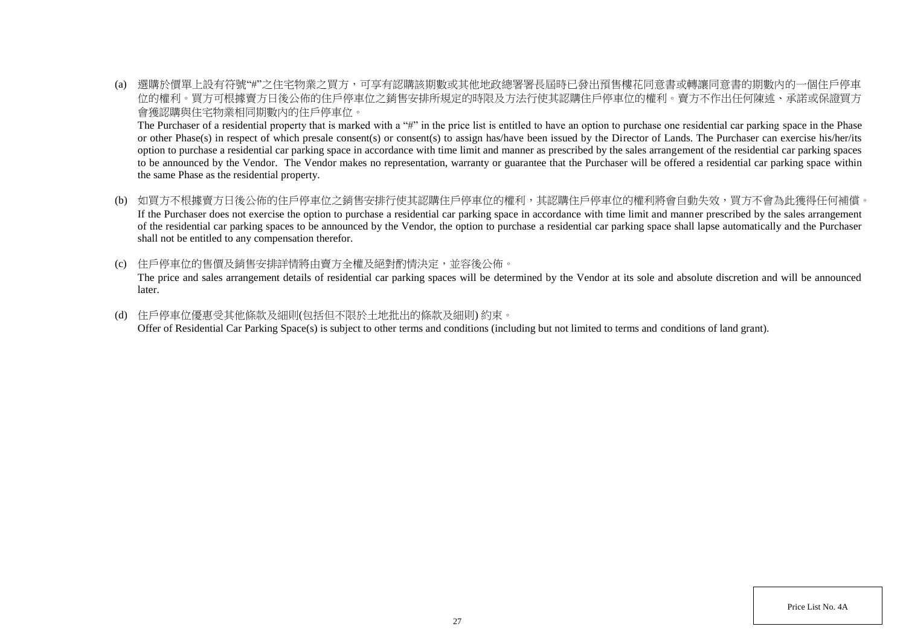(a) 選購於價單上設有符號"#"之住宅物業之買方，可享有認購該期數或其他地政總署署長屆時已發出預售樓花同意書或轉讓同意書的期數內的一個住戶停車位的權利。買方可根據賣方日後公佈的住戶停車位之銷售安排所規定的時限及方法行使其認購住戶停車位的權利。賣方不作出任何陳述、承諾或保證買方會獲認購與住宅物業相同期數內的住戶停車位。

The Purchaser of a residential property that is marked with a "#" in the price list is entitled to have an option to purchase one residential car parking space in the Phase or other Phase(s) in respect of which presale consent(s) or consent(s) to assign has/have been issued by the Director of Lands. The Purchaser can exercise his/her/its option to purchase a residential car parking space in accordance with time limit and manner as prescribed by the sales arrangement of the residential car parking spaces to be announced by the Vendor. The Vendor makes no representation, warranty or guarantee that the Purchaser will be offered a residential car parking space within the same Phase as the residential property.

(b) 如買方不根據賣方日後公佈的住戶停車位之銷售安排行使其認購住戶停車位的權利，其認購住戶停車位的權利將會自動失效，買方不會為此獲得任何補償。

If the Purchaser does not exercise the option to purchase a residential car parking space in accordance with time limit and manner prescribed by the sales arrangement of the residential car parking spaces to be announced by the Vendor, the option to purchase a residential car parking space shall lapse automatically and the Purchaser shall not be entitled to any compensation therefor.

(c) 住戶停車位的售價及銷售安排詳情將由賣方全權及絕對酌情決定，並容後公佈。

The price and sales arrangement details of residential car parking spaces will be determined by the Vendor at its sole and absolute discretion and will be announced later.

(d) 住戶停車位優惠受其他條款及細則(包括但不限於土地批出的條款及細則) 約束。

Offer of Residential Car Parking Space(s) is subject to other terms and conditions (including but not limited to terms and conditions of land grant).

Price List No. 4A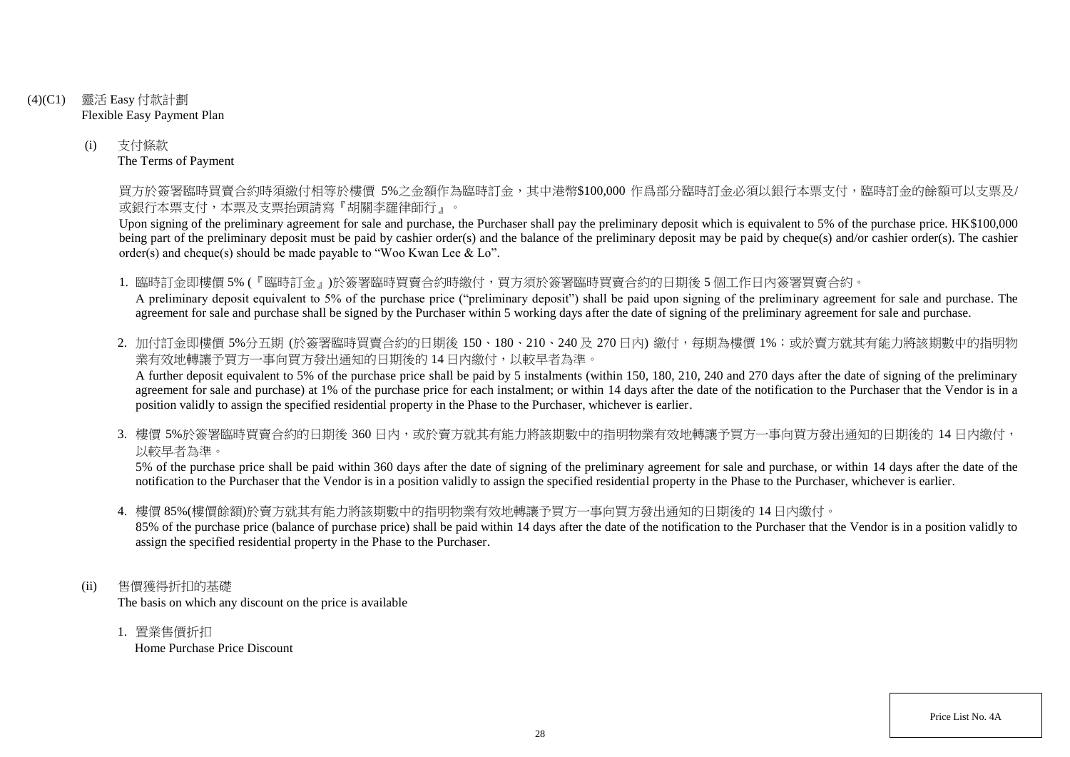## (4)(C1) 靈活 Easy 付款計劃
Flexible Easy Payment Plan

### (i) 支付條款
The Terms of Payment

買方於簽署臨時買賣合約時須繳付相等於樓價 5%之金額作為臨時訂金，其中港幣$100,000 作爲部分臨時訂金必須以銀行本票支付，臨時訂金的餘額可以支票及/或銀行本票支付，本票及支票抬頭請寫『胡關李羅律師行』。

Upon signing of the preliminary agreement for sale and purchase, the Purchaser shall pay the preliminary deposit which is equivalent to 5% of the purchase price. HK$100,000 being part of the preliminary deposit must be paid by cashier order(s) and the balance of the preliminary deposit may be paid by cheque(s) and/or cashier order(s). The cashier order(s) and cheque(s) should be made payable to "Woo Kwan Lee & Lo".

1. 臨時訂金即樓價 5% (『臨時訂金』)於簽署臨時買賣合約時繳付，買方須於簽署臨時買賣合約的日期後 5 個工作日內簽署買賣合約。
   A preliminary deposit equivalent to 5% of the purchase price ("preliminary deposit") shall be paid upon signing of the preliminary agreement for sale and purchase. The agreement for sale and purchase shall be signed by the Purchaser within 5 working days after the date of signing of the preliminary agreement for sale and purchase.

2. 加付訂金即樓價 5%分五期 (於簽署臨時買賣合約的日期後 150、180、210、240 及 270 日內) 繳付，每期為樓價 1%；或於賣方就其有能力將該期數中的指明物業有效地轉讓予買方一事向買方發出通知的日期後的 14 日內繳付，以較早者為準。
   A further deposit equivalent to 5% of the purchase price shall be paid by 5 instalments (within 150, 180, 210, 240 and 270 days after the date of signing of the preliminary agreement for sale and purchase) at 1% of the purchase price for each instalment; or within 14 days after the date of the notification to the Purchaser that the Vendor is in a position validly to assign the specified residential property in the Phase to the Purchaser, whichever is earlier.

3. 樓價 5%於簽署臨時買賣合約的日期後 360 日內，或於賣方就其有能力將該期數中的指明物業有效地轉讓予買方一事向買方發出通知的日期後的 14 日內繳付，以較早者為準。
   5% of the purchase price shall be paid within 360 days after the date of signing of the preliminary agreement for sale and purchase, or within 14 days after the date of the notification to the Purchaser that the Vendor is in a position validly to assign the specified residential property in the Phase to the Purchaser, whichever is earlier.

4. 樓價 85%(樓價餘額)於賣方就其有能力將該期數中的指明物業有效地轉讓予買方一事向買方發出通知的日期後的 14 日內繳付。
   85% of the purchase price (balance of purchase price) shall be paid within 14 days after the date of the notification to the Purchaser that the Vendor is in a position validly to assign the specified residential property in the Phase to the Purchaser.

### (ii) 售價獲得折扣的基礎
The basis on which any discount on the price is available

1. 置業售價折扣
   Home Purchase Price Discount

Price List No. 4A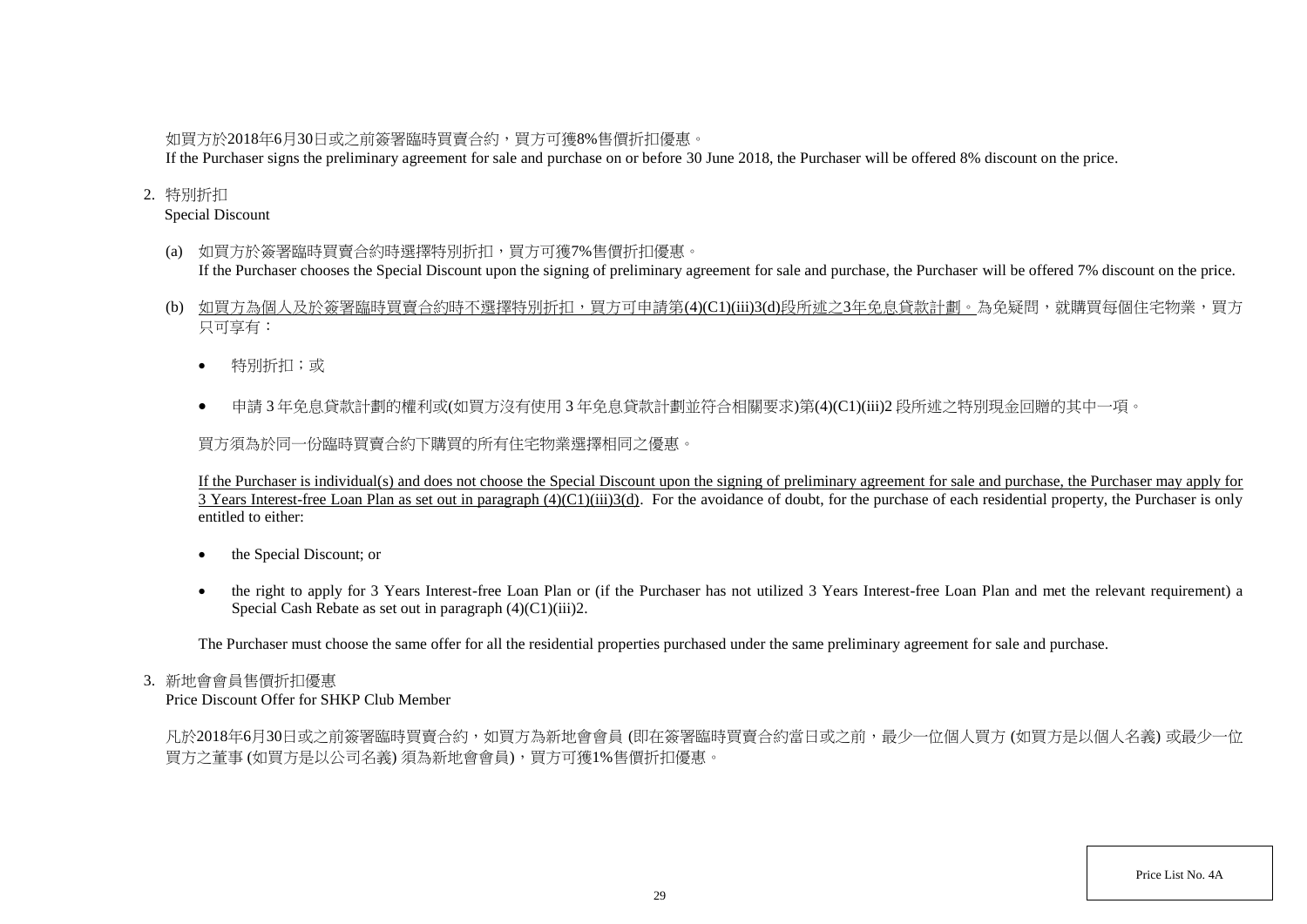如買方於2018年6月30日或之前簽署臨時買賣合約，買方可獲8%售價折扣優惠。
If the Purchaser signs the preliminary agreement for sale and purchase on or before 30 June 2018, the Purchaser will be offered 8% discount on the price.

2. 特別折扣
Special Discount

(a) 如買方於簽署臨時買賣合約時選擇特別折扣，買方可獲7%售價折扣優惠。
If the Purchaser chooses the Special Discount upon the signing of preliminary agreement for sale and purchase, the Purchaser will be offered 7% discount on the price.

(b) <u>如買方為個人及於簽署臨時買賣合約時不選擇特別折扣，買方可申請第(4)(C1)(iii)3(d)段所述之3年免息貸款計劃。</u>為免疑問，就購買每個住宅物業，買方只可享有：

- 特別折扣；或
- 申請 3 年免息貸款計劃的權利或(如買方沒有使用 3 年免息貸款計劃並符合相關要求)第(4)(C1)(iii)2 段所述之特別現金回贈的其中一項。

買方須為於同一份臨時買賣合約下購買的所有住宅物業選擇相同之優惠。

<u>If the Purchaser is individual(s) and does not choose the Special Discount upon the signing of preliminary agreement for sale and purchase, the Purchaser may apply for 3 Years Interest-free Loan Plan as set out in paragraph (4)(C1)(iii)3(d).</u> For the avoidance of doubt, for the purchase of each residential property, the Purchaser is only entitled to either:

- the Special Discount; or
- the right to apply for 3 Years Interest-free Loan Plan or (if the Purchaser has not utilized 3 Years Interest-free Loan Plan and met the relevant requirement) a Special Cash Rebate as set out in paragraph (4)(C1)(iii)2.

The Purchaser must choose the same offer for all the residential properties purchased under the same preliminary agreement for sale and purchase.

3. 新地會會員售價折扣優惠
Price Discount Offer for SHKP Club Member

凡於2018年6月30日或之前簽署臨時買賣合約，如買方為新地會會員 (即在簽署臨時買賣合約當日或之前，最少一位個人買方 (如買方是以個人名義) 或最少一位買方之董事 (如買方是以公司名義) 須為新地會會員)，買方可獲1%售價折扣優惠。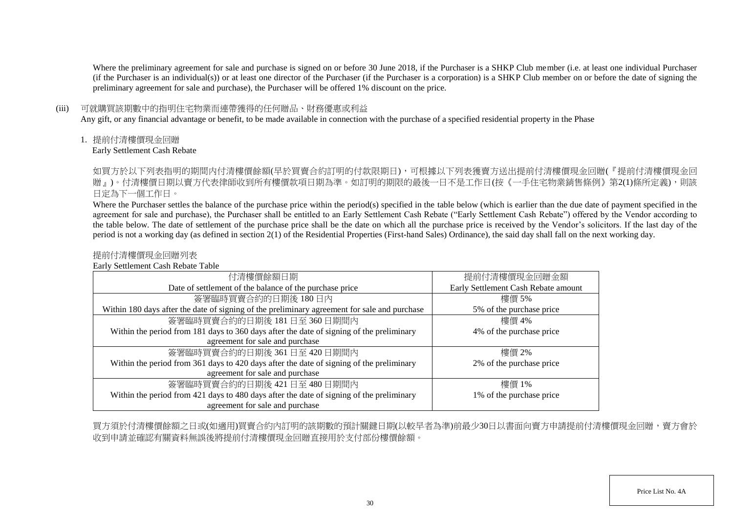Where the preliminary agreement for sale and purchase is signed on or before 30 June 2018, if the Purchaser is a SHKP Club member (i.e. at least one individual Purchaser (if the Purchaser is an individual(s)) or at least one director of the Purchaser (if the Purchaser is a corporation) is a SHKP Club member on or before the date of signing the preliminary agreement for sale and purchase), the Purchaser will be offered 1% discount on the price.

(iii) 可就購買該期數中的指明住宅物業而連帶獲得的任何贈品、財務優惠或利益
Any gift, or any financial advantage or benefit, to be made available in connection with the purchase of a specified residential property in the Phase

1. 提前付清樓價現金回贈
Early Settlement Cash Rebate

如買方於以下列表指明的期間內付清樓價餘額(早於買賣合約訂明的付款限期日)，可根據以下列表獲賣方送出提前付清樓價現金回贈(『提前付清樓價現金回贈』)。付清樓價日期以賣方代表律師收到所有樓價款項日期為準。如訂明的期限的最後一日不是工作日(按《一手住宅物業銷售條例》第2(1)條所定義)，則該日定為下一個工作日。

Where the Purchaser settles the balance of the purchase price within the period(s) specified in the table below (which is earlier than the due date of payment specified in the agreement for sale and purchase), the Purchaser shall be entitled to an Early Settlement Cash Rebate ("Early Settlement Cash Rebate") offered by the Vendor according to the table below. The date of settlement of the purchase price shall be the date on which all the purchase price is received by the Vendor's solicitors. If the last day of the period is not a working day (as defined in section 2(1) of the Residential Properties (First-hand Sales) Ordinance), the said day shall fall on the next working day.

提前付清樓價現金回贈列表
Early Settlement Cash Rebate Table

| 付清樓價餘額日期<br>Date of settlement of the balance of the purchase price | 提前付清樓價現金回贈金額<br>Early Settlement Cash Rebate amount |
|---|---|
| 簽署臨時買賣合約的日期後 180 日內<br>Within 180 days after the date of signing of the preliminary agreement for sale and purchase | 樓價 5%<br>5% of the purchase price |
| 簽署臨時買賣合約的日期後 181 日至 360 日期間內<br>Within the period from 181 days to 360 days after the date of signing of the preliminary agreement for sale and purchase | 樓價 4%<br>4% of the purchase price |
| 簽署臨時買賣合約的日期後 361 日至 420 日期間內<br>Within the period from 361 days to 420 days after the date of signing of the preliminary agreement for sale and purchase | 樓價 2%<br>2% of the purchase price |
| 簽署臨時買賣合約的日期後 421 日至 480 日期間內<br>Within the period from 421 days to 480 days after the date of signing of the preliminary agreement for sale and purchase | 樓價 1%<br>1% of the purchase price |

買方須於付清樓價餘額之日或(如適用)買賣合約內訂明的該期數的預計關鍵日期(以較早者為準)前最少30日以書面向賣方申請提前付清樓價現金回贈，賣方會於收到申請並確認有關資料無誤後將提前付清樓價現金回贈直接用於支付部份樓價餘額。

Price List No. 4A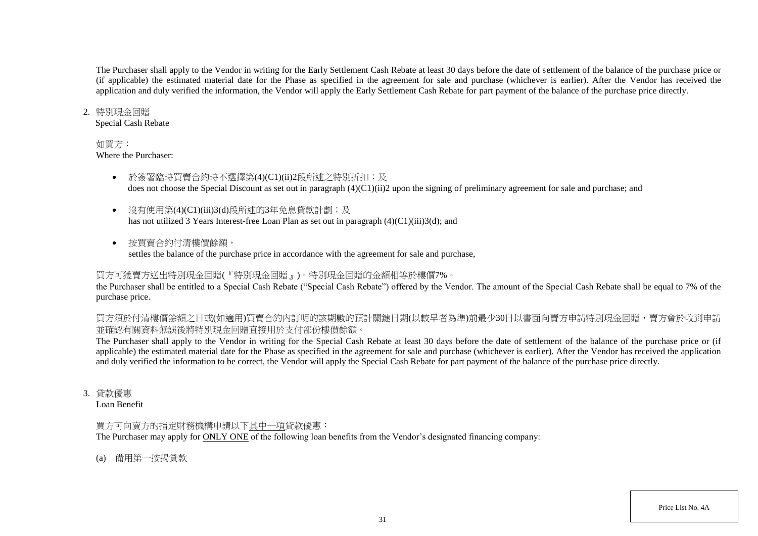The Purchaser shall apply to the Vendor in writing for the Early Settlement Cash Rebate at least 30 days before the date of settlement of the balance of the purchase price or (if applicable) the estimated material date for the Phase as specified in the agreement for sale and purchase (whichever is earlier). After the Vendor has received the application and duly verified the information, the Vendor will apply the Early Settlement Cash Rebate for part payment of the balance of the purchase price directly.

2. 特別現金回贈
   Special Cash Rebate

   如買方：
   Where the Purchaser:

   - 於簽署臨時買賣合約時不選擇第(4)(C1)(ii)2段所述之特別折扣；及
     does not choose the Special Discount as set out in paragraph (4)(C1)(ii)2 upon the signing of preliminary agreement for sale and purchase; and
   - 沒有使用第(4)(C1)(iii)3(d)段所述的3年免息貸款計劃；及
     has not utilized 3 Years Interest-free Loan Plan as set out in paragraph (4)(C1)(iii)3(d); and
   - 按買賣合約付清樓價餘額，
     settles the balance of the purchase price in accordance with the agreement for sale and purchase,

   買方可獲賣方送出特別現金回贈(『特別現金回贈』)。特別現金回贈的金額相等於樓價7%。
   the Purchaser shall be entitled to a Special Cash Rebate ("Special Cash Rebate") offered by the Vendor. The amount of the Special Cash Rebate shall be equal to 7% of the purchase price.

   買方須於付清樓價餘額之日或(如適用)買賣合約內訂明的該期數的預計關鍵日期(以較早者為準)前最少30日以書面向賣方申請特別現金回贈，賣方會於收到申請並確認有關資料無誤後將特別現金回贈直接用於支付部份樓價餘額。
   The Purchaser shall apply to the Vendor in writing for the Special Cash Rebate at least 30 days before the date of settlement of the balance of the purchase price or (if applicable) the estimated material date for the Phase as specified in the agreement for sale and purchase (whichever is earlier). After the Vendor has received the application and duly verified the information to be correct, the Vendor will apply the Special Cash Rebate for part payment of the balance of the purchase price directly.

3. 貸款優惠
   Loan Benefit

   買方可向賣方的指定財務機構申請以下<u>其中一項</u>貸款優惠：
   The Purchaser may apply for <u>ONLY ONE</u> of the following loan benefits from the Vendor's designated financing company:

   (a) 備用第一按揭貸款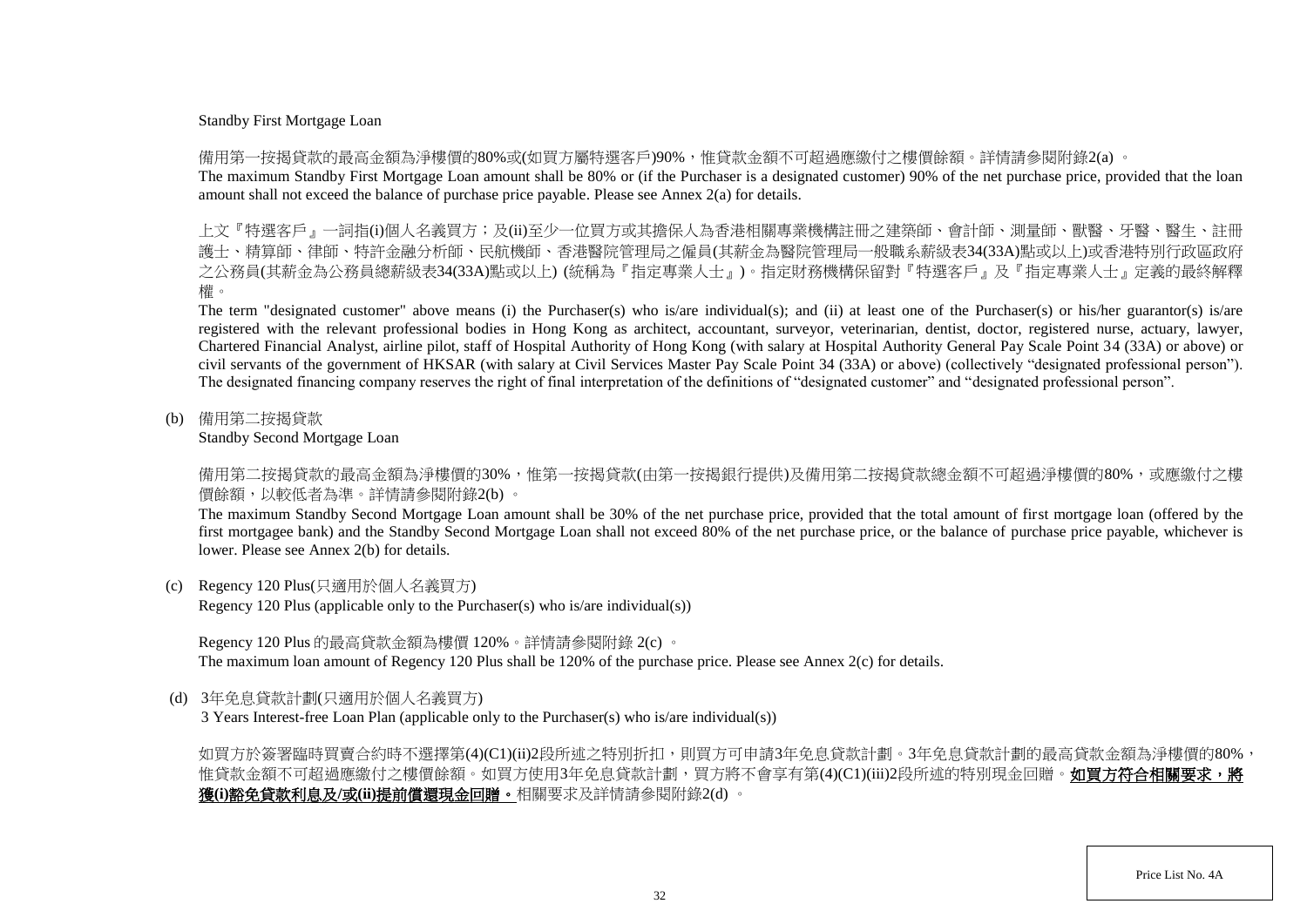Standby First Mortgage Loan

備用第一按揭貸款的最高金額為淨樓價的80%或(如買方屬特選客戶)90%，惟貸款金額不可超過應繳付之樓價餘額。詳情請參閱附錄2(a) 。

The maximum Standby First Mortgage Loan amount shall be 80% or (if the Purchaser is a designated customer) 90% of the net purchase price, provided that the loan amount shall not exceed the balance of purchase price payable. Please see Annex 2(a) for details.

上文『特選客戶』一詞指(i)個人名義買方；及(ii)至少一位買方或其擔保人為香港相關專業機構註冊之建築師、會計師、測量師、獸醫、牙醫、醫生、註冊護士、精算師、律師、特許金融分析師、民航機師、香港醫院管理局之僱員(其薪金為醫院管理局一般職系薪級表34(33A)點或以上)或香港特別行政區政府之公務員(其薪金為公務員總薪級表34(33A)點或以上) (統稱為『指定專業人士』)。指定財務機構保留對『特選客戶』及『指定專業人士』定義的最終解釋權。

The term "designated customer" above means (i) the Purchaser(s) who is/are individual(s); and (ii) at least one of the Purchaser(s) or his/her guarantor(s) is/are registered with the relevant professional bodies in Hong Kong as architect, accountant, surveyor, veterinarian, dentist, doctor, registered nurse, actuary, lawyer, Chartered Financial Analyst, airline pilot, staff of Hospital Authority of Hong Kong (with salary at Hospital Authority General Pay Scale Point 34 (33A) or above) or civil servants of the government of HKSAR (with salary at Civil Services Master Pay Scale Point 34 (33A) or above) (collectively "designated professional person"). The designated financing company reserves the right of final interpretation of the definitions of "designated customer" and "designated professional person".

(b) 備用第二按揭貸款
Standby Second Mortgage Loan

備用第二按揭貸款的最高金額為淨樓價的30%，惟第一按揭貸款(由第一按揭銀行提供)及備用第二按揭貸款總金額不可超過淨樓價的80%，或應繳付之樓價餘額，以較低者為準。詳情請參閱附錄2(b) 。

The maximum Standby Second Mortgage Loan amount shall be 30% of the net purchase price, provided that the total amount of first mortgage loan (offered by the first mortgagee bank) and the Standby Second Mortgage Loan shall not exceed 80% of the net purchase price, or the balance of purchase price payable, whichever is lower. Please see Annex 2(b) for details.

(c) Regency 120 Plus(只適用於個人名義買方)
Regency 120 Plus (applicable only to the Purchaser(s) who is/are individual(s))

Regency 120 Plus 的最高貸款金額為樓價 120%。詳情請參閱附錄 2(c) 。
The maximum loan amount of Regency 120 Plus shall be 120% of the purchase price. Please see Annex 2(c) for details.

(d) 3年免息貸款計劃(只適用於個人名義買方)
3 Years Interest-free Loan Plan (applicable only to the Purchaser(s) who is/are individual(s))

如買方於簽署臨時買賣合約時不選擇第(4)(C1)(ii)2段所述之特別折扣，則買方可申請3年免息貸款計劃。3年免息貸款計劃的最高貸款金額為淨樓價的80%，惟貸款金額不可超過應繳付之樓價餘額。如買方使用3年免息貸款計劃，買方將不會享有第(4)(C1)(iii)2段所述的特別現金回贈。**如買方符合相關要求，將獲(i)豁免貸款利息及/或(ii)提前償還現金回贈。**相關要求及詳情請參閱附錄2(d) 。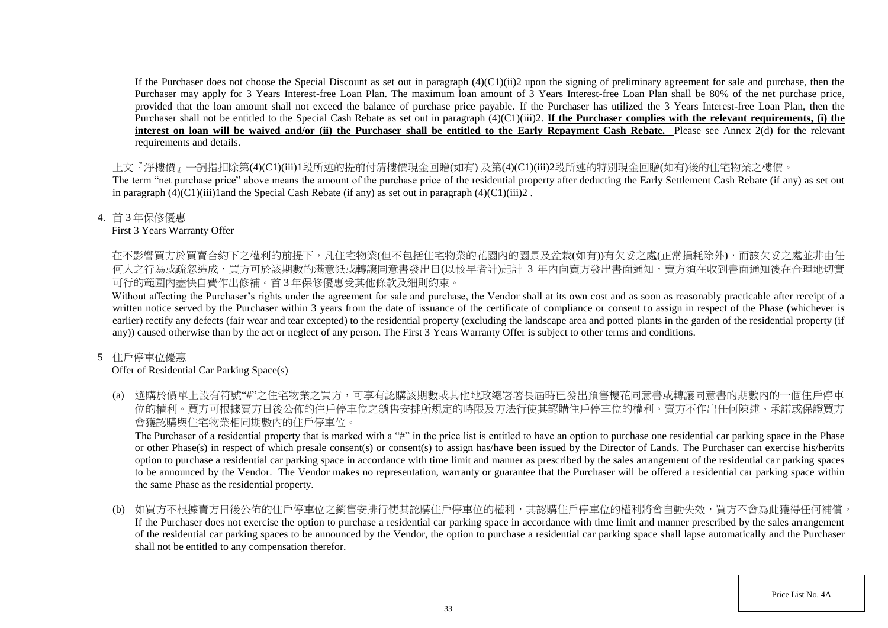If the Purchaser does not choose the Special Discount as set out in paragraph (4)(C1)(ii)2 upon the signing of preliminary agreement for sale and purchase, then the Purchaser may apply for 3 Years Interest-free Loan Plan. The maximum loan amount of 3 Years Interest-free Loan Plan shall be 80% of the net purchase price, provided that the loan amount shall not exceed the balance of purchase price payable. If the Purchaser has utilized the 3 Years Interest-free Loan Plan, then the Purchaser shall not be entitled to the Special Cash Rebate as set out in paragraph (4)(C1)(iii)2. **If the Purchaser complies with the relevant requirements, (i) the interest on loan will be waived and/or (ii) the Purchaser shall be entitled to the Early Repayment Cash Rebate.** Please see Annex 2(d) for the relevant requirements and details.

上文『淨樓價』一詞指扣除第(4)(C1)(iii)1段所述的提前付清樓價現金回贈(如有) 及第(4)(C1)(iii)2段所述的特別現金回贈(如有)後的住宅物業之樓價。
The term "net purchase price" above means the amount of the purchase price of the residential property after deducting the Early Settlement Cash Rebate (if any) as set out in paragraph (4)(C1)(iii)1and the Special Cash Rebate (if any) as set out in paragraph (4)(C1)(iii)2 .

4. 首 3 年保修優惠
First 3 Years Warranty Offer

在不影響買方於買賣合約下之權利的前提下，凡住宅物業(但不包括住宅物業的花園內的園景及盆栽(如有))有欠妥之處(正常損耗除外)，而該欠妥之處並非由任何人之行為或疏忽造成，買方可於該期數的滿意紙或轉讓同意書發出日(以較早者計)起計 3 年內向賣方發出書面通知，賣方須在收到書面通知後在合理地切實可行的範圍內盡快自費作出修補。首 3 年保修優惠受其他條款及細則約束。
Without affecting the Purchaser's rights under the agreement for sale and purchase, the Vendor shall at its own cost and as soon as reasonably practicable after receipt of a written notice served by the Purchaser within 3 years from the date of issuance of the certificate of compliance or consent to assign in respect of the Phase (whichever is earlier) rectify any defects (fair wear and tear excepted) to the residential property (excluding the landscape area and potted plants in the garden of the residential property (if any)) caused otherwise than by the act or neglect of any person. The First 3 Years Warranty Offer is subject to other terms and conditions.

5 住戶停車位優惠
Offer of Residential Car Parking Space(s)

(a) 選購於價單上設有符號"#"之住宅物業之買方，可享有認購該期數或其他地政總署署長屆時已發出預售樓花同意書或轉讓同意書的期數內的一個住戶停車位的權利。買方可根據賣方日後公佈的住戶停車位之銷售安排所規定的時限及方法行使其認購住戶停車位的權利。賣方不作出任何陳述、承諾或保證買方會獲認購與住宅物業相同期數內的住戶停車位。
The Purchaser of a residential property that is marked with a "#" in the price list is entitled to have an option to purchase one residential car parking space in the Phase or other Phase(s) in respect of which presale consent(s) or consent(s) to assign has/have been issued by the Director of Lands. The Purchaser can exercise his/her/its option to purchase a residential car parking space in accordance with time limit and manner as prescribed by the sales arrangement of the residential car parking spaces to be announced by the Vendor. The Vendor makes no representation, warranty or guarantee that the Purchaser will be offered a residential car parking space within the same Phase as the residential property.

(b) 如買方不根據賣方日後公佈的住戶停車位之銷售安排行使其認購住戶停車位的權利，其認購住戶停車位的權利將會自動失效，買方不會為此獲得任何補償。
If the Purchaser does not exercise the option to purchase a residential car parking space in accordance with time limit and manner prescribed by the sales arrangement of the residential car parking spaces to be announced by the Vendor, the option to purchase a residential car parking space shall lapse automatically and the Purchaser shall not be entitled to any compensation therefor.

Price List No. 4A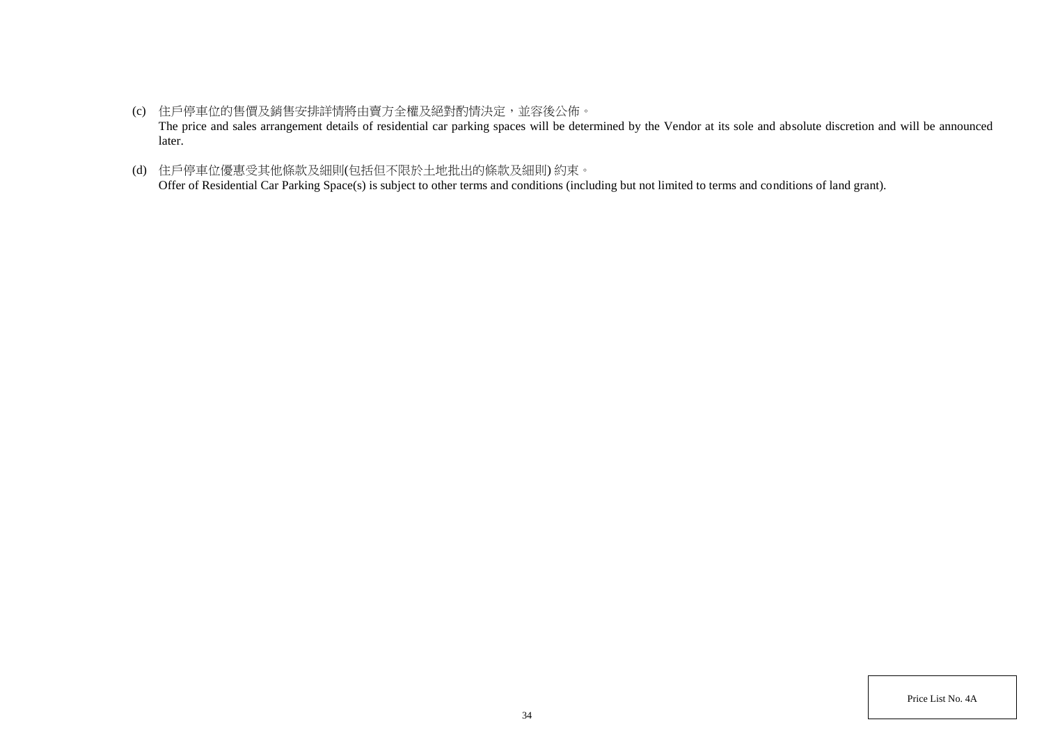(c) 住戶停車位的售價及銷售安排詳情將由賣方全權及絕對酌情決定，並容後公佈。
The price and sales arrangement details of residential car parking spaces will be determined by the Vendor at its sole and absolute discretion and will be announced later.

(d) 住戶停車位優惠受其他條款及細則(包括但不限於土地批出的條款及細則) 約束。
Offer of Residential Car Parking Space(s) is subject to other terms and conditions (including but not limited to terms and conditions of land grant).

Price List No. 4A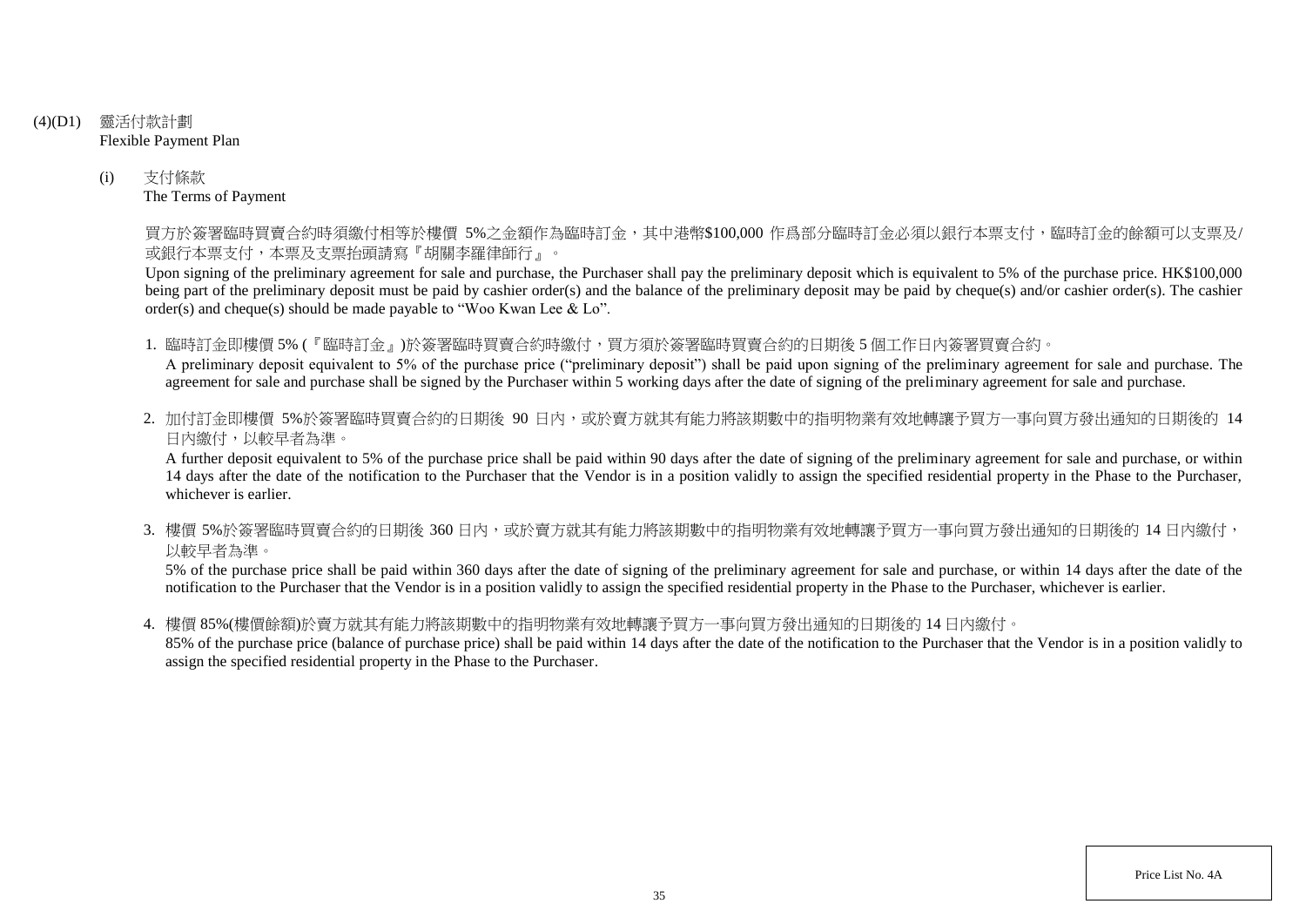## (4)(D1) 靈活付款計劃
Flexible Payment Plan

### (i) 支付條款
The Terms of Payment

買方於簽署臨時買賣合約時須繳付相等於樓價 5%之金額作為臨時訂金，其中港幣$100,000 作爲部分臨時訂金必須以銀行本票支付，臨時訂金的餘額可以支票及/或銀行本票支付，本票及支票抬頭請寫『胡關李羅律師行』。

Upon signing of the preliminary agreement for sale and purchase, the Purchaser shall pay the preliminary deposit which is equivalent to 5% of the purchase price. HK$100,000 being part of the preliminary deposit must be paid by cashier order(s) and the balance of the preliminary deposit may be paid by cheque(s) and/or cashier order(s). The cashier order(s) and cheque(s) should be made payable to "Woo Kwan Lee & Lo".

1. 臨時訂金即樓價 5% (『臨時訂金』)於簽署臨時買賣合約時繳付，買方須於簽署臨時買賣合約的日期後 5 個工作日內簽署買賣合約。
   A preliminary deposit equivalent to 5% of the purchase price ("preliminary deposit") shall be paid upon signing of the preliminary agreement for sale and purchase. The agreement for sale and purchase shall be signed by the Purchaser within 5 working days after the date of signing of the preliminary agreement for sale and purchase.

2. 加付訂金即樓價 5%於簽署臨時買賣合約的日期後 90 日內，或於賣方就其有能力將該期數中的指明物業有效地轉讓予買方一事向買方發出通知的日期後的 14 日內繳付，以較早者為準。
   A further deposit equivalent to 5% of the purchase price shall be paid within 90 days after the date of signing of the preliminary agreement for sale and purchase, or within 14 days after the date of the notification to the Purchaser that the Vendor is in a position validly to assign the specified residential property in the Phase to the Purchaser, whichever is earlier.

3. 樓價 5%於簽署臨時買賣合約的日期後 360 日內，或於賣方就其有能力將該期數中的指明物業有效地轉讓予買方一事向買方發出通知的日期後的 14 日內繳付，以較早者為準。
   5% of the purchase price shall be paid within 360 days after the date of signing of the preliminary agreement for sale and purchase, or within 14 days after the date of the notification to the Purchaser that the Vendor is in a position validly to assign the specified residential property in the Phase to the Purchaser, whichever is earlier.

4. 樓價 85%(樓價餘額)於賣方就其有能力將該期數中的指明物業有效地轉讓予買方一事向買方發出通知的日期後的 14 日內繳付。
   85% of the purchase price (balance of purchase price) shall be paid within 14 days after the date of the notification to the Purchaser that the Vendor is in a position validly to assign the specified residential property in the Phase to the Purchaser.

Price List No. 4A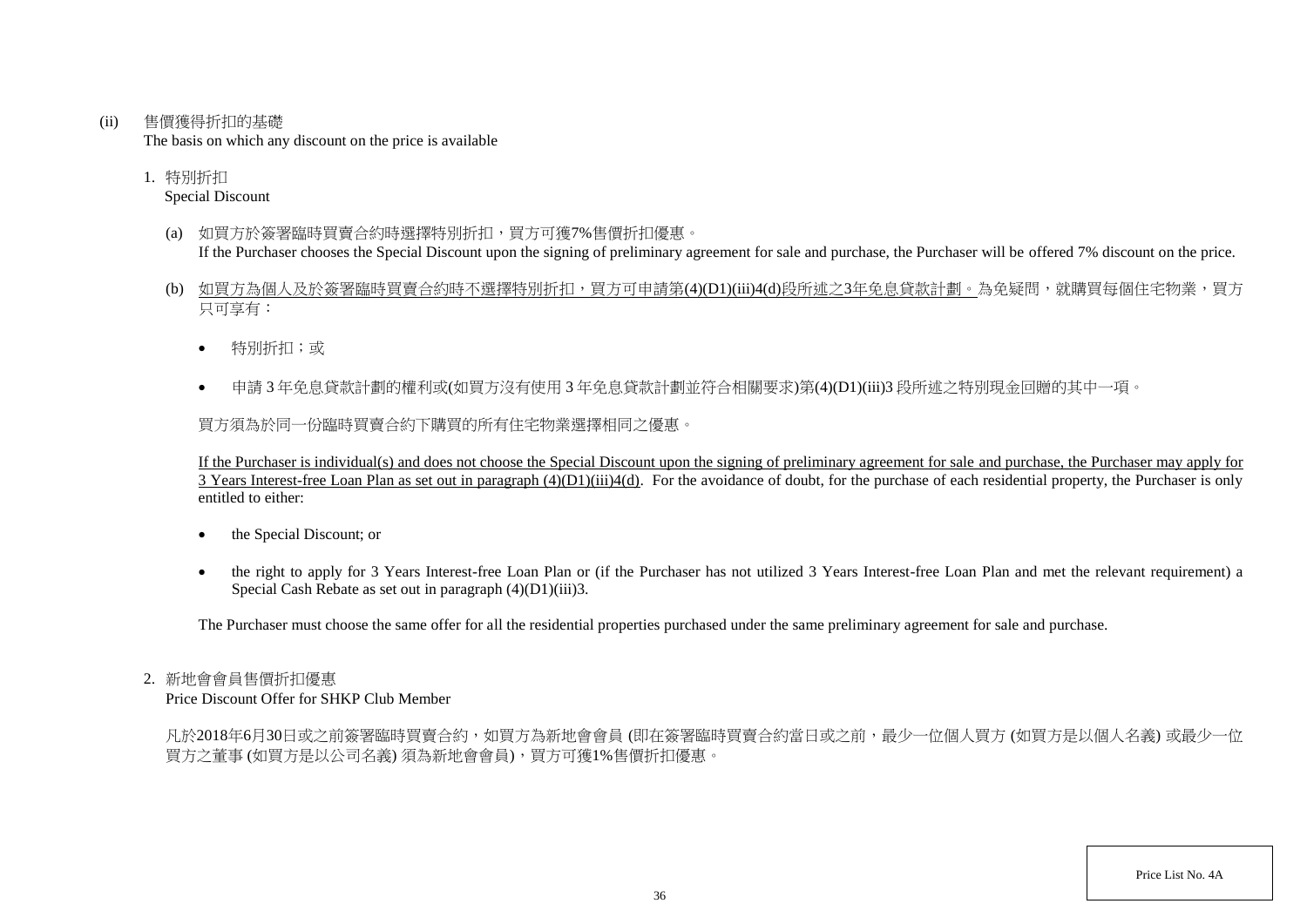(ii) 售價獲得折扣的基礎

The basis on which any discount on the price is available

1. 特別折扣

   Special Discount

   (a) 如買方於簽署臨時買賣合約時選擇特別折扣，買方可獲7%售價折扣優惠。

   If the Purchaser chooses the Special Discount upon the signing of preliminary agreement for sale and purchase, the Purchaser will be offered 7% discount on the price.

   (b) <u>如買方為個人及於簽署臨時買賣合約時不選擇特別折扣，買方可申請第(4)(D1)(iii)4(d)段所述之3年免息貸款計劃。</u>為免疑問，就購買每個住宅物業，買方只可享有：

   - 特別折扣；或
   - 申請 3 年免息貸款計劃的權利或(如買方沒有使用 3 年免息貸款計劃並符合相關要求)第(4)(D1)(iii)3 段所述之特別現金回贈的其中一項。

   買方須為於同一份臨時買賣合約下購買的所有住宅物業選擇相同之優惠。

   <u>If the Purchaser is individual(s) and does not choose the Special Discount upon the signing of preliminary agreement for sale and purchase, the Purchaser may apply for 3 Years Interest-free Loan Plan as set out in paragraph (4)(D1)(iii)4(d).</u> For the avoidance of doubt, for the purchase of each residential property, the Purchaser is only entitled to either:

   - the Special Discount; or
   - the right to apply for 3 Years Interest-free Loan Plan or (if the Purchaser has not utilized 3 Years Interest-free Loan Plan and met the relevant requirement) a Special Cash Rebate as set out in paragraph (4)(D1)(iii)3.

   The Purchaser must choose the same offer for all the residential properties purchased under the same preliminary agreement for sale and purchase.

2. 新地會會員售價折扣優惠

   Price Discount Offer for SHKP Club Member

   凡於2018年6月30日或之前簽署臨時買賣合約，如買方為新地會會員 (即在簽署臨時買賣合約當日或之前，最少一位個人買方 (如買方是以個人名義) 或最少一位買方之董事 (如買方是以公司名義) 須為新地會會員)，買方可獲1%售價折扣優惠。

Price List No. 4A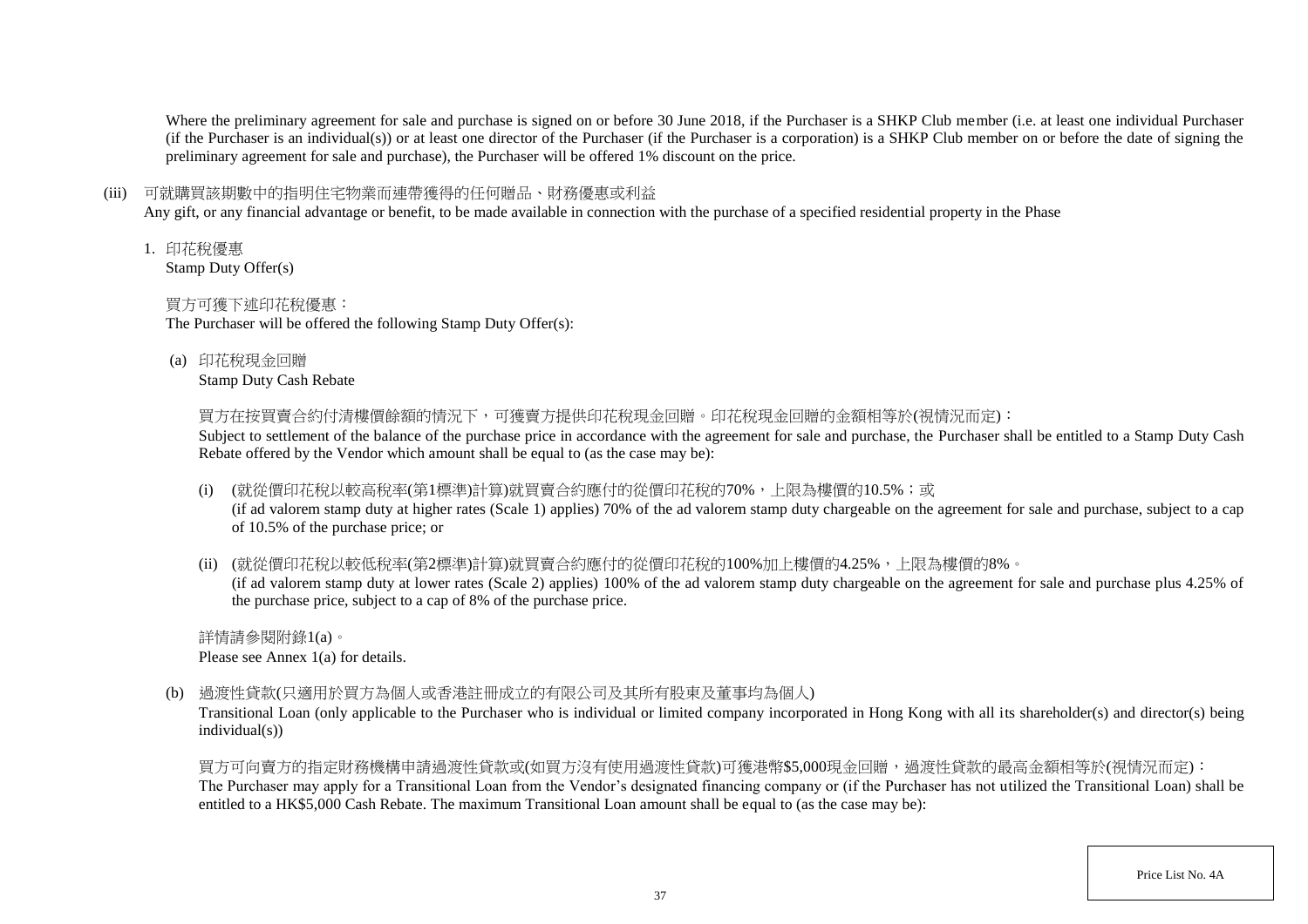Where the preliminary agreement for sale and purchase is signed on or before 30 June 2018, if the Purchaser is a SHKP Club member (i.e. at least one individual Purchaser (if the Purchaser is an individual(s)) or at least one director of the Purchaser (if the Purchaser is a corporation) is a SHKP Club member on or before the date of signing the preliminary agreement for sale and purchase), the Purchaser will be offered 1% discount on the price.

(iii) 可就購買該期數中的指明住宅物業而連帶獲得的任何贈品、財務優惠或利益
Any gift, or any financial advantage or benefit, to be made available in connection with the purchase of a specified residential property in the Phase

1. 印花稅優惠
Stamp Duty Offer(s)

買方可獲下述印花稅優惠：
The Purchaser will be offered the following Stamp Duty Offer(s):

(a) 印花稅現金回贈
Stamp Duty Cash Rebate

買方在按買賣合約付清樓價餘額的情況下，可獲賣方提供印花稅現金回贈。印花稅現金回贈的金額相等於(視情況而定)：
Subject to settlement of the balance of the purchase price in accordance with the agreement for sale and purchase, the Purchaser shall be entitled to a Stamp Duty Cash Rebate offered by the Vendor which amount shall be equal to (as the case may be):

(i) (就從價印花稅以較高稅率(第1標準)計算)就買賣合約應付的從價印花稅的70%，上限為樓價的10.5%；或
(if ad valorem stamp duty at higher rates (Scale 1) applies) 70% of the ad valorem stamp duty chargeable on the agreement for sale and purchase, subject to a cap of 10.5% of the purchase price; or

(ii) (就從價印花稅以較低稅率(第2標準)計算)就買賣合約應付的從價印花稅的100%加上樓價的4.25%，上限為樓價的8%。
(if ad valorem stamp duty at lower rates (Scale 2) applies) 100% of the ad valorem stamp duty chargeable on the agreement for sale and purchase plus 4.25% of the purchase price, subject to a cap of 8% of the purchase price.

詳情請參閱附錄1(a)。
Please see Annex 1(a) for details.

(b) 過渡性貸款(只適用於買方為個人或香港註冊成立的有限公司及其所有股東及董事均為個人)
Transitional Loan (only applicable to the Purchaser who is individual or limited company incorporated in Hong Kong with all its shareholder(s) and director(s) being individual(s))

買方可向賣方的指定財務機構申請過渡性貸款或(如買方沒有使用過渡性貸款)可獲港幣$5,000現金回贈，過渡性貸款的最高金額相等於(視情況而定)：
The Purchaser may apply for a Transitional Loan from the Vendor's designated financing company or (if the Purchaser has not utilized the Transitional Loan) shall be entitled to a HK$5,000 Cash Rebate. The maximum Transitional Loan amount shall be equal to (as the case may be):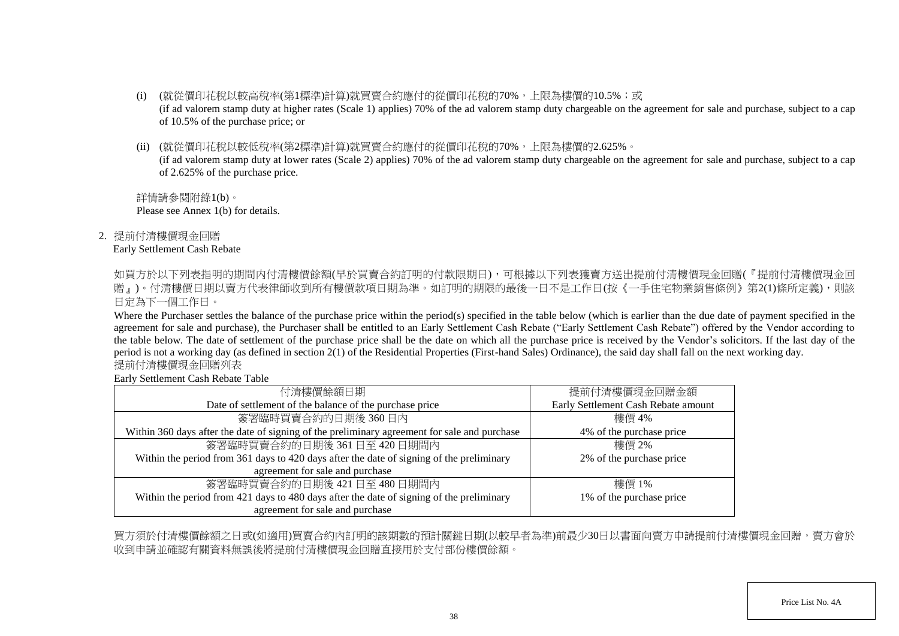(i) (就從價印花稅以較高稅率(第1標準)計算)就買賣合約應付的從價印花稅的70%，上限為樓價的10.5%；或
(if ad valorem stamp duty at higher rates (Scale 1) applies) 70% of the ad valorem stamp duty chargeable on the agreement for sale and purchase, subject to a cap of 10.5% of the purchase price; or

(ii) (就從價印花稅以較低稅率(第2標準)計算)就買賣合約應付的從價印花稅的70%，上限為樓價的2.625%。
(if ad valorem stamp duty at lower rates (Scale 2) applies) 70% of the ad valorem stamp duty chargeable on the agreement for sale and purchase, subject to a cap of 2.625% of the purchase price.

詳情請參閱附錄1(b)。
Please see Annex 1(b) for details.

2. 提前付清樓價現金回贈
Early Settlement Cash Rebate

如買方於以下列表指明的期間內付清樓價餘額(早於買賣合約訂明的付款限期日)，可根據以下列表獲賣方送出提前付清樓價現金回贈(『提前付清樓價現金回贈』)。付清樓價日期以賣方代表律師收到所有樓價款項日期為準。如訂明的期限的最後一日不是工作日(按《一手住宅物業銷售條例》第2(1)條所定義)，則該日定為下一個工作日。

Where the Purchaser settles the balance of the purchase price within the period(s) specified in the table below (which is earlier than the due date of payment specified in the agreement for sale and purchase), the Purchaser shall be entitled to an Early Settlement Cash Rebate ("Early Settlement Cash Rebate") offered by the Vendor according to the table below. The date of settlement of the purchase price shall be the date on which all the purchase price is received by the Vendor's solicitors. If the last day of the period is not a working day (as defined in section 2(1) of the Residential Properties (First-hand Sales) Ordinance), the said day shall fall on the next working day.

提前付清樓價現金回贈列表
Early Settlement Cash Rebate Table

| 付清樓價餘額日期<br>Date of settlement of the balance of the purchase price | 提前付清樓價現金回贈金額<br>Early Settlement Cash Rebate amount |
|---|---|
| 簽署臨時買賣合約的日期後 360 日內<br>Within 360 days after the date of signing of the preliminary agreement for sale and purchase | 樓價 4%<br>4% of the purchase price |
| 簽署臨時買賣合約的日期後 361 日至 420 日期間內<br>Within the period from 361 days to 420 days after the date of signing of the preliminary agreement for sale and purchase | 樓價 2%<br>2% of the purchase price |
| 簽署臨時買賣合約的日期後 421 日至 480 日期間內<br>Within the period from 421 days to 480 days after the date of signing of the preliminary agreement for sale and purchase | 樓價 1%<br>1% of the purchase price |

買方須於付清樓價餘額之日或(如適用)買賣合約內訂明的該期數的預計關鍵日期(以較早者為準)前最少30日以書面向賣方申請提前付清樓價現金回贈，賣方會於收到申請並確認有關資料無誤後將提前付清樓價現金回贈直接用於支付部份樓價餘額。

Price List No. 4A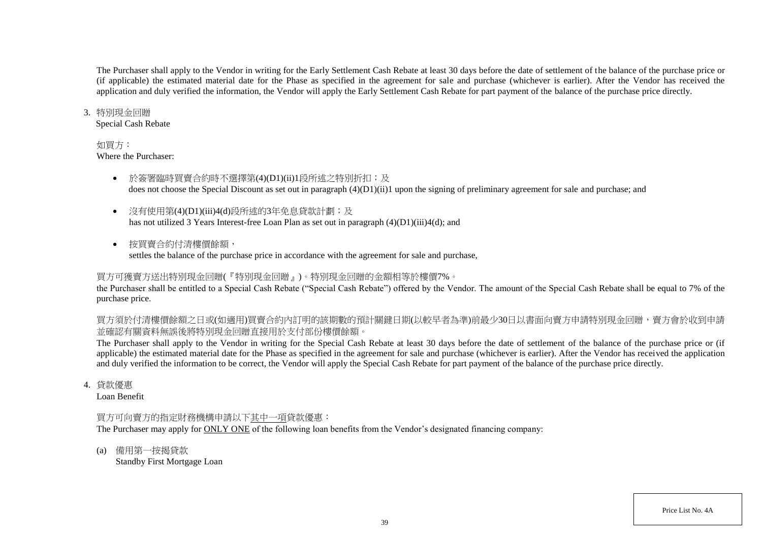The Purchaser shall apply to the Vendor in writing for the Early Settlement Cash Rebate at least 30 days before the date of settlement of the balance of the purchase price or (if applicable) the estimated material date for the Phase as specified in the agreement for sale and purchase (whichever is earlier). After the Vendor has received the application and duly verified the information, the Vendor will apply the Early Settlement Cash Rebate for part payment of the balance of the purchase price directly.

3. 特別現金回贈
   Special Cash Rebate

   如買方：
   Where the Purchaser:

   - 於簽署臨時買賣合約時不選擇第(4)(D1)(ii)1段所述之特別折扣；及
     does not choose the Special Discount as set out in paragraph (4)(D1)(ii)1 upon the signing of preliminary agreement for sale and purchase; and

   - 沒有使用第(4)(D1)(iii)4(d)段所述的3年免息貸款計劃；及
     has not utilized 3 Years Interest-free Loan Plan as set out in paragraph (4)(D1)(iii)4(d); and

   - 按買賣合約付清樓價餘額，
     settles the balance of the purchase price in accordance with the agreement for sale and purchase,

   買方可獲賣方送出特別現金回贈(『特別現金回贈』)。特別現金回贈的金額相等於樓價7%。
   the Purchaser shall be entitled to a Special Cash Rebate ("Special Cash Rebate") offered by the Vendor. The amount of the Special Cash Rebate shall be equal to 7% of the purchase price.

   買方須於付清樓價餘額之日或(如適用)買賣合約內訂明的該期數的預計關鍵日期(以較早者為準)前最少30日以書面向賣方申請特別現金回贈，賣方會於收到申請並確認有關資料無誤後將特別現金回贈直接用於支付部份樓價餘額。
   The Purchaser shall apply to the Vendor in writing for the Special Cash Rebate at least 30 days before the date of settlement of the balance of the purchase price or (if applicable) the estimated material date for the Phase as specified in the agreement for sale and purchase (whichever is earlier). After the Vendor has received the application and duly verified the information to be correct, the Vendor will apply the Special Cash Rebate for part payment of the balance of the purchase price directly.

4. 貸款優惠
   Loan Benefit

   買方可向賣方的指定財務機構申請以下<u>其中一項</u>貸款優惠：
   The Purchaser may apply for <u>ONLY ONE</u> of the following loan benefits from the Vendor's designated financing company:

   (a) 備用第一按揭貸款
       Standby First Mortgage Loan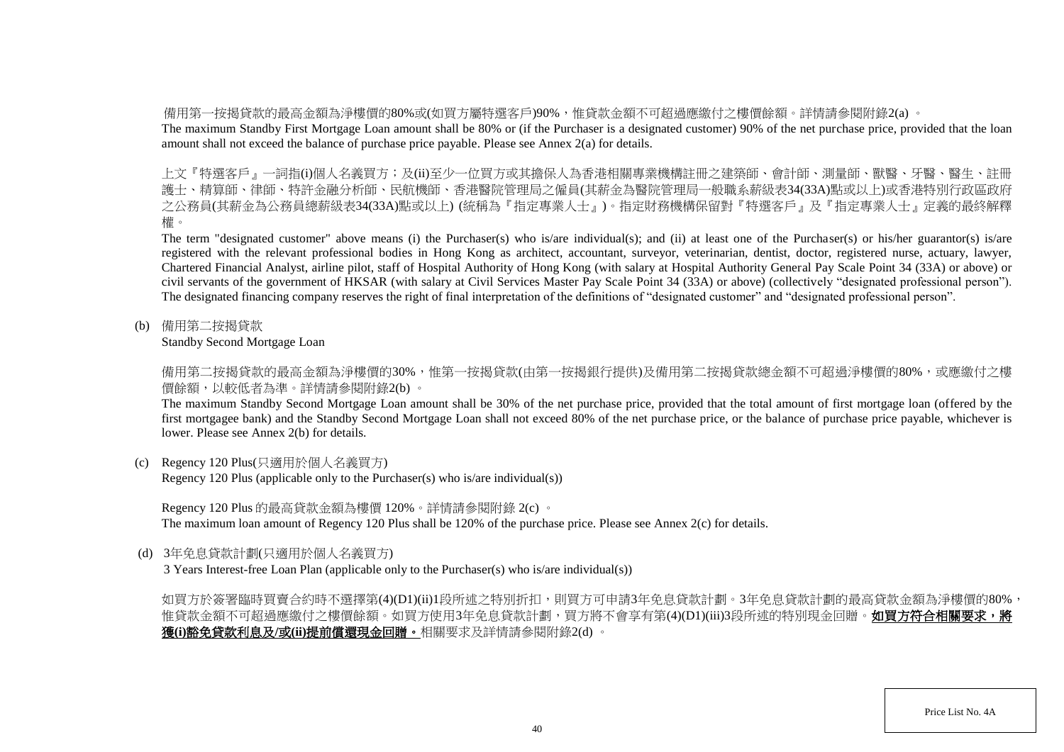備用第一按揭貸款的最高金額為淨樓價的80%或(如買方屬特選客戶)90%，惟貸款金額不可超過應繳付之樓價餘額。詳情請參閱附錄2(a) 。

The maximum Standby First Mortgage Loan amount shall be 80% or (if the Purchaser is a designated customer) 90% of the net purchase price, provided that the loan amount shall not exceed the balance of purchase price payable. Please see Annex 2(a) for details.

上文『特選客戶』一詞指(i)個人名義買方；及(ii)至少一位買方或其擔保人為香港相關專業機構註冊之建築師、會計師、測量師、獸醫、牙醫、醫生、註冊護士、精算師、律師、特許金融分析師、民航機師、香港醫院管理局之僱員(其薪金為醫院管理局一般職系薪級表34(33A)點或以上)或香港特別行政區政府之公務員(其薪金為公務員總薪級表34(33A)點或以上) (統稱為『指定專業人士』)。指定財務機構保留對『特選客戶』及『指定專業人士』定義的最終解釋權。

The term "designated customer" above means (i) the Purchaser(s) who is/are individual(s); and (ii) at least one of the Purchaser(s) or his/her guarantor(s) is/are registered with the relevant professional bodies in Hong Kong as architect, accountant, surveyor, veterinarian, dentist, doctor, registered nurse, actuary, lawyer, Chartered Financial Analyst, airline pilot, staff of Hospital Authority of Hong Kong (with salary at Hospital Authority General Pay Scale Point 34 (33A) or above) or civil servants of the government of HKSAR (with salary at Civil Services Master Pay Scale Point 34 (33A) or above) (collectively "designated professional person"). The designated financing company reserves the right of final interpretation of the definitions of "designated customer" and "designated professional person".

(b) 備用第二按揭貸款
Standby Second Mortgage Loan

備用第二按揭貸款的最高金額為淨樓價的30%，惟第一按揭貸款(由第一按揭銀行提供)及備用第二按揭貸款總金額不可超過淨樓價的80%，或應繳付之樓價餘額，以較低者為準。詳情請參閱附錄2(b) 。

The maximum Standby Second Mortgage Loan amount shall be 30% of the net purchase price, provided that the total amount of first mortgage loan (offered by the first mortgagee bank) and the Standby Second Mortgage Loan shall not exceed 80% of the net purchase price, or the balance of purchase price payable, whichever is lower. Please see Annex 2(b) for details.

(c) Regency 120 Plus(只適用於個人名義買方)
Regency 120 Plus (applicable only to the Purchaser(s) who is/are individual(s))

Regency 120 Plus 的最高貸款金額為樓價 120%。詳情請參閱附錄 2(c) 。
The maximum loan amount of Regency 120 Plus shall be 120% of the purchase price. Please see Annex 2(c) for details.

(d) 3年免息貸款計劃(只適用於個人名義買方)
3 Years Interest-free Loan Plan (applicable only to the Purchaser(s) who is/are individual(s))

如買方於簽署臨時買賣合約時不選擇第(4)(D1)(ii)1段所述之特別折扣，則買方可申請3年免息貸款計劃。3年免息貸款計劃的最高貸款金額為淨樓價的80%，惟貸款金額不可超過應繳付之樓價餘額。如買方使用3年免息貸款計劃，買方將不會享有第(4)(D1)(iii)3段所述的特別現金回贈。**如買方符合相關要求，將獲(i)豁免貸款利息及/或(ii)提前償還現金回贈。**相關要求及詳情請參閱附錄2(d) 。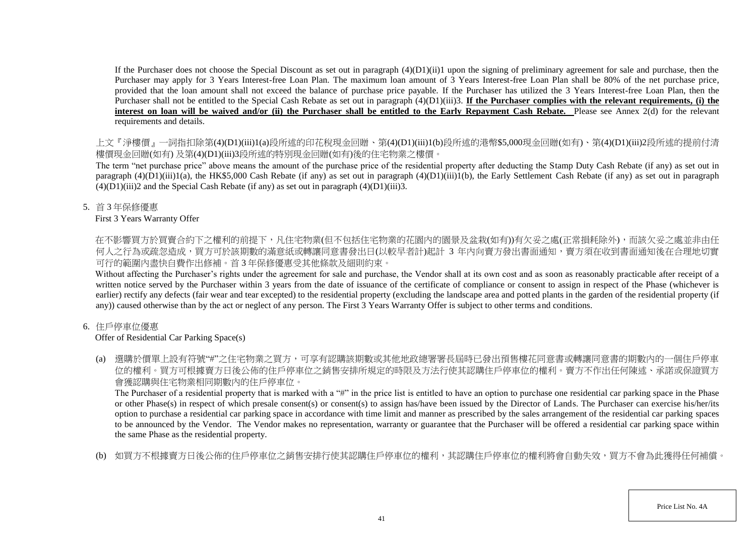If the Purchaser does not choose the Special Discount as set out in paragraph (4)(D1)(ii)1 upon the signing of preliminary agreement for sale and purchase, then the Purchaser may apply for 3 Years Interest-free Loan Plan. The maximum loan amount of 3 Years Interest-free Loan Plan shall be 80% of the net purchase price, provided that the loan amount shall not exceed the balance of purchase price payable. If the Purchaser has utilized the 3 Years Interest-free Loan Plan, then the Purchaser shall not be entitled to the Special Cash Rebate as set out in paragraph (4)(D1)(iii)3. **<u>If the Purchaser complies with the relevant requirements, (i) the interest on loan will be waived and/or (ii) the Purchaser shall be entitled to the Early Repayment Cash Rebate.</u>** Please see Annex 2(d) for the relevant requirements and details.

上文『淨樓價』一詞指扣除第(4)(D1)(iii)1(a)段所述的印花稅現金回贈、第(4)(D1)(iii)1(b)段所述的港幣$5,000現金回贈(如有)、第(4)(D1)(iii)2段所述的提前付清樓價現金回贈(如有) 及第(4)(D1)(iii)3段所述的特別現金回贈(如有)後的住宅物業之樓價。

The term "net purchase price" above means the amount of the purchase price of the residential property after deducting the Stamp Duty Cash Rebate (if any) as set out in paragraph (4)(D1)(iii)1(a), the HK$5,000 Cash Rebate (if any) as set out in paragraph (4)(D1)(iii)1(b), the Early Settlement Cash Rebate (if any) as set out in paragraph (4)(D1)(iii)2 and the Special Cash Rebate (if any) as set out in paragraph (4)(D1)(iii)3.

5. 首 3 年保修優惠
   First 3 Years Warranty Offer

在不影響買方於買賣合約下之權利的前提下，凡住宅物業(但不包括住宅物業的花園內的園景及盆栽(如有))有欠妥之處(正常損耗除外)，而該欠妥之處並非由任何人之行為或疏忽造成，買方可於該期數的滿意紙或轉讓同意書發出日(以較早者計)起計 3 年內向賣方發出書面通知，賣方須在收到書面通知後在合理地切實可行的範圍內盡快自費作出修補。首 3 年保修優惠受其他條款及細則約束。

Without affecting the Purchaser's rights under the agreement for sale and purchase, the Vendor shall at its own cost and as soon as reasonably practicable after receipt of a written notice served by the Purchaser within 3 years from the date of issuance of the certificate of compliance or consent to assign in respect of the Phase (whichever is earlier) rectify any defects (fair wear and tear excepted) to the residential property (excluding the landscape area and potted plants in the garden of the residential property (if any)) caused otherwise than by the act or neglect of any person. The First 3 Years Warranty Offer is subject to other terms and conditions.

6. 住戶停車位優惠
   Offer of Residential Car Parking Space(s)

   (a) 選購於價單上設有符號"#"之住宅物業之買方，可享有認購該期數或其他地政總署署長屆時已發出預售樓花同意書或轉讓同意書的期數內的一個住戶停車位的權利。買方可根據賣方日後公佈的住戶停車位之銷售安排所規定的時限及方法行使其認購住戶停車位的權利。賣方不作出任何陳述、承諾或保證買方會獲認購與住宅物業相同期數內的住戶停車位。

   The Purchaser of a residential property that is marked with a "#" in the price list is entitled to have an option to purchase one residential car parking space in the Phase or other Phase(s) in respect of which presale consent(s) or consent(s) to assign has/have been issued by the Director of Lands. The Purchaser can exercise his/her/its option to purchase a residential car parking space in accordance with time limit and manner as prescribed by the sales arrangement of the residential car parking spaces to be announced by the Vendor. The Vendor makes no representation, warranty or guarantee that the Purchaser will be offered a residential car parking space within the same Phase as the residential property.

   (b) 如買方不根據賣方日後公佈的住戶停車位之銷售安排行使其認購住戶停車位的權利，其認購住戶停車位的權利將會自動失效，買方不會為此獲得任何補償。

Price List No. 4A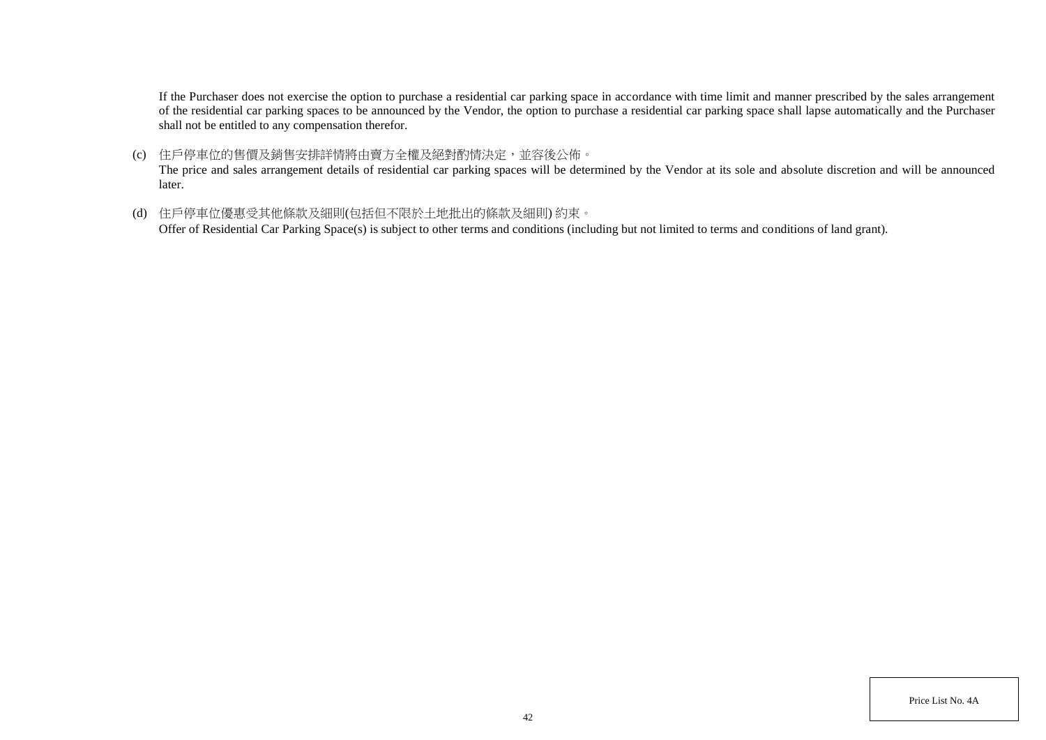If the Purchaser does not exercise the option to purchase a residential car parking space in accordance with time limit and manner prescribed by the sales arrangement of the residential car parking spaces to be announced by the Vendor, the option to purchase a residential car parking space shall lapse automatically and the Purchaser shall not be entitled to any compensation therefor.

(c) 住戶停車位的售價及銷售安排詳情將由賣方全權及絕對酌情決定，並容後公佈。
The price and sales arrangement details of residential car parking spaces will be determined by the Vendor at its sole and absolute discretion and will be announced later.

(d) 住戶停車位優惠受其他條款及細則(包括但不限於土地批出的條款及細則) 約束。
Offer of Residential Car Parking Space(s) is subject to other terms and conditions (including but not limited to terms and conditions of land grant).

Price List No. 4A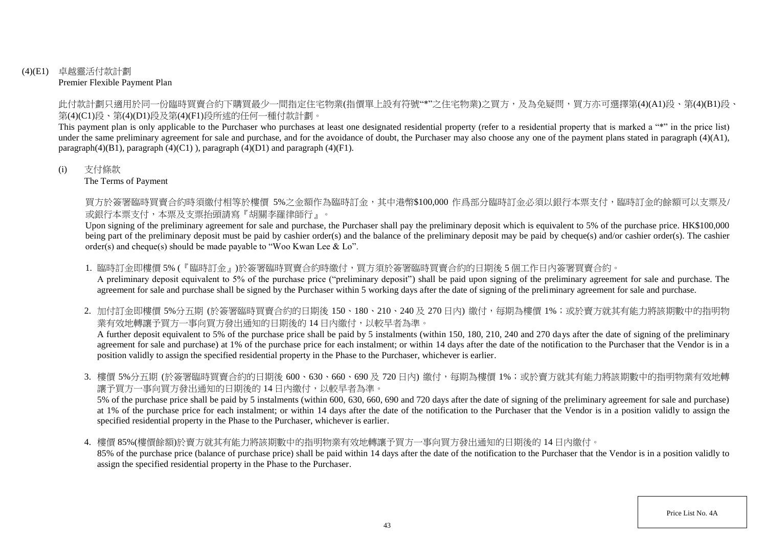(4)(E1) 卓越靈活付款計劃
Premier Flexible Payment Plan

此付款計劃只適用於同一份臨時買賣合約下購買最少一間指定住宅物業(指價單上設有符號"*"之住宅物業)之買方，及為免疑問，買方亦可選擇第(4)(A1)段、第(4)(B1)段、第(4)(C1)段、第(4)(D1)段及第(4)(F1)段所述的任何一種付款計劃。

This payment plan is only applicable to the Purchaser who purchases at least one designated residential property (refer to a residential property that is marked a "*" in the price list) under the same preliminary agreement for sale and purchase, and for the avoidance of doubt, the Purchaser may also choose any one of the payment plans stated in paragraph (4)(A1), paragraph(4)(B1), paragraph (4)(C1) ), paragraph (4)(D1) and paragraph (4)(F1).

(i) 支付條款
The Terms of Payment

買方於簽署臨時買賣合約時須繳付相等於樓價 5%之金額作為臨時訂金，其中港幣$100,000 作爲部分臨時訂金必須以銀行本票支付，臨時訂金的餘額可以支票及/或銀行本票支付，本票及支票抬頭請寫『胡關李羅律師行』。

Upon signing of the preliminary agreement for sale and purchase, the Purchaser shall pay the preliminary deposit which is equivalent to 5% of the purchase price. HK$100,000 being part of the preliminary deposit must be paid by cashier order(s) and the balance of the preliminary deposit may be paid by cheque(s) and/or cashier order(s). The cashier order(s) and cheque(s) should be made payable to "Woo Kwan Lee & Lo".

1. 臨時訂金即樓價 5% (『臨時訂金』)於簽署臨時買賣合約時繳付，買方須於簽署臨時買賣合約的日期後 5 個工作日內簽署買賣合約。
A preliminary deposit equivalent to 5% of the purchase price ("preliminary deposit") shall be paid upon signing of the preliminary agreement for sale and purchase. The agreement for sale and purchase shall be signed by the Purchaser within 5 working days after the date of signing of the preliminary agreement for sale and purchase.

2. 加付訂金即樓價 5%分五期 (於簽署臨時買賣合約的日期後 150、180、210、240 及 270 日內) 繳付，每期為樓價 1%；或於賣方就其有能力將該期數中的指明物業有效地轉讓予買方一事向買方發出通知的日期後的 14 日內繳付，以較早者為準。
A further deposit equivalent to 5% of the purchase price shall be paid by 5 instalments (within 150, 180, 210, 240 and 270 days after the date of signing of the preliminary agreement for sale and purchase) at 1% of the purchase price for each instalment; or within 14 days after the date of the notification to the Purchaser that the Vendor is in a position validly to assign the specified residential property in the Phase to the Purchaser, whichever is earlier.

3. 樓價 5%分五期 (於簽署臨時買賣合約的日期後 600、630、660、690 及 720 日內) 繳付，每期為樓價 1%；或於賣方就其有能力將該期數中的指明物業有效地轉讓予買方一事向買方發出通知的日期後的 14 日內繳付，以較早者為準。
5% of the purchase price shall be paid by 5 instalments (within 600, 630, 660, 690 and 720 days after the date of signing of the preliminary agreement for sale and purchase) at 1% of the purchase price for each instalment; or within 14 days after the date of the notification to the Purchaser that the Vendor is in a position validly to assign the specified residential property in the Phase to the Purchaser, whichever is earlier.

4. 樓價 85%(樓價餘額)於賣方就其有能力將該期數中的指明物業有效地轉讓予買方一事向買方發出通知的日期後的 14 日內繳付。
85% of the purchase price (balance of purchase price) shall be paid within 14 days after the date of the notification to the Purchaser that the Vendor is in a position validly to assign the specified residential property in the Phase to the Purchaser.

Price List No. 4A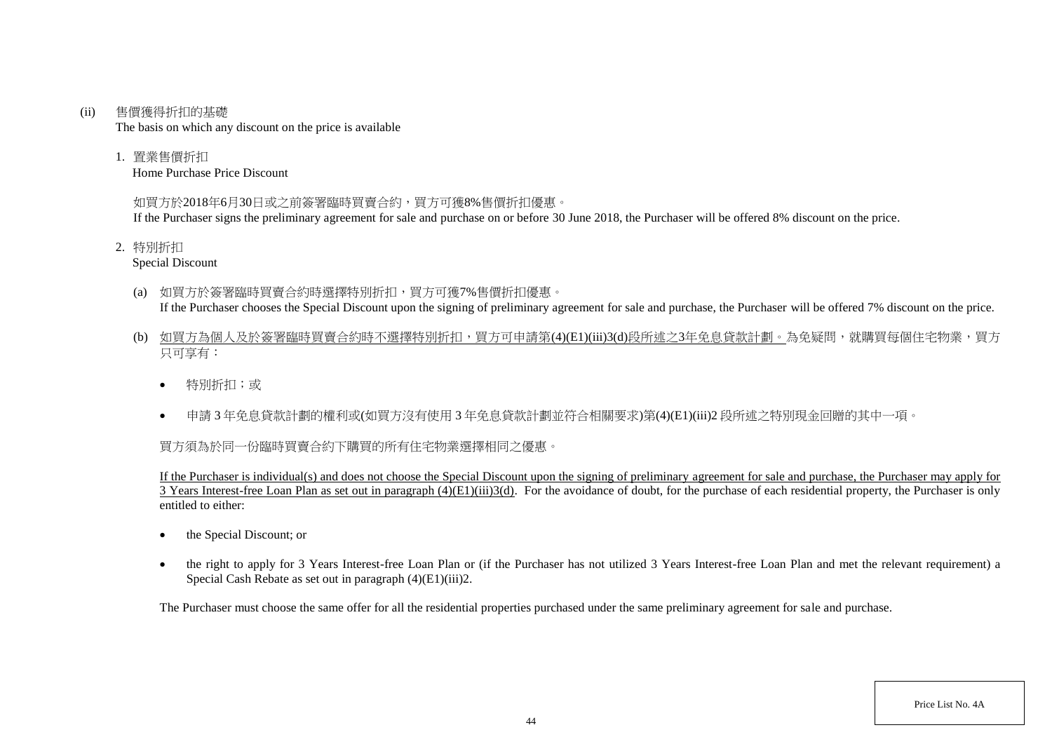(ii) 售價獲得折扣的基礎
The basis on which any discount on the price is available

1. 置業售價折扣
Home Purchase Price Discount

如買方於2018年6月30日或之前簽署臨時買賣合約，買方可獲8%售價折扣優惠。
If the Purchaser signs the preliminary agreement for sale and purchase on or before 30 June 2018, the Purchaser will be offered 8% discount on the price.

2. 特別折扣
Special Discount

(a) 如買方於簽署臨時買賣合約時選擇特別折扣，買方可獲7%售價折扣優惠。
If the Purchaser chooses the Special Discount upon the signing of preliminary agreement for sale and purchase, the Purchaser will be offered 7% discount on the price.

(b) <u>如買方為個人及於簽署臨時買賣合約時不選擇特別折扣，買方可申請第(4)(E1)(iii)3(d)段所述之3年免息貸款計劃。</u>為免疑問，就購買每個住宅物業，買方只可享有：

- 特別折扣；或
- 申請 3 年免息貸款計劃的權利或(如買方沒有使用 3 年免息貸款計劃並符合相關要求)第(4)(E1)(iii)2 段所述之特別現金回贈的其中一項。

買方須為於同一份臨時買賣合約下購買的所有住宅物業選擇相同之優惠。

<u>If the Purchaser is individual(s) and does not choose the Special Discount upon the signing of preliminary agreement for sale and purchase, the Purchaser may apply for 3 Years Interest-free Loan Plan as set out in paragraph (4)(E1)(iii)3(d)</u>. For the avoidance of doubt, for the purchase of each residential property, the Purchaser is only entitled to either:

- the Special Discount; or
- the right to apply for 3 Years Interest-free Loan Plan or (if the Purchaser has not utilized 3 Years Interest-free Loan Plan and met the relevant requirement) a Special Cash Rebate as set out in paragraph (4)(E1)(iii)2.

The Purchaser must choose the same offer for all the residential properties purchased under the same preliminary agreement for sale and purchase.

Price List No. 4A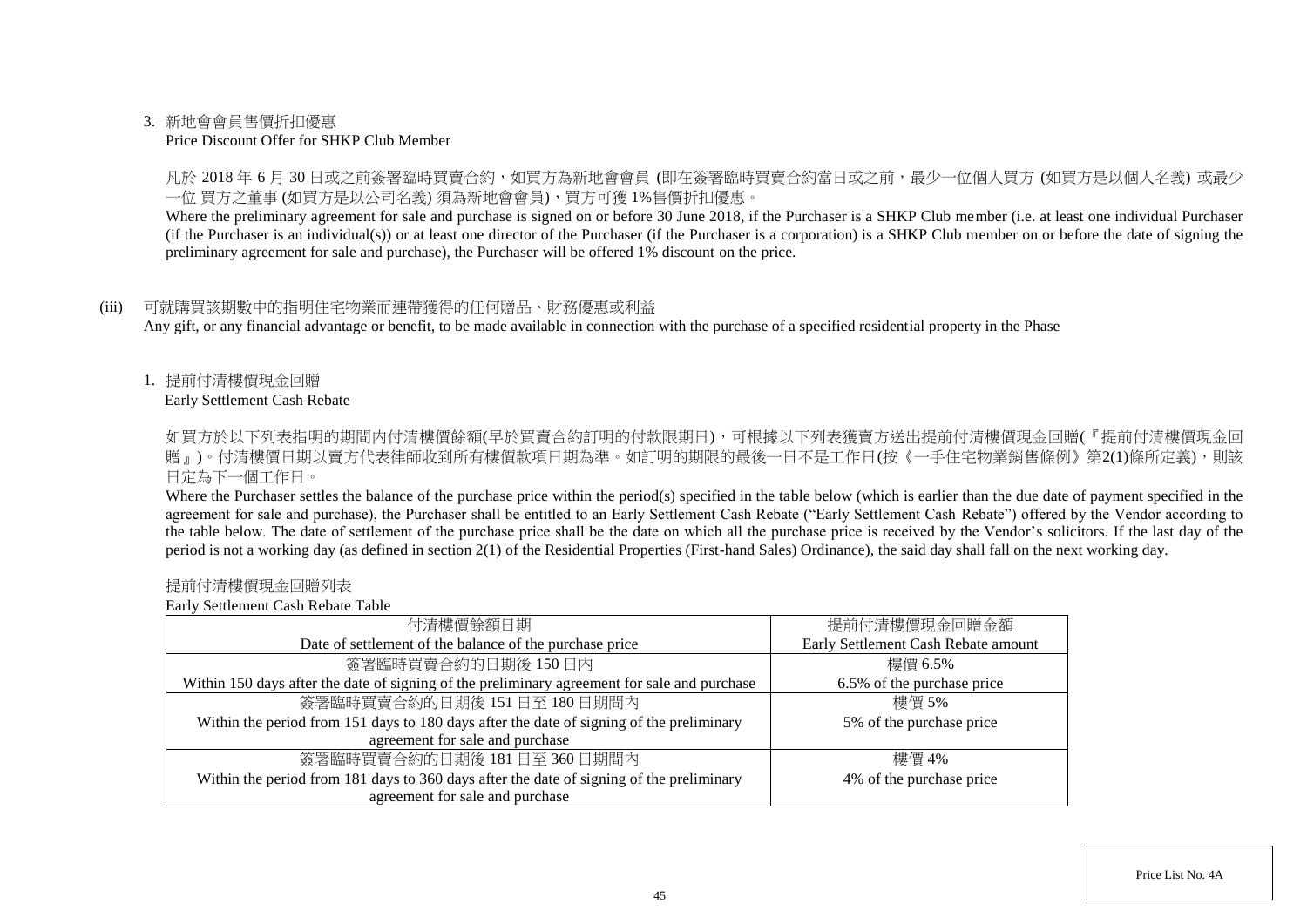3. 新地會會員售價折扣優惠
   Price Discount Offer for SHKP Club Member

   凡於 2018 年 6 月 30 日或之前簽署臨時買賣合約，如買方為新地會會員 (即在簽署臨時買賣合約當日或之前，最少一位個人買方 (如買方是以個人名義) 或最少一位 買方之董事 (如買方是以公司名義) 須為新地會會員)，買方可獲 1%售價折扣優惠。

   Where the preliminary agreement for sale and purchase is signed on or before 30 June 2018, if the Purchaser is a SHKP Club member (i.e. at least one individual Purchaser (if the Purchaser is an individual(s)) or at least one director of the Purchaser (if the Purchaser is a corporation) is a SHKP Club member on or before the date of signing the preliminary agreement for sale and purchase), the Purchaser will be offered 1% discount on the price.

(iii) 可就購買該期數中的指明住宅物業而連帶獲得的任何贈品、財務優惠或利益
Any gift, or any financial advantage or benefit, to be made available in connection with the purchase of a specified residential property in the Phase

1. 提前付清樓價現金回贈
   Early Settlement Cash Rebate

   如買方於以下列表指明的期間內付清樓價餘額(早於買賣合約訂明的付款限期日)，可根據以下列表獲賣方送出提前付清樓價現金回贈(『提前付清樓價現金回贈』)。付清樓價日期以賣方代表律師收到所有樓價款項日期為準。如訂明的期限的最後一日不是工作日(按《一手住宅物業銷售條例》第2(1)條所定義)，則該日定為下一個工作日。

   Where the Purchaser settles the balance of the purchase price within the period(s) specified in the table below (which is earlier than the due date of payment specified in the agreement for sale and purchase), the Purchaser shall be entitled to an Early Settlement Cash Rebate ("Early Settlement Cash Rebate") offered by the Vendor according to the table below. The date of settlement of the purchase price shall be the date on which all the purchase price is received by the Vendor's solicitors. If the last day of the period is not a working day (as defined in section 2(1) of the Residential Properties (First-hand Sales) Ordinance), the said day shall fall on the next working day.

   提前付清樓價現金回贈列表
   Early Settlement Cash Rebate Table

| 付清樓價餘額日期<br>Date of settlement of the balance of the purchase price | 提前付清樓價現金回贈金額<br>Early Settlement Cash Rebate amount |
|---|---|
| 簽署臨時買賣合約的日期後 150 日內<br>Within 150 days after the date of signing of the preliminary agreement for sale and purchase | 樓價 6.5%<br>6.5% of the purchase price |
| 簽署臨時買賣合約的日期後 151 日至 180 日期間內<br>Within the period from 151 days to 180 days after the date of signing of the preliminary agreement for sale and purchase | 樓價 5%<br>5% of the purchase price |
| 簽署臨時買賣合約的日期後 181 日至 360 日期間內<br>Within the period from 181 days to 360 days after the date of signing of the preliminary agreement for sale and purchase | 樓價 4%<br>4% of the purchase price |

Price List No. 4A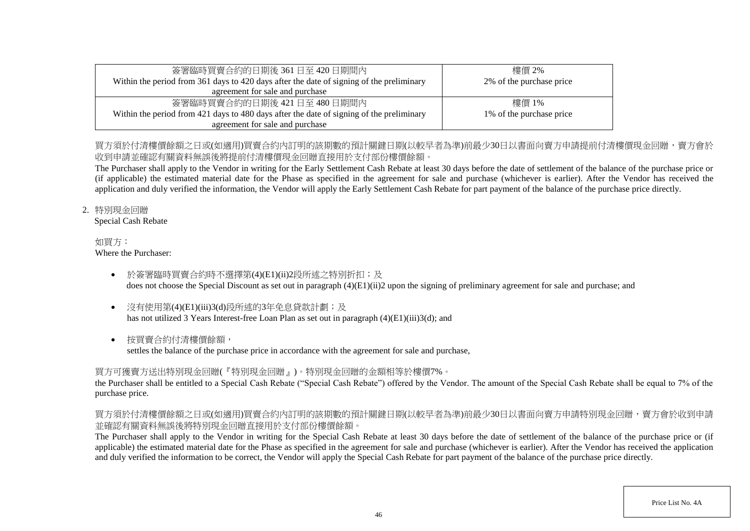| 簽署臨時買賣合約的日期後 361 日至 420 日期間內<br>Within the period from 361 days to 420 days after the date of signing of the preliminary agreement for sale and purchase | 樓價 2%<br>2% of the purchase price |
|---|---|
| 簽署臨時買賣合約的日期後 421 日至 480 日期間內<br>Within the period from 421 days to 480 days after the date of signing of the preliminary agreement for sale and purchase | 樓價 1%<br>1% of the purchase price |

買方須於付清樓價餘額之日或(如適用)買賣合約內訂明的該期數的預計關鍵日期(以較早者為準)前最少30日以書面向賣方申請提前付清樓價現金回贈，賣方會於收到申請並確認有關資料無誤後將提前付清樓價現金回贈直接用於支付部份樓價餘額。

The Purchaser shall apply to the Vendor in writing for the Early Settlement Cash Rebate at least 30 days before the date of settlement of the balance of the purchase price or (if applicable) the estimated material date for the Phase as specified in the agreement for sale and purchase (whichever is earlier). After the Vendor has received the application and duly verified the information, the Vendor will apply the Early Settlement Cash Rebate for part payment of the balance of the purchase price directly.

2. 特別現金回贈
Special Cash Rebate

如買方：
Where the Purchaser:

- 於簽署臨時買賣合約時不選擇第(4)(E1)(ii)2段所述之特別折扣；及
  does not choose the Special Discount as set out in paragraph (4)(E1)(ii)2 upon the signing of preliminary agreement for sale and purchase; and

- 沒有使用第(4)(E1)(iii)3(d)段所述的3年免息貸款計劃；及
  has not utilized 3 Years Interest-free Loan Plan as set out in paragraph (4)(E1)(iii)3(d); and

- 按買賣合約付清樓價餘額，
  settles the balance of the purchase price in accordance with the agreement for sale and purchase,

買方可獲賣方送出特別現金回贈(『特別現金回贈』)。特別現金回贈的金額相等於樓價7%。

the Purchaser shall be entitled to a Special Cash Rebate ("Special Cash Rebate") offered by the Vendor. The amount of the Special Cash Rebate shall be equal to 7% of the purchase price.

買方須於付清樓價餘額之日或(如適用)買賣合約內訂明的該期數的預計關鍵日期(以較早者為準)前最少30日以書面向賣方申請特別現金回贈，賣方會於收到申請並確認有關資料無誤後將特別現金回贈直接用於支付部份樓價餘額。

The Purchaser shall apply to the Vendor in writing for the Special Cash Rebate at least 30 days before the date of settlement of the balance of the purchase price or (if applicable) the estimated material date for the Phase as specified in the agreement for sale and purchase (whichever is earlier). After the Vendor has received the application and duly verified the information to be correct, the Vendor will apply the Special Cash Rebate for part payment of the balance of the purchase price directly.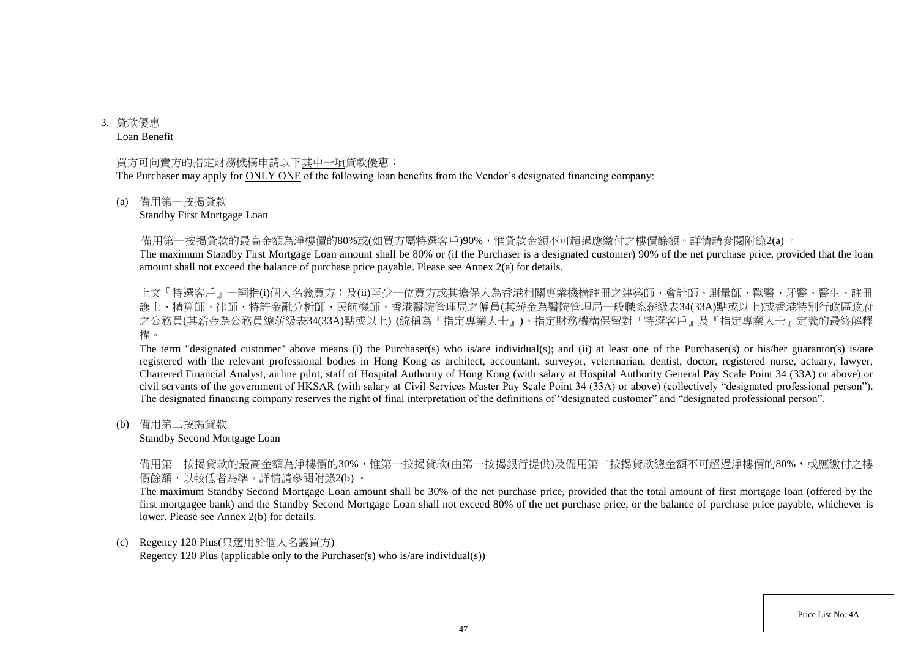3. 貸款優惠
   Loan Benefit

   買方可向賣方的指定財務機構申請以下<u>其中一項</u>貸款優惠：
   The Purchaser may apply for <u>ONLY ONE</u> of the following loan benefits from the Vendor's designated financing company:

   (a) 備用第一按揭貸款
       Standby First Mortgage Loan

       備用第一按揭貸款的最高金額為淨樓價的80%或(如買方屬特選客戶)90%，惟貸款金額不可超過應繳付之樓價餘額。詳情請參閱附錄2(a) 。
       The maximum Standby First Mortgage Loan amount shall be 80% or (if the Purchaser is a designated customer) 90% of the net purchase price, provided that the loan amount shall not exceed the balance of purchase price payable. Please see Annex 2(a) for details.

       上文『特選客戶』一詞指(i)個人名義買方；及(ii)至少一位買方或其擔保人為香港相關專業機構註冊之建築師、會計師、測量師、獸醫、牙醫、醫生、註冊護士、精算師、律師、特許金融分析師、民航機師、香港醫院管理局之僱員(其薪金為醫院管理局一般職系薪級表34(33A)點或以上)或香港特別行政區政府之公務員(其薪金為公務員總薪級表34(33A)點或以上) (統稱為『指定專業人士』)。指定財務機構保留對『特選客戶』及『指定專業人士』定義的最終解釋權。
       The term "designated customer" above means (i) the Purchaser(s) who is/are individual(s); and (ii) at least one of the Purchaser(s) or his/her guarantor(s) is/are registered with the relevant professional bodies in Hong Kong as architect, accountant, surveyor, veterinarian, dentist, doctor, registered nurse, actuary, lawyer, Chartered Financial Analyst, airline pilot, staff of Hospital Authority of Hong Kong (with salary at Hospital Authority General Pay Scale Point 34 (33A) or above) or civil servants of the government of HKSAR (with salary at Civil Services Master Pay Scale Point 34 (33A) or above) (collectively "designated professional person"). The designated financing company reserves the right of final interpretation of the definitions of "designated customer" and "designated professional person".

   (b) 備用第二按揭貸款
       Standby Second Mortgage Loan

       備用第二按揭貸款的最高金額為淨樓價的30%，惟第一按揭貸款(由第一按揭銀行提供)及備用第二按揭貸款總金額不可超過淨樓價的80%，或應繳付之樓價餘額，以較低者為準。詳情請參閱附錄2(b) 。
       The maximum Standby Second Mortgage Loan amount shall be 30% of the net purchase price, provided that the total amount of first mortgage loan (offered by the first mortgagee bank) and the Standby Second Mortgage Loan shall not exceed 80% of the net purchase price, or the balance of purchase price payable, whichever is lower. Please see Annex 2(b) for details.

   (c) Regency 120 Plus(只適用於個人名義買方)
       Regency 120 Plus (applicable only to the Purchaser(s) who is/are individual(s))

Price List No. 4A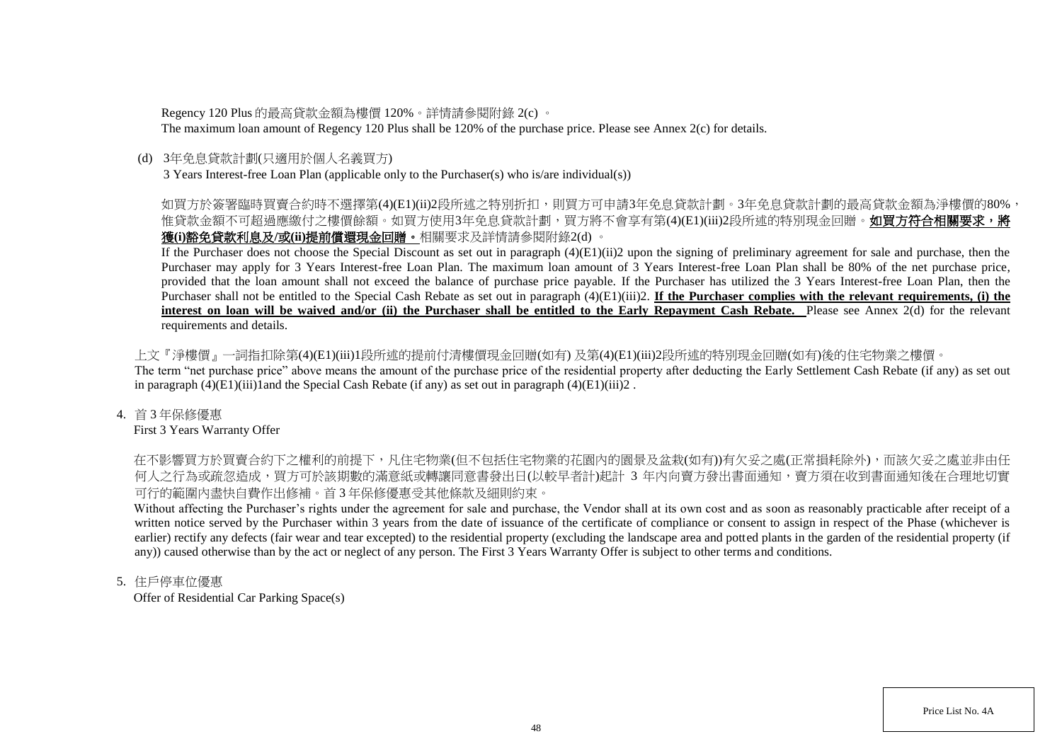Regency 120 Plus 的最高貸款金額為樓價 120%。詳情請參閱附錄 2(c) 。
The maximum loan amount of Regency 120 Plus shall be 120% of the purchase price. Please see Annex 2(c) for details.

(d) 3年免息貸款計劃(只適用於個人名義買方)
3 Years Interest-free Loan Plan (applicable only to the Purchaser(s) who is/are individual(s))

如買方於簽署臨時買賣合約時不選擇第(4)(E1)(ii)2段所述之特別折扣，則買方可申請3年免息貸款計劃。3年免息貸款計劃的最高貸款金額為淨樓價的80%，惟貸款金額不可超過應繳付之樓價餘額。如買方使用3年免息貸款計劃，買方將不會享有第(4)(E1)(iii)2段所述的特別現金回贈。**如買方符合相關要求，將獲(i)豁免貸款利息及/或(ii)提前償還現金回贈。**相關要求及詳情請參閱附錄2(d) 。
If the Purchaser does not choose the Special Discount as set out in paragraph (4)(E1)(ii)2 upon the signing of preliminary agreement for sale and purchase, then the Purchaser may apply for 3 Years Interest-free Loan Plan. The maximum loan amount of 3 Years Interest-free Loan Plan shall be 80% of the net purchase price, provided that the loan amount shall not exceed the balance of purchase price payable. If the Purchaser has utilized the 3 Years Interest-free Loan Plan, then the Purchaser shall not be entitled to the Special Cash Rebate as set out in paragraph (4)(E1)(iii)2. **If the Purchaser complies with the relevant requirements, (i) the interest on loan will be waived and/or (ii) the Purchaser shall be entitled to the Early Repayment Cash Rebate.** Please see Annex 2(d) for the relevant requirements and details.

上文『淨樓價』一詞指扣除第(4)(E1)(iii)1段所述的提前付清樓價現金回贈(如有) 及第(4)(E1)(iii)2段所述的特別現金回贈(如有)後的住宅物業之樓價。
The term "net purchase price" above means the amount of the purchase price of the residential property after deducting the Early Settlement Cash Rebate (if any) as set out in paragraph (4)(E1)(iii)1and the Special Cash Rebate (if any) as set out in paragraph (4)(E1)(iii)2 .

4. 首 3 年保修優惠
First 3 Years Warranty Offer

在不影響買方於買賣合約下之權利的前提下，凡住宅物業(但不包括住宅物業的花園內的園景及盆栽(如有))有欠妥之處(正常損耗除外)，而該欠妥之處並非由任何人之行為或疏忽造成，買方可於該期數的滿意紙或轉讓同意書發出日(以較早者計)起計 3 年內向賣方發出書面通知，賣方須在收到書面通知後在合理地切實可行的範圍內盡快自費作出修補。首 3 年保修優惠受其他條款及細則約束。
Without affecting the Purchaser's rights under the agreement for sale and purchase, the Vendor shall at its own cost and as soon as reasonably practicable after receipt of a written notice served by the Purchaser within 3 years from the date of issuance of the certificate of compliance or consent to assign in respect of the Phase (whichever is earlier) rectify any defects (fair wear and tear excepted) to the residential property (excluding the landscape area and potted plants in the garden of the residential property (if any)) caused otherwise than by the act or neglect of any person. The First 3 Years Warranty Offer is subject to other terms and conditions.

5. 住戶停車位優惠
Offer of Residential Car Parking Space(s)

Price List No. 4A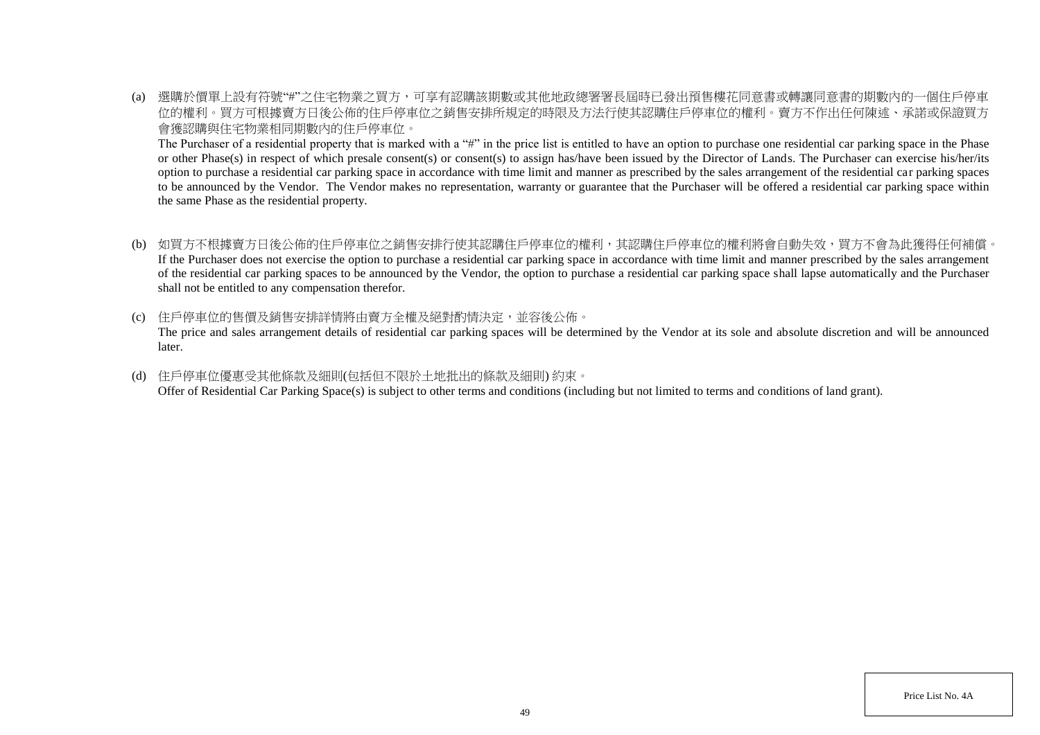(a) 選購於價單上設有符號“#”之住宅物業之買方，可享有認購該期數或其他地政總署署長屆時已發出預售樓花同意書或轉讓同意書的期數內的一個住戶停車位的權利。買方可根據賣方日後公佈的住戶停車位之銷售安排所規定的時限及方法行使其認購住戶停車位的權利。賣方不作出任何陳述、承諾或保證買方會獲認購與住宅物業相同期數內的住戶停車位。

The Purchaser of a residential property that is marked with a “#” in the price list is entitled to have an option to purchase one residential car parking space in the Phase or other Phase(s) in respect of which presale consent(s) or consent(s) to assign has/have been issued by the Director of Lands. The Purchaser can exercise his/her/its option to purchase a residential car parking space in accordance with time limit and manner as prescribed by the sales arrangement of the residential car parking spaces to be announced by the Vendor. The Vendor makes no representation, warranty or guarantee that the Purchaser will be offered a residential car parking space within the same Phase as the residential property.

(b) 如買方不根據賣方日後公佈的住戶停車位之銷售安排行使其認購住戶停車位的權利，其認購住戶停車位的權利將會自動失效，買方不會為此獲得任何補償。

If the Purchaser does not exercise the option to purchase a residential car parking space in accordance with time limit and manner prescribed by the sales arrangement of the residential car parking spaces to be announced by the Vendor, the option to purchase a residential car parking space shall lapse automatically and the Purchaser shall not be entitled to any compensation therefor.

(c) 住戶停車位的售價及銷售安排詳情將由賣方全權及絕對酌情決定，並容後公佈。

The price and sales arrangement details of residential car parking spaces will be determined by the Vendor at its sole and absolute discretion and will be announced later.

(d) 住戶停車位優惠受其他條款及細則(包括但不限於土地批出的條款及細則) 約束。

Offer of Residential Car Parking Space(s) is subject to other terms and conditions (including but not limited to terms and conditions of land grant).

Price List No. 4A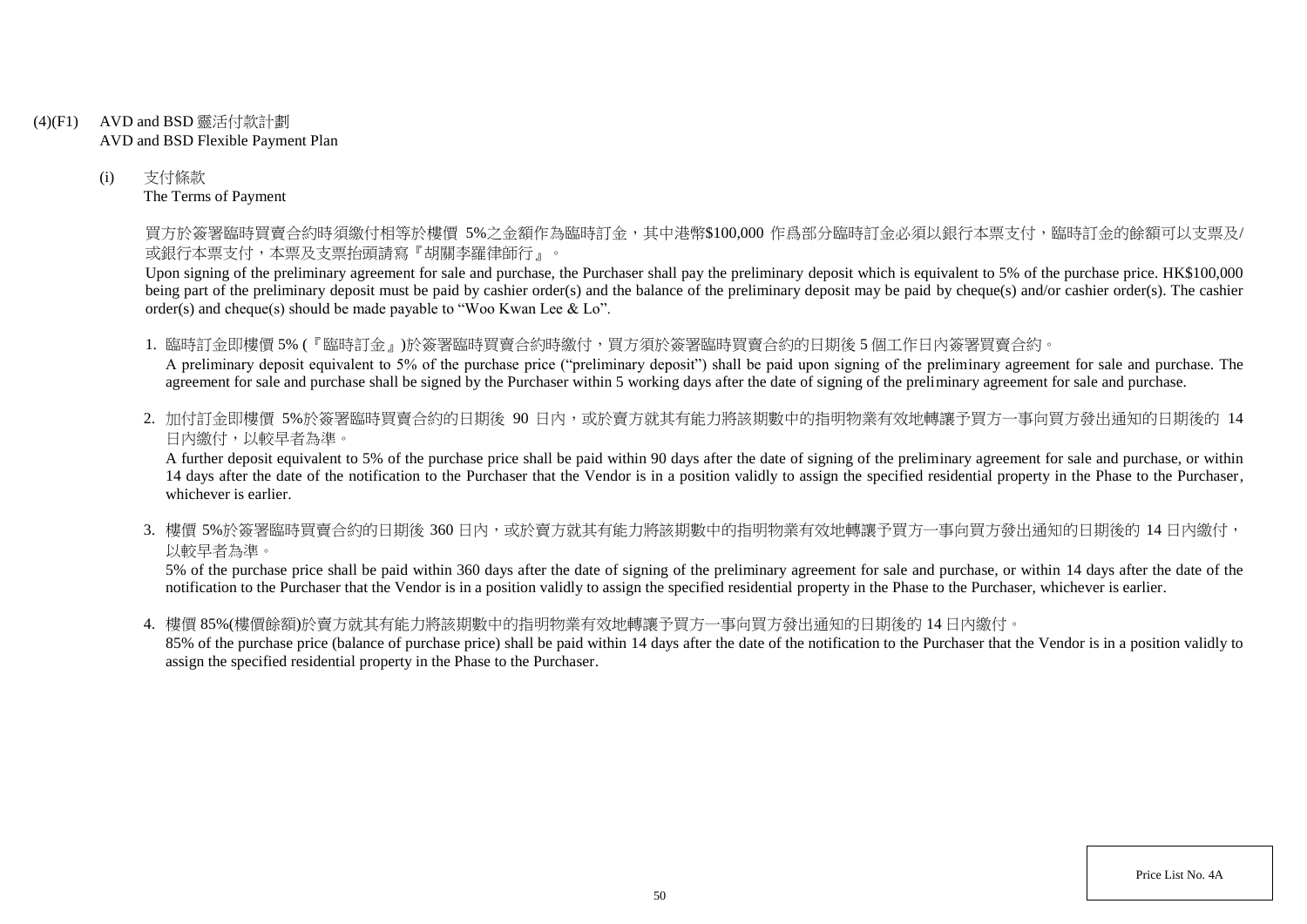## (4)(F1) AVD and BSD 靈活付款計劃
AVD and BSD Flexible Payment Plan

### (i) 支付條款
The Terms of Payment

買方於簽署臨時買賣合約時須繳付相等於樓價 5%之金額作為臨時訂金，其中港幣$100,000 作爲部分臨時訂金必須以銀行本票支付，臨時訂金的餘額可以支票及/或銀行本票支付，本票及支票抬頭請寫『胡關李羅律師行』。

Upon signing of the preliminary agreement for sale and purchase, the Purchaser shall pay the preliminary deposit which is equivalent to 5% of the purchase price. HK$100,000 being part of the preliminary deposit must be paid by cashier order(s) and the balance of the preliminary deposit may be paid by cheque(s) and/or cashier order(s). The cashier order(s) and cheque(s) should be made payable to "Woo Kwan Lee & Lo".

1. 臨時訂金即樓價 5% (『臨時訂金』)於簽署臨時買賣合約時繳付，買方須於簽署臨時買賣合約的日期後 5 個工作日內簽署買賣合約。
   A preliminary deposit equivalent to 5% of the purchase price ("preliminary deposit") shall be paid upon signing of the preliminary agreement for sale and purchase. The agreement for sale and purchase shall be signed by the Purchaser within 5 working days after the date of signing of the preliminary agreement for sale and purchase.

2. 加付訂金即樓價 5%於簽署臨時買賣合約的日期後 90 日內，或於賣方就其有能力將該期數中的指明物業有效地轉讓予買方一事向買方發出通知的日期後的 14 日內繳付，以較早者為準。
   A further deposit equivalent to 5% of the purchase price shall be paid within 90 days after the date of signing of the preliminary agreement for sale and purchase, or within 14 days after the date of the notification to the Purchaser that the Vendor is in a position validly to assign the specified residential property in the Phase to the Purchaser, whichever is earlier.

3. 樓價 5%於簽署臨時買賣合約的日期後 360 日內，或於賣方就其有能力將該期數中的指明物業有效地轉讓予買方一事向買方發出通知的日期後的 14 日內繳付，以較早者為準。
   5% of the purchase price shall be paid within 360 days after the date of signing of the preliminary agreement for sale and purchase, or within 14 days after the date of the notification to the Purchaser that the Vendor is in a position validly to assign the specified residential property in the Phase to the Purchaser, whichever is earlier.

4. 樓價 85%(樓價餘額)於賣方就其有能力將該期數中的指明物業有效地轉讓予買方一事向買方發出通知的日期後的 14 日內繳付。
   85% of the purchase price (balance of purchase price) shall be paid within 14 days after the date of the notification to the Purchaser that the Vendor is in a position validly to assign the specified residential property in the Phase to the Purchaser.

Price List No. 4A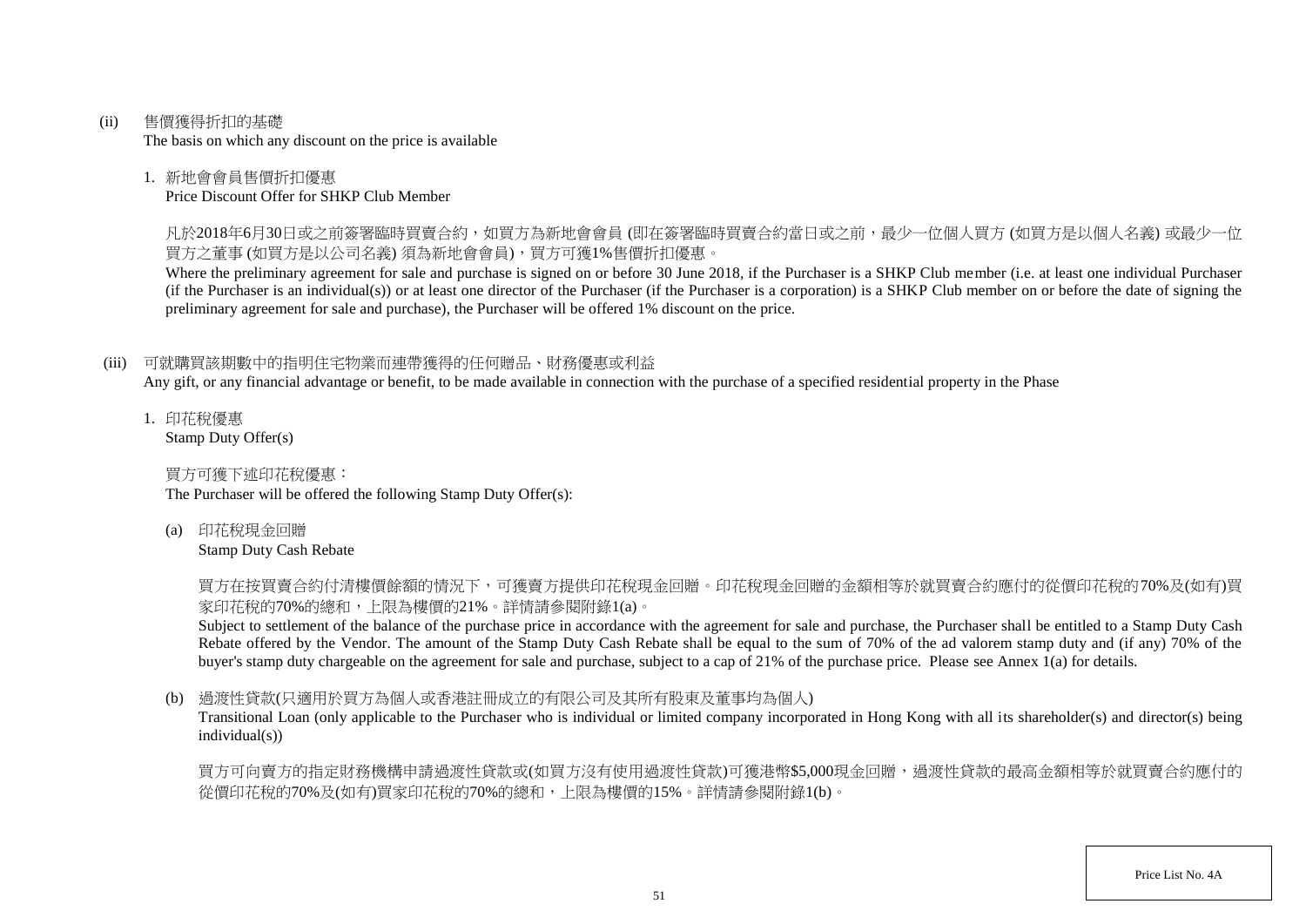(ii) 售價獲得折扣的基礎

The basis on which any discount on the price is available

1. 新地會會員售價折扣優惠

   Price Discount Offer for SHKP Club Member

   凡於2018年6月30日或之前簽署臨時買賣合約，如買方為新地會會員 (即在簽署臨時買賣合約當日或之前，最少一位個人買方 (如買方是以個人名義) 或最少一位買方之董事 (如買方是以公司名義) 須為新地會會員)，買方可獲1%售價折扣優惠。

   Where the preliminary agreement for sale and purchase is signed on or before 30 June 2018, if the Purchaser is a SHKP Club member (i.e. at least one individual Purchaser (if the Purchaser is an individual(s)) or at least one director of the Purchaser (if the Purchaser is a corporation) is a SHKP Club member on or before the date of signing the preliminary agreement for sale and purchase), the Purchaser will be offered 1% discount on the price.

(iii) 可就購買該期數中的指明住宅物業而連帶獲得的任何贈品、財務優惠或利益

Any gift, or any financial advantage or benefit, to be made available in connection with the purchase of a specified residential property in the Phase

1. 印花稅優惠

   Stamp Duty Offer(s)

   買方可獲下述印花稅優惠：

   The Purchaser will be offered the following Stamp Duty Offer(s):

   (a) 印花稅現金回贈

   Stamp Duty Cash Rebate

   買方在按買賣合約付清樓價餘額的情況下，可獲賣方提供印花稅現金回贈。印花稅現金回贈的金額相等於就買賣合約應付的從價印花稅的70%及(如有)買家印花稅的70%的總和，上限為樓價的21%。詳情請參閱附錄1(a)。

   Subject to settlement of the balance of the purchase price in accordance with the agreement for sale and purchase, the Purchaser shall be entitled to a Stamp Duty Cash Rebate offered by the Vendor. The amount of the Stamp Duty Cash Rebate shall be equal to the sum of 70% of the ad valorem stamp duty and (if any) 70% of the buyer's stamp duty chargeable on the agreement for sale and purchase, subject to a cap of 21% of the purchase price. Please see Annex 1(a) for details.

   (b) 過渡性貸款(只適用於買方為個人或香港註冊成立的有限公司及其所有股東及董事均為個人)

   Transitional Loan (only applicable to the Purchaser who is individual or limited company incorporated in Hong Kong with all its shareholder(s) and director(s) being individual(s))

   買方可向賣方的指定財務機構申請過渡性貸款或(如買方沒有使用過渡性貸款)可獲港幣$5,000現金回贈，過渡性貸款的最高金額相等於就買賣合約應付的從價印花稅的70%及(如有)買家印花稅的70%的總和，上限為樓價的15%。詳情請參閱附錄1(b)。

Price List No. 4A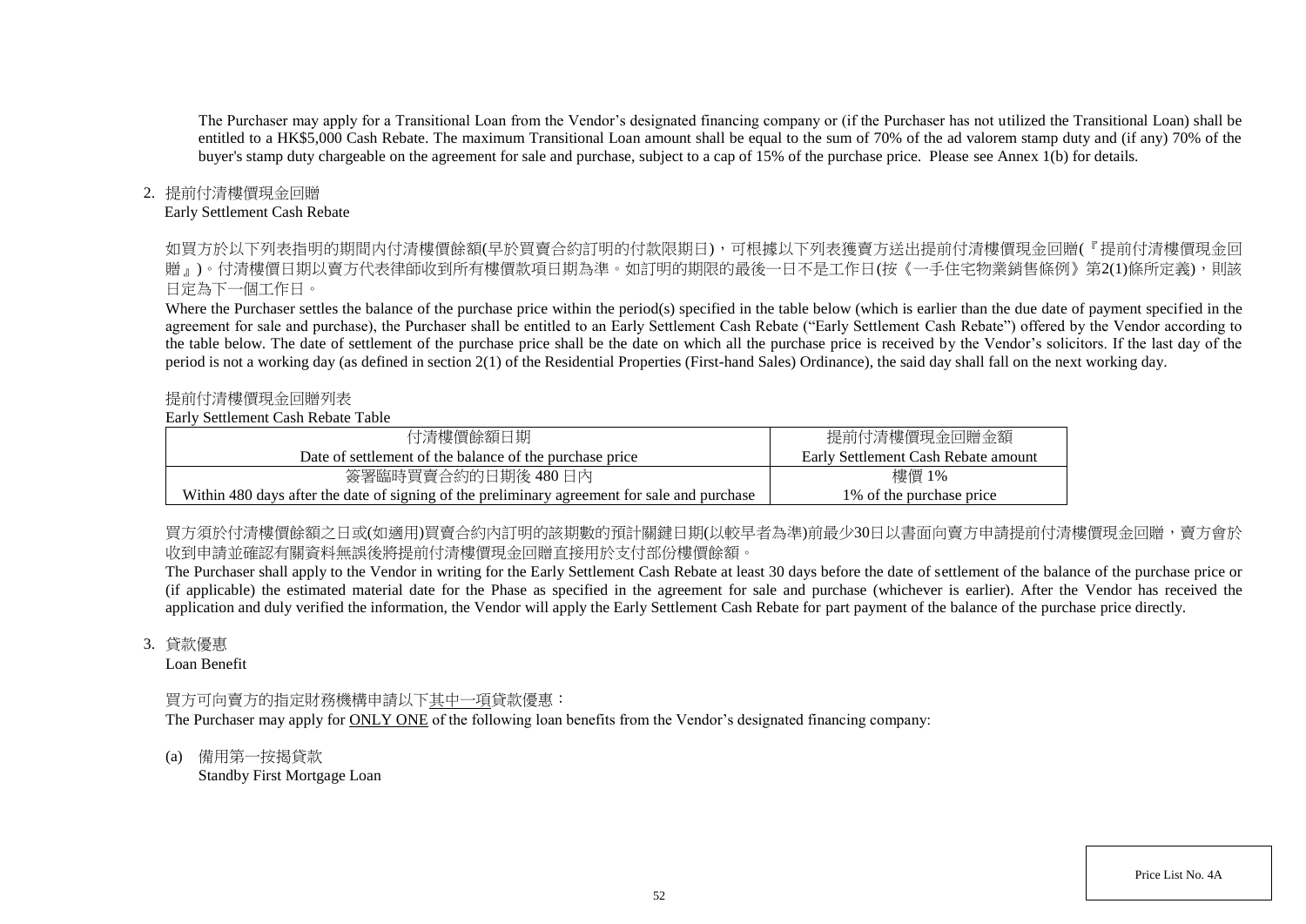The Purchaser may apply for a Transitional Loan from the Vendor's designated financing company or (if the Purchaser has not utilized the Transitional Loan) shall be entitled to a HK$5,000 Cash Rebate. The maximum Transitional Loan amount shall be equal to the sum of 70% of the ad valorem stamp duty and (if any) 70% of the buyer's stamp duty chargeable on the agreement for sale and purchase, subject to a cap of 15% of the purchase price. Please see Annex 1(b) for details.

2. 提前付清樓價現金回贈
Early Settlement Cash Rebate

如買方於以下列表指明的期間內付清樓價餘額(早於買賣合約訂明的付款限期日)，可根據以下列表獲賣方送出提前付清樓價現金回贈(『提前付清樓價現金回贈』)。付清樓價日期以賣方代表律師收到所有樓價款項日期為準。如訂明的期限的最後一日不是工作日(按《一手住宅物業銷售條例》第2(1)條所定義)，則該日定為下一個工作日。

Where the Purchaser settles the balance of the purchase price within the period(s) specified in the table below (which is earlier than the due date of payment specified in the agreement for sale and purchase), the Purchaser shall be entitled to an Early Settlement Cash Rebate ("Early Settlement Cash Rebate") offered by the Vendor according to the table below. The date of settlement of the purchase price shall be the date on which all the purchase price is received by the Vendor's solicitors. If the last day of the period is not a working day (as defined in section 2(1) of the Residential Properties (First-hand Sales) Ordinance), the said day shall fall on the next working day.

提前付清樓價現金回贈列表
Early Settlement Cash Rebate Table

| 付清樓價餘額日期<br>Date of settlement of the balance of the purchase price | 提前付清樓價現金回贈金額<br>Early Settlement Cash Rebate amount |
|---|---|
| 簽署臨時買賣合約的日期後 480 日內<br>Within 480 days after the date of signing of the preliminary agreement for sale and purchase | 樓價 1%<br>1% of the purchase price |

買方須於付清樓價餘額之日或(如適用)買賣合約內訂明的該期數的預計關鍵日期(以較早者為準)前最少30日以書面向賣方申請提前付清樓價現金回贈，賣方會於收到申請並確認有關資料無誤後將提前付清樓價現金回贈直接用於支付部份樓價餘額。

The Purchaser shall apply to the Vendor in writing for the Early Settlement Cash Rebate at least 30 days before the date of settlement of the balance of the purchase price or (if applicable) the estimated material date for the Phase as specified in the agreement for sale and purchase (whichever is earlier). After the Vendor has received the application and duly verified the information, the Vendor will apply the Early Settlement Cash Rebate for part payment of the balance of the purchase price directly.

3. 貸款優惠
Loan Benefit

買方可向賣方的指定財務機構申請以下其中一項貸款優惠：
The Purchaser may apply for ONLY ONE of the following loan benefits from the Vendor's designated financing company:

(a) 備用第一按揭貸款
Standby First Mortgage Loan

Price List No. 4A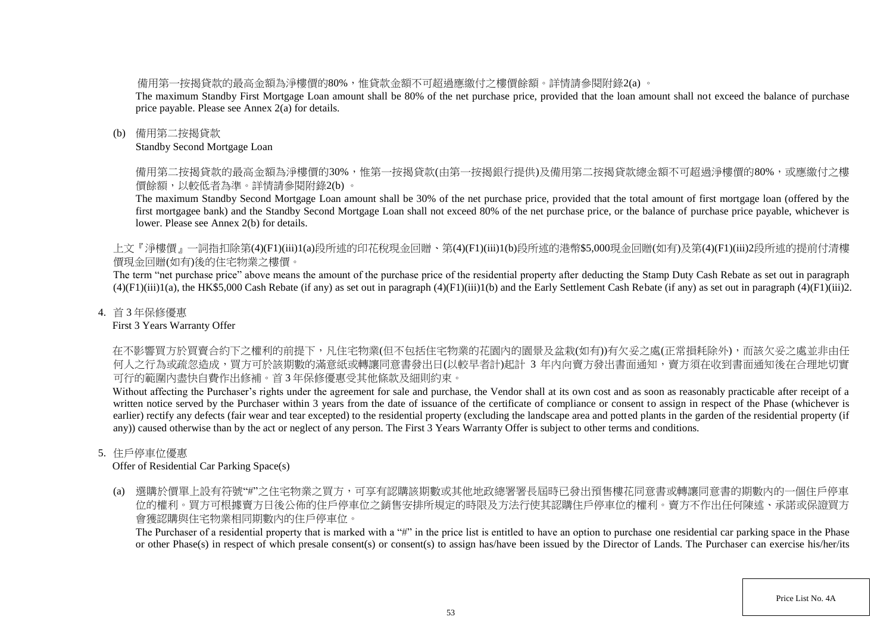備用第一按揭貸款的最高金額為淨樓價的80%，惟貸款金額不可超過應繳付之樓價餘額。詳情請參閱附錄2(a) 。

The maximum Standby First Mortgage Loan amount shall be 80% of the net purchase price, provided that the loan amount shall not exceed the balance of purchase price payable. Please see Annex 2(a) for details.

(b) 備用第二按揭貸款

Standby Second Mortgage Loan

備用第二按揭貸款的最高金額為淨樓價的30%，惟第一按揭貸款(由第一按揭銀行提供)及備用第二按揭貸款總金額不可超過淨樓價的80%，或應繳付之樓價餘額，以較低者為準。詳情請參閱附錄2(b) 。

The maximum Standby Second Mortgage Loan amount shall be 30% of the net purchase price, provided that the total amount of first mortgage loan (offered by the first mortgagee bank) and the Standby Second Mortgage Loan shall not exceed 80% of the net purchase price, or the balance of purchase price payable, whichever is lower. Please see Annex 2(b) for details.

上文『淨樓價』一詞指扣除第(4)(F1)(iii)1(a)段所述的印花稅現金回贈、第(4)(F1)(iii)1(b)段所述的港幣$5,000現金回贈(如有)及第(4)(F1)(iii)2段所述的提前付清樓價現金回贈(如有)後的住宅物業之樓價。

The term "net purchase price" above means the amount of the purchase price of the residential property after deducting the Stamp Duty Cash Rebate as set out in paragraph (4)(F1)(iii)1(a), the HK$5,000 Cash Rebate (if any) as set out in paragraph (4)(F1)(iii)1(b) and the Early Settlement Cash Rebate (if any) as set out in paragraph (4)(F1)(iii)2.

4. 首 3 年保修優惠

First 3 Years Warranty Offer

在不影響買方於買賣合約下之權利的前提下，凡住宅物業(但不包括住宅物業的花園內的園景及盆栽(如有))有欠妥之處(正常損耗除外)，而該欠妥之處並非由任何人之行為或疏忽造成，買方可於該期數的滿意紙或轉讓同意書發出日(以較早者計)起計 3 年內向賣方發出書面通知，賣方須在收到書面通知後在合理地切實可行的範圍內盡快自費作出修補。首 3 年保修優惠受其他條款及細則約束。

Without affecting the Purchaser's rights under the agreement for sale and purchase, the Vendor shall at its own cost and as soon as reasonably practicable after receipt of a written notice served by the Purchaser within 3 years from the date of issuance of the certificate of compliance or consent to assign in respect of the Phase (whichever is earlier) rectify any defects (fair wear and tear excepted) to the residential property (excluding the landscape area and potted plants in the garden of the residential property (if any)) caused otherwise than by the act or neglect of any person. The First 3 Years Warranty Offer is subject to other terms and conditions.

5. 住戶停車位優惠

Offer of Residential Car Parking Space(s)

(a) 選購於價單上設有符號"#"之住宅物業之買方，可享有認購該期數或其他地政總署署長屆時已發出預售樓花同意書或轉讓同意書的期數內的一個住戶停車位的權利。買方可根據賣方日後公佈的住戶停車位之銷售安排所規定的時限及方法行使其認購住戶停車位的權利。賣方不作出任何陳述、承諾或保證買方會獲認購與住宅物業相同期數內的住戶停車位。

The Purchaser of a residential property that is marked with a "#" in the price list is entitled to have an option to purchase one residential car parking space in the Phase or other Phase(s) in respect of which presale consent(s) or consent(s) to assign has/have been issued by the Director of Lands. The Purchaser can exercise his/her/its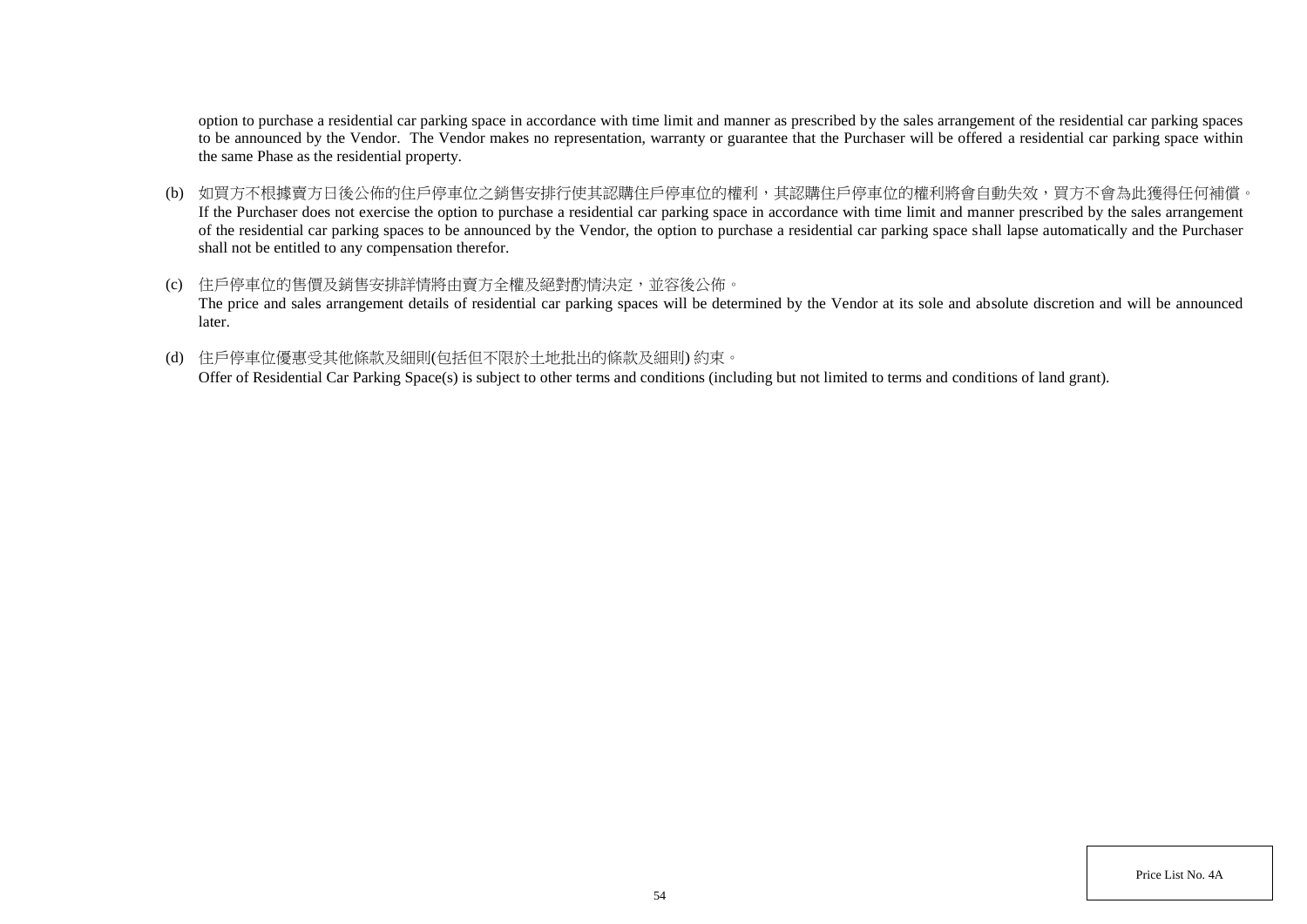option to purchase a residential car parking space in accordance with time limit and manner as prescribed by the sales arrangement of the residential car parking spaces to be announced by the Vendor. The Vendor makes no representation, warranty or guarantee that the Purchaser will be offered a residential car parking space within the same Phase as the residential property.

(b) 如買方不根據賣方日後公佈的住戶停車位之銷售安排行使其認購住戶停車位的權利，其認購住戶停車位的權利將會自動失效，買方不會為此獲得任何補償。
If the Purchaser does not exercise the option to purchase a residential car parking space in accordance with time limit and manner prescribed by the sales arrangement of the residential car parking spaces to be announced by the Vendor, the option to purchase a residential car parking space shall lapse automatically and the Purchaser shall not be entitled to any compensation therefor.

(c) 住戶停車位的售價及銷售安排詳情將由賣方全權及絕對酌情決定，並容後公佈。
The price and sales arrangement details of residential car parking spaces will be determined by the Vendor at its sole and absolute discretion and will be announced later.

(d) 住戶停車位優惠受其他條款及細則(包括但不限於土地批出的條款及細則) 約束。
Offer of Residential Car Parking Space(s) is subject to other terms and conditions (including but not limited to terms and conditions of land grant).

Price List No. 4A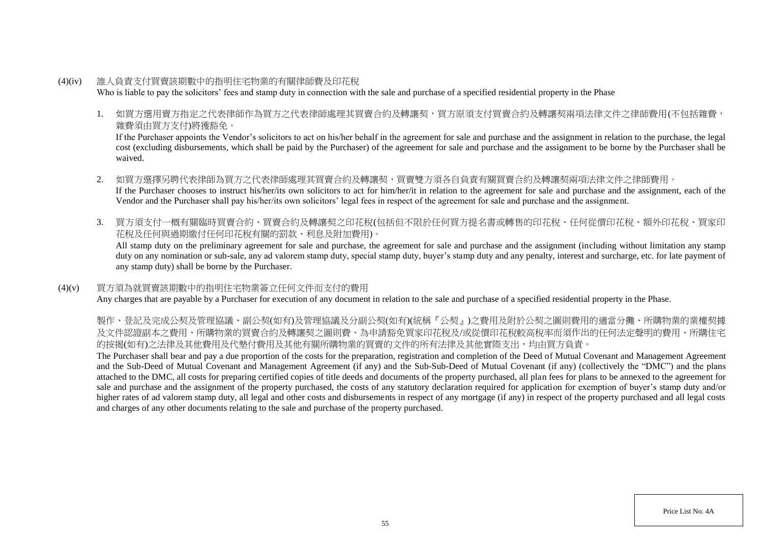(4)(iv) 誰人負責支付買賣該期數中的指明住宅物業的有關律師費及印花稅
Who is liable to pay the solicitors' fees and stamp duty in connection with the sale and purchase of a specified residential property in the Phase

1. 如買方選用賣方指定之代表律師作為買方之代表律師處理其買賣合約及轉讓契，買方原須支付買賣合約及轉讓契兩項法律文件之律師費用(不包括雜費，雜費須由買方支付)將獲豁免。
   If the Purchaser appoints the Vendor's solicitors to act on his/her behalf in the agreement for sale and purchase and the assignment in relation to the purchase, the legal cost (excluding disbursements, which shall be paid by the Purchaser) of the agreement for sale and purchase and the assignment to be borne by the Purchaser shall be waived.

2. 如買方選擇另聘代表律師為買方之代表律師處理其買賣合約及轉讓契，買賣雙方須各自負責有關買賣合約及轉讓契兩項法律文件之律師費用。
   If the Purchaser chooses to instruct his/her/its own solicitors to act for him/her/it in relation to the agreement for sale and purchase and the assignment, each of the Vendor and the Purchaser shall pay his/her/its own solicitors' legal fees in respect of the agreement for sale and purchase and the assignment.

3. 買方須支付一概有關臨時買賣合約、買賣合約及轉讓契之印花稅(包括但不限於任何買方提名書或轉售的印花稅、任何從價印花稅、額外印花稅、買家印花稅及任何與過期繳付任何印花稅有關的罰款、利息及附加費用)。
   All stamp duty on the preliminary agreement for sale and purchase, the agreement for sale and purchase and the assignment (including without limitation any stamp duty on any nomination or sub-sale, any ad valorem stamp duty, special stamp duty, buyer's stamp duty and any penalty, interest and surcharge, etc. for late payment of any stamp duty) shall be borne by the Purchaser.

(4)(v) 買方須為就買賣該期數中的指明住宅物業簽立任何文件而支付的費用
Any charges that are payable by a Purchaser for execution of any document in relation to the sale and purchase of a specified residential property in the Phase.

製作、登記及完成公契及管理協議、副公契(如有)及管理協議及分副公契(如有)(統稱『公契』)之費用及附於公契之圖則費用的適當分攤、所購物業的業權契據及文件認證副本之費用、所購物業的買賣合約及轉讓契之圖則費、為申請豁免買家印花稅及/或從價印花稅較高稅率而須作出的任何法定聲明的費用、所購住宅的按揭(如有)之法律及其他費用及代墊付費用及其他有關所購物業的買賣的文件的所有法律及其他實際支出，均由買方負責。

The Purchaser shall bear and pay a due proportion of the costs for the preparation, registration and completion of the Deed of Mutual Covenant and Management Agreement and the Sub-Deed of Mutual Covenant and Management Agreement (if any) and the Sub-Sub-Deed of Mutual Covenant (if any) (collectively the "DMC") and the plans attached to the DMC, all costs for preparing certified copies of title deeds and documents of the property purchased, all plan fees for plans to be annexed to the agreement for sale and purchase and the assignment of the property purchased, the costs of any statutory declaration required for application for exemption of buyer's stamp duty and/or higher rates of ad valorem stamp duty, all legal and other costs and disbursements in respect of any mortgage (if any) in respect of the property purchased and all legal costs and charges of any other documents relating to the sale and purchase of the property purchased.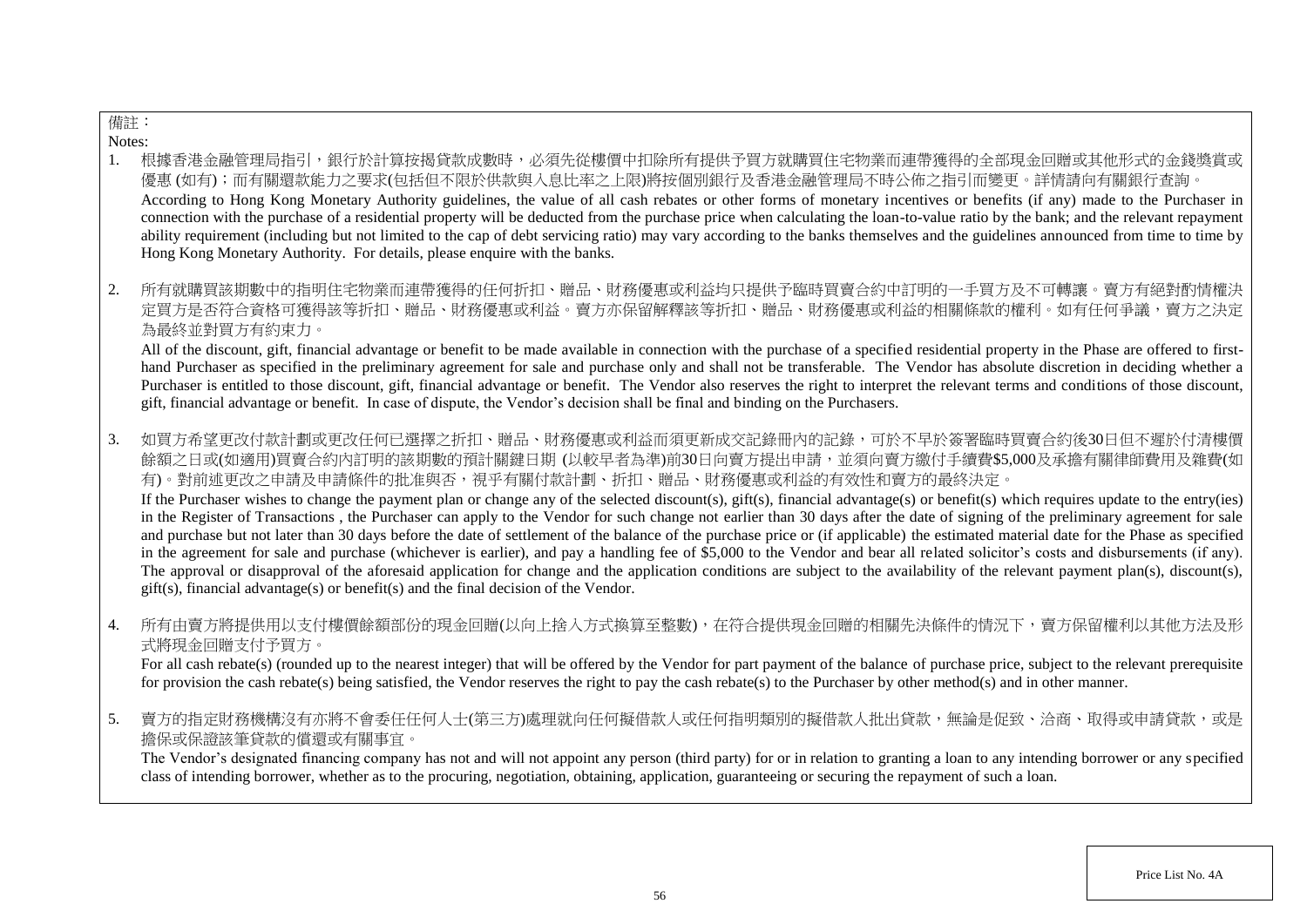備註：

Notes:

1. 根據香港金融管理局指引，銀行於計算按揭貸款成數時，必須先從樓價中扣除所有提供予買方就購買住宅物業而連帶獲得的全部現金回贈或其他形式的金錢獎賞或優惠 (如有)；而有關還款能力之要求(包括但不限於供款與入息比率之上限)將按個別銀行及香港金融管理局不時公佈之指引而變更。詳情請向有關銀行查詢。
   According to Hong Kong Monetary Authority guidelines, the value of all cash rebates or other forms of monetary incentives or benefits (if any) made to the Purchaser in connection with the purchase of a residential property will be deducted from the purchase price when calculating the loan-to-value ratio by the bank; and the relevant repayment ability requirement (including but not limited to the cap of debt servicing ratio) may vary according to the banks themselves and the guidelines announced from time to time by Hong Kong Monetary Authority. For details, please enquire with the banks.

2. 所有就購買該期數中的指明住宅物業而連帶獲得的任何折扣、贈品、財務優惠或利益均只提供予臨時買賣合約中訂明的一手買方及不可轉讓。賣方有絕對酌情權決定買方是否符合資格可獲得該等折扣、贈品、財務優惠或利益。賣方亦保留解釋該等折扣、贈品、財務優惠或利益的相關條款的權利。如有任何爭議，賣方之決定為最終並對買方有約束力。
   All of the discount, gift, financial advantage or benefit to be made available in connection with the purchase of a specified residential property in the Phase are offered to first-hand Purchaser as specified in the preliminary agreement for sale and purchase only and shall not be transferable. The Vendor has absolute discretion in deciding whether a Purchaser is entitled to those discount, gift, financial advantage or benefit. The Vendor also reserves the right to interpret the relevant terms and conditions of those discount, gift, financial advantage or benefit. In case of dispute, the Vendor's decision shall be final and binding on the Purchasers.

3. 如買方希望更改付款計劃或更改任何已選擇之折扣、贈品、財務優惠或利益而須更新成交記錄冊內的記錄，可於不早於簽署臨時買賣合約後30日但不遲於付清樓價餘額之日或(如適用)買賣合約內訂明的該期數的預計關鍵日期 (以較早者為準)前30日向賣方提出申請，並須向賣方繳付手續費$5,000及承擔有關律師費用及雜費(如有)。對前述更改之申請及申請條件的批准與否，視乎有關付款計劃、折扣、贈品、財務優惠或利益的有效性和賣方的最終決定。
   If the Purchaser wishes to change the payment plan or change any of the selected discount(s), gift(s), financial advantage(s) or benefit(s) which requires update to the entry(ies) in the Register of Transactions , the Purchaser can apply to the Vendor for such change not earlier than 30 days after the date of signing of the preliminary agreement for sale and purchase but not later than 30 days before the date of settlement of the balance of the purchase price or (if applicable) the estimated material date for the Phase as specified in the agreement for sale and purchase (whichever is earlier), and pay a handling fee of $5,000 to the Vendor and bear all related solicitor's costs and disbursements (if any). The approval or disapproval of the aforesaid application for change and the application conditions are subject to the availability of the relevant payment plan(s), discount(s), gift(s), financial advantage(s) or benefit(s) and the final decision of the Vendor.

4. 所有由賣方將提供用以支付樓價餘額部份的現金回贈(以向上捨入方式換算至整數)，在符合提供現金回贈的相關先決條件的情況下，賣方保留權利以其他方法及形式將現金回贈支付予買方。
   For all cash rebate(s) (rounded up to the nearest integer) that will be offered by the Vendor for part payment of the balance of purchase price, subject to the relevant prerequisite for provision the cash rebate(s) being satisfied, the Vendor reserves the right to pay the cash rebate(s) to the Purchaser by other method(s) and in other manner.

5. 賣方的指定財務機構沒有亦將不會委任任何人士(第三方)處理就向任何擬借款人或任何指明類別的擬借款人批出貸款，無論是促致、洽商、取得或申請貸款，或是擔保或保證該筆貸款的償還或有關事宜。
   The Vendor's designated financing company has not and will not appoint any person (third party) for or in relation to granting a loan to any intending borrower or any specified class of intending borrower, whether as to the procuring, negotiation, obtaining, application, guaranteeing or securing the repayment of such a loan.

Price List No. 4A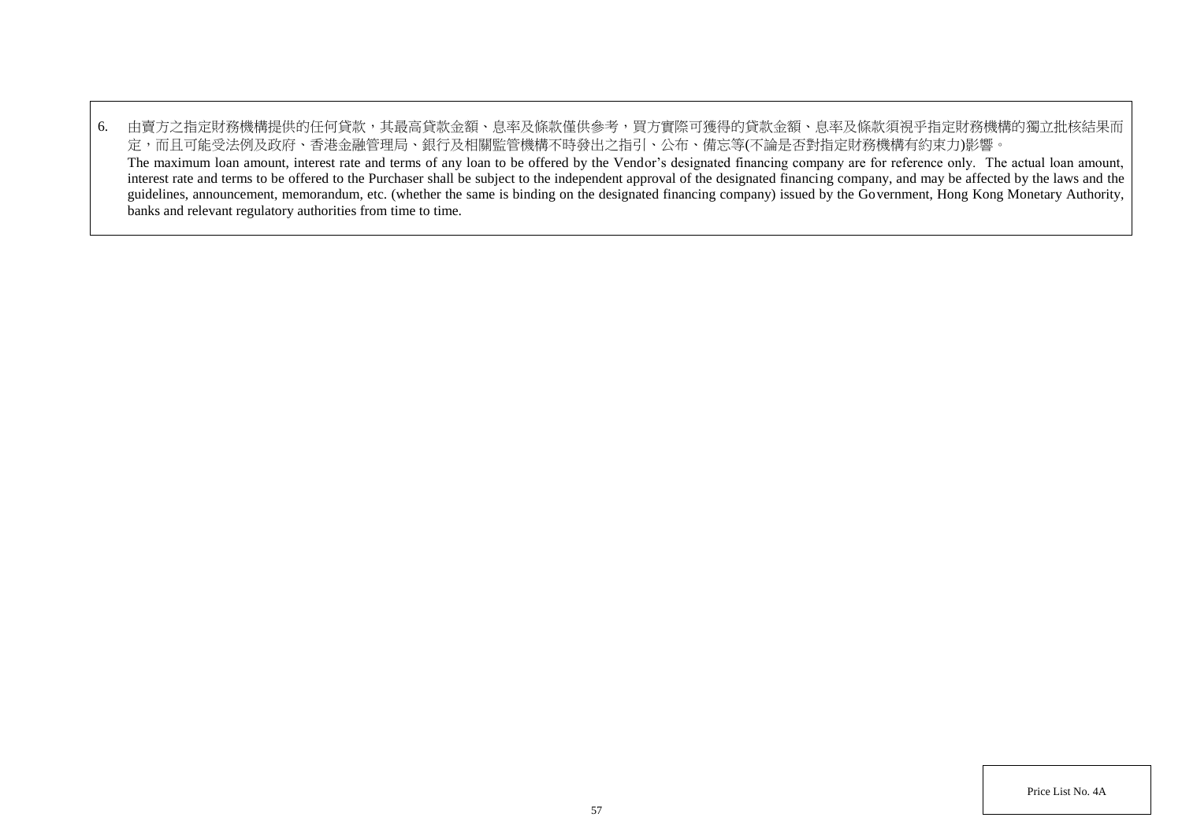6. 由賣方之指定財務機構提供的任何貸款，其最高貸款金額、息率及條款僅供參考，買方實際可獲得的貸款金額、息率及條款須視乎指定財務機構的獨立批核結果而定，而且可能受法例及政府、香港金融管理局、銀行及相關監管機構不時發出之指引、公布、備忘等(不論是否對指定財務機構有約束力)影響。
   The maximum loan amount, interest rate and terms of any loan to be offered by the Vendor's designated financing company are for reference only. The actual loan amount, interest rate and terms to be offered to the Purchaser shall be subject to the independent approval of the designated financing company, and may be affected by the laws and the guidelines, announcement, memorandum, etc. (whether the same is binding on the designated financing company) issued by the Government, Hong Kong Monetary Authority, banks and relevant regulatory authorities from time to time.

Price List No. 4A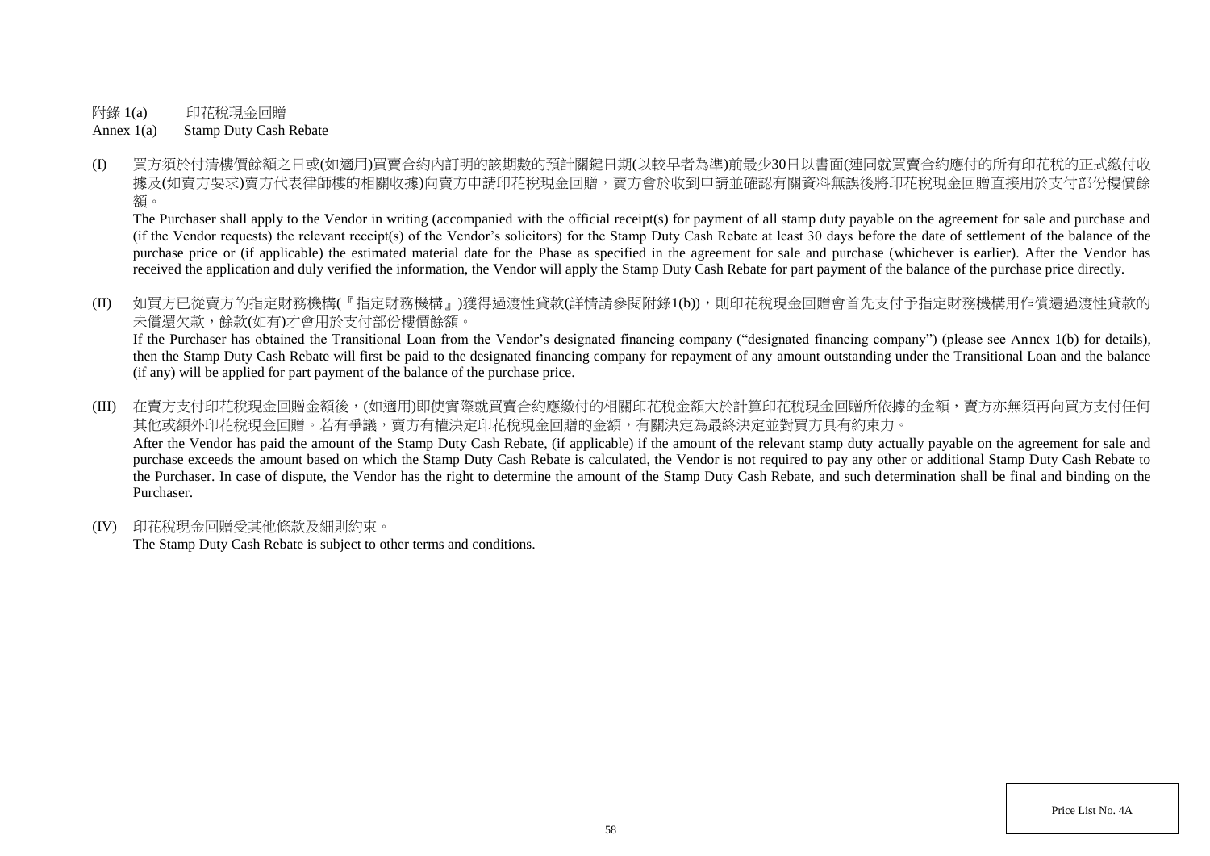附錄 1(a)　　印花稅現金回贈

Annex 1(a)　　Stamp Duty Cash Rebate

(I) 買方須於付清樓價餘額之日或(如適用)買賣合約內訂明的該期數的預計關鍵日期(以較早者為準)前最少30日以書面(連同就買賣合約應付的所有印花稅的正式繳付收據及(如賣方要求)賣方代表律師樓的相關收據)向賣方申請印花稅現金回贈，賣方會於收到申請並確認有關資料無誤後將印花稅現金回贈直接用於支付部份樓價餘額。

The Purchaser shall apply to the Vendor in writing (accompanied with the official receipt(s) for payment of all stamp duty payable on the agreement for sale and purchase and (if the Vendor requests) the relevant receipt(s) of the Vendor's solicitors) for the Stamp Duty Cash Rebate at least 30 days before the date of settlement of the balance of the purchase price or (if applicable) the estimated material date for the Phase as specified in the agreement for sale and purchase (whichever is earlier). After the Vendor has received the application and duly verified the information, the Vendor will apply the Stamp Duty Cash Rebate for part payment of the balance of the purchase price directly.

(II) 如買方已從賣方的指定財務機構(『指定財務機構』)獲得過渡性貸款(詳情請參閱附錄1(b))，則印花稅現金回贈會首先支付予指定財務機構用作償還過渡性貸款的未償還欠款，餘款(如有)才會用於支付部份樓價餘額。

If the Purchaser has obtained the Transitional Loan from the Vendor's designated financing company ("designated financing company") (please see Annex 1(b) for details), then the Stamp Duty Cash Rebate will first be paid to the designated financing company for repayment of any amount outstanding under the Transitional Loan and the balance (if any) will be applied for part payment of the balance of the purchase price.

(III) 在賣方支付印花稅現金回贈金額後，(如適用)即使實際就買賣合約應繳付的相關印花稅金額大於計算印花稅現金回贈所依據的金額，賣方亦無須再向買方支付任何其他或額外印花稅現金回贈。若有爭議，賣方有權決定印花稅現金回贈的金額，有關決定為最終決定並對買方具有約束力。

After the Vendor has paid the amount of the Stamp Duty Cash Rebate, (if applicable) if the amount of the relevant stamp duty actually payable on the agreement for sale and purchase exceeds the amount based on which the Stamp Duty Cash Rebate is calculated, the Vendor is not required to pay any other or additional Stamp Duty Cash Rebate to the Purchaser. In case of dispute, the Vendor has the right to determine the amount of the Stamp Duty Cash Rebate, and such determination shall be final and binding on the Purchaser.

(IV) 印花稅現金回贈受其他條款及細則約束。

The Stamp Duty Cash Rebate is subject to other terms and conditions.

Price List No. 4A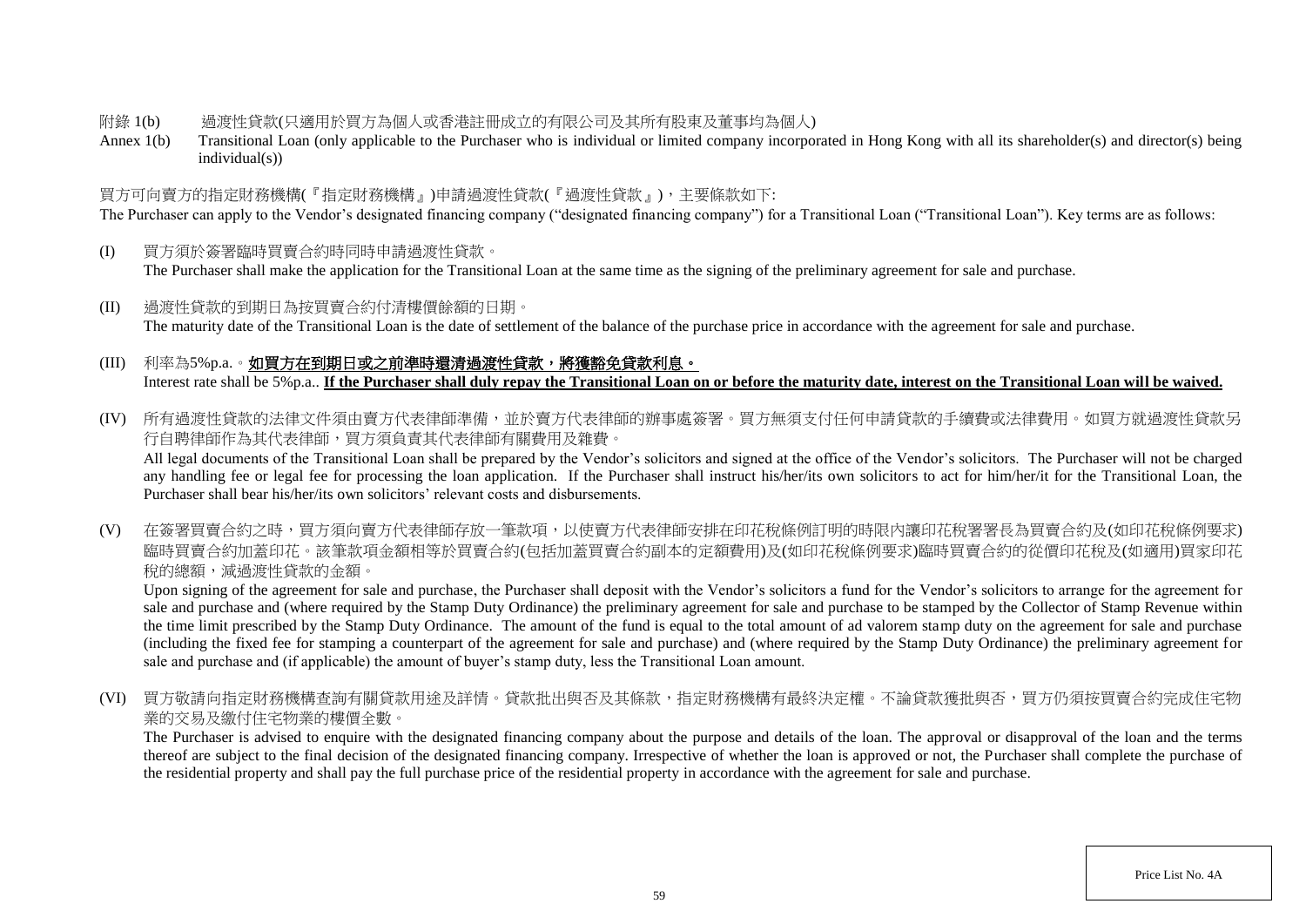附錄 1(b)　過渡性貸款(只適用於買方為個人或香港註冊成立的有限公司及其所有股東及董事均為個人)

Annex 1(b)　Transitional Loan (only applicable to the Purchaser who is individual or limited company incorporated in Hong Kong with all its shareholder(s) and director(s) being individual(s))

買方可向賣方的指定財務機構(『指定財務機構』)申請過渡性貸款(『過渡性貸款』)，主要條款如下:

The Purchaser can apply to the Vendor's designated financing company ("designated financing company") for a Transitional Loan ("Transitional Loan"). Key terms are as follows:

(I) 買方須於簽署臨時買賣合約時同時申請過渡性貸款。
The Purchaser shall make the application for the Transitional Loan at the same time as the signing of the preliminary agreement for sale and purchase.

(II) 過渡性貸款的到期日為按買賣合約付清樓價餘額的日期。
The maturity date of the Transitional Loan is the date of settlement of the balance of the purchase price in accordance with the agreement for sale and purchase.

(III) 利率為5%p.a.。**如買方在到期日或之前準時還清過渡性貸款，將獲豁免貸款利息。**
Interest rate shall be 5%p.a.. **If the Purchaser shall duly repay the Transitional Loan on or before the maturity date, interest on the Transitional Loan will be waived.**

(IV) 所有過渡性貸款的法律文件須由賣方代表律師準備，並於賣方代表律師的辦事處簽署。買方無須支付任何申請貸款的手續費或法律費用。如買方就過渡性貸款另行自聘律師作為其代表律師，買方須負責其代表律師有關費用及雜費。
All legal documents of the Transitional Loan shall be prepared by the Vendor's solicitors and signed at the office of the Vendor's solicitors. The Purchaser will not be charged any handling fee or legal fee for processing the loan application. If the Purchaser shall instruct his/her/its own solicitors to act for him/her/it for the Transitional Loan, the Purchaser shall bear his/her/its own solicitors' relevant costs and disbursements.

(V) 在簽署買賣合約之時，買方須向賣方代表律師存放一筆款項，以使賣方代表律師安排在印花稅條例訂明的時限內讓印花稅署署長為買賣合約及(如印花稅條例要求)臨時買賣合約加蓋印花。該筆款項金額相等於買賣合約(包括加蓋買賣合約副本的定額費用)及(如印花稅條例要求)臨時買賣合約的從價印花稅及(如適用)買家印花稅的總額，減過渡性貸款的金額。
Upon signing of the agreement for sale and purchase, the Purchaser shall deposit with the Vendor's solicitors a fund for the Vendor's solicitors to arrange for the agreement for sale and purchase and (where required by the Stamp Duty Ordinance) the preliminary agreement for sale and purchase to be stamped by the Collector of Stamp Revenue within the time limit prescribed by the Stamp Duty Ordinance. The amount of the fund is equal to the total amount of ad valorem stamp duty on the agreement for sale and purchase (including the fixed fee for stamping a counterpart of the agreement for sale and purchase) and (where required by the Stamp Duty Ordinance) the preliminary agreement for sale and purchase and (if applicable) the amount of buyer's stamp duty, less the Transitional Loan amount.

(VI) 買方敬請向指定財務機構查詢有關貸款用途及詳情。貸款批出與否及其條款，指定財務機構有最終決定權。不論貸款獲批與否，買方仍須按買賣合約完成住宅物業的交易及繳付住宅物業的樓價全數。
The Purchaser is advised to enquire with the designated financing company about the purpose and details of the loan. The approval or disapproval of the loan and the terms thereof are subject to the final decision of the designated financing company. Irrespective of whether the loan is approved or not, the Purchaser shall complete the purchase of the residential property and shall pay the full purchase price of the residential property in accordance with the agreement for sale and purchase.

Price List No. 4A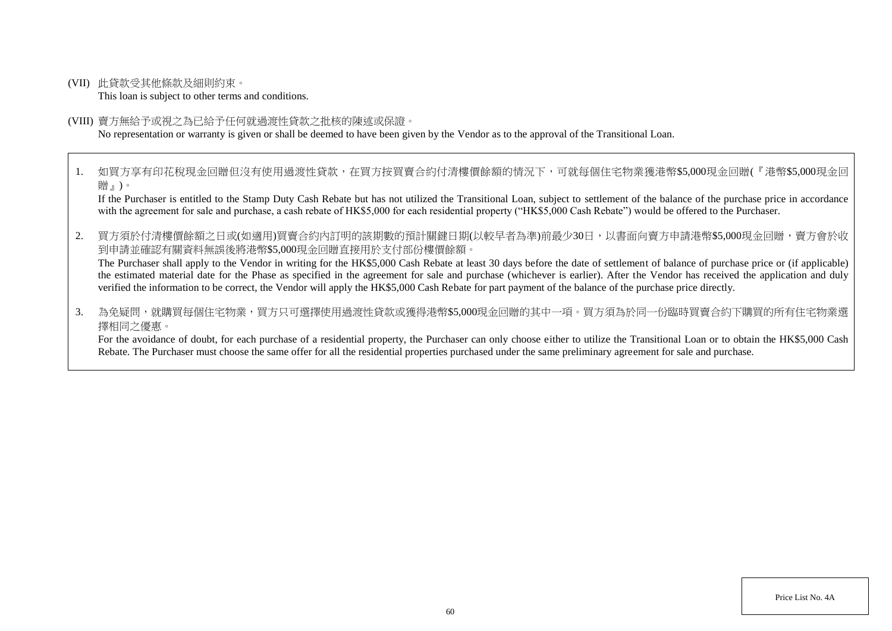(VII) 此貸款受其他條款及細則約束。
This loan is subject to other terms and conditions.

(VIII) 賣方無給予或視之為已給予任何就過渡性貸款之批核的陳述或保證。
No representation or warranty is given or shall be deemed to have been given by the Vendor as to the approval of the Transitional Loan.

1. 如買方享有印花稅現金回贈但沒有使用過渡性貸款，在買方按買賣合約付清樓價餘額的情況下，可就每個住宅物業獲港幣$5,000現金回贈(『港幣$5,000現金回贈』)。
If the Purchaser is entitled to the Stamp Duty Cash Rebate but has not utilized the Transitional Loan, subject to settlement of the balance of the purchase price in accordance with the agreement for sale and purchase, a cash rebate of HK$5,000 for each residential property ("HK$5,000 Cash Rebate") would be offered to the Purchaser.

2. 買方須於付清樓價餘額之日或(如適用)買賣合約內訂明的該期數的預計關鍵日期(以較早者為準)前最少30日，以書面向賣方申請港幣$5,000現金回贈，賣方會於收到申請並確認有關資料無誤後將港幣$5,000現金回贈直接用於支付部份樓價餘額。
The Purchaser shall apply to the Vendor in writing for the HK$5,000 Cash Rebate at least 30 days before the date of settlement of balance of purchase price or (if applicable) the estimated material date for the Phase as specified in the agreement for sale and purchase (whichever is earlier). After the Vendor has received the application and duly verified the information to be correct, the Vendor will apply the HK$5,000 Cash Rebate for part payment of the balance of the purchase price directly.

3. 為免疑問，就購買每個住宅物業，買方只可選擇使用過渡性貸款或獲得港幣$5,000現金回贈的其中一項。買方須為於同一份臨時買賣合約下購買的所有住宅物業選擇相同之優惠。
For the avoidance of doubt, for each purchase of a residential property, the Purchaser can only choose either to utilize the Transitional Loan or to obtain the HK$5,000 Cash Rebate. The Purchaser must choose the same offer for all the residential properties purchased under the same preliminary agreement for sale and purchase.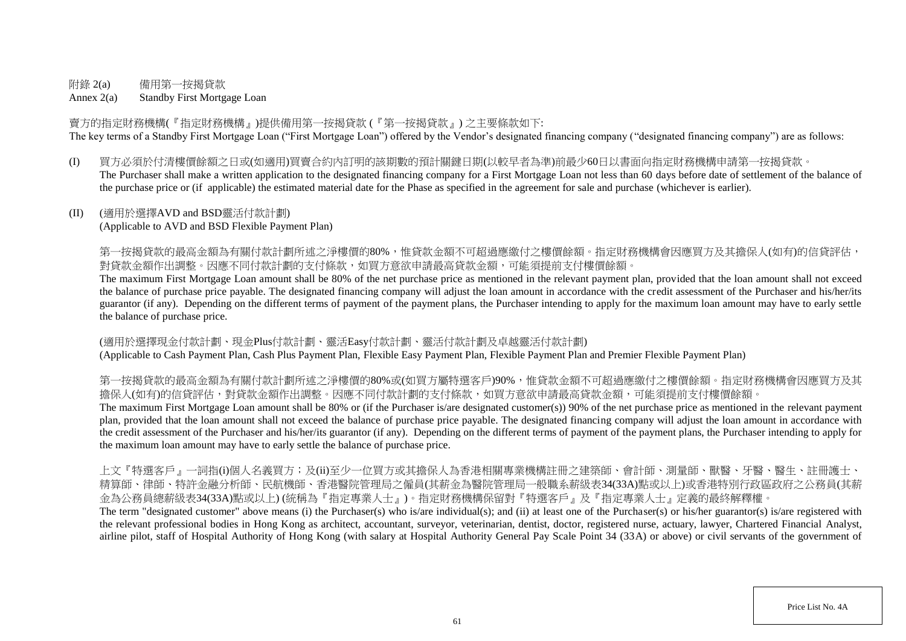附錄 2(a) 備用第一按揭貸款

Annex 2(a) Standby First Mortgage Loan

賣方的指定財務機構(『指定財務機構』)提供備用第一按揭貸款 (『第一按揭貸款』) 之主要條款如下:

The key terms of a Standby First Mortgage Loan ("First Mortgage Loan") offered by the Vendor's designated financing company ("designated financing company") are as follows:

(I) 買方必須於付清樓價餘額之日或(如適用)買賣合約內訂明的該期數的預計關鍵日期(以較早者為準)前最少60日以書面向指定財務機構申請第一按揭貸款。

The Purchaser shall make a written application to the designated financing company for a First Mortgage Loan not less than 60 days before date of settlement of the balance of the purchase price or (if applicable) the estimated material date for the Phase as specified in the agreement for sale and purchase (whichever is earlier).

(II) (適用於選擇AVD and BSD靈活付款計劃)

(Applicable to AVD and BSD Flexible Payment Plan)

第一按揭貸款的最高金額為有關付款計劃所述之淨樓價的80%，惟貸款金額不可超過應繳付之樓價餘額。指定財務機構會因應買方及其擔保人(如有)的信貸評估，對貸款金額作出調整。因應不同付款計劃的支付條款，如買方意欲申請最高貸款金額，可能須提前支付樓價餘額。

The maximum First Mortgage Loan amount shall be 80% of the net purchase price as mentioned in the relevant payment plan, provided that the loan amount shall not exceed the balance of purchase price payable. The designated financing company will adjust the loan amount in accordance with the credit assessment of the Purchaser and his/her/its guarantor (if any). Depending on the different terms of payment of the payment plans, the Purchaser intending to apply for the maximum loan amount may have to early settle the balance of purchase price.

(適用於選擇現金付款計劃、現金Plus付款計劃、靈活Easy付款計劃、靈活付款計劃及卓越靈活付款計劃)

(Applicable to Cash Payment Plan, Cash Plus Payment Plan, Flexible Easy Payment Plan, Flexible Payment Plan and Premier Flexible Payment Plan)

第一按揭貸款的最高金額為有關付款計劃所述之淨樓價的80%或(如買方屬特選客戶)90%，惟貸款金額不可超過應繳付之樓價餘額。指定財務機構會因應買方及其擔保人(如有)的信貸評估，對貸款金額作出調整。因應不同付款計劃的支付條款，如買方意欲申請最高貸款金額，可能須提前支付樓價餘額。

The maximum First Mortgage Loan amount shall be 80% or (if the Purchaser is/are designated customer(s)) 90% of the net purchase price as mentioned in the relevant payment plan, provided that the loan amount shall not exceed the balance of purchase price payable. The designated financing company will adjust the loan amount in accordance with the credit assessment of the Purchaser and his/her/its guarantor (if any). Depending on the different terms of payment of the payment plans, the Purchaser intending to apply for the maximum loan amount may have to early settle the balance of purchase price.

上文『特選客戶』一詞指(i)個人名義買方；及(ii)至少一位買方或其擔保人為香港相關專業機構註冊之建築師、會計師、測量師、獸醫、牙醫、醫生、註冊護士、精算師、律師、特許金融分析師、民航機師、香港醫院管理局之僱員(其薪金為醫院管理局一般職系薪級表34(33A)點或以上)或香港特別行政區政府之公務員(其薪金為公務員總薪級表34(33A)點或以上) (統稱為『指定專業人士』)。指定財務機構保留對『特選客戶』及『指定專業人士』定義的最終解釋權。

The term "designated customer" above means (i) the Purchaser(s) who is/are individual(s); and (ii) at least one of the Purchaser(s) or his/her guarantor(s) is/are registered with the relevant professional bodies in Hong Kong as architect, accountant, surveyor, veterinarian, dentist, doctor, registered nurse, actuary, lawyer, Chartered Financial Analyst, airline pilot, staff of Hospital Authority of Hong Kong (with salary at Hospital Authority General Pay Scale Point 34 (33A) or above) or civil servants of the government of

Price List No. 4A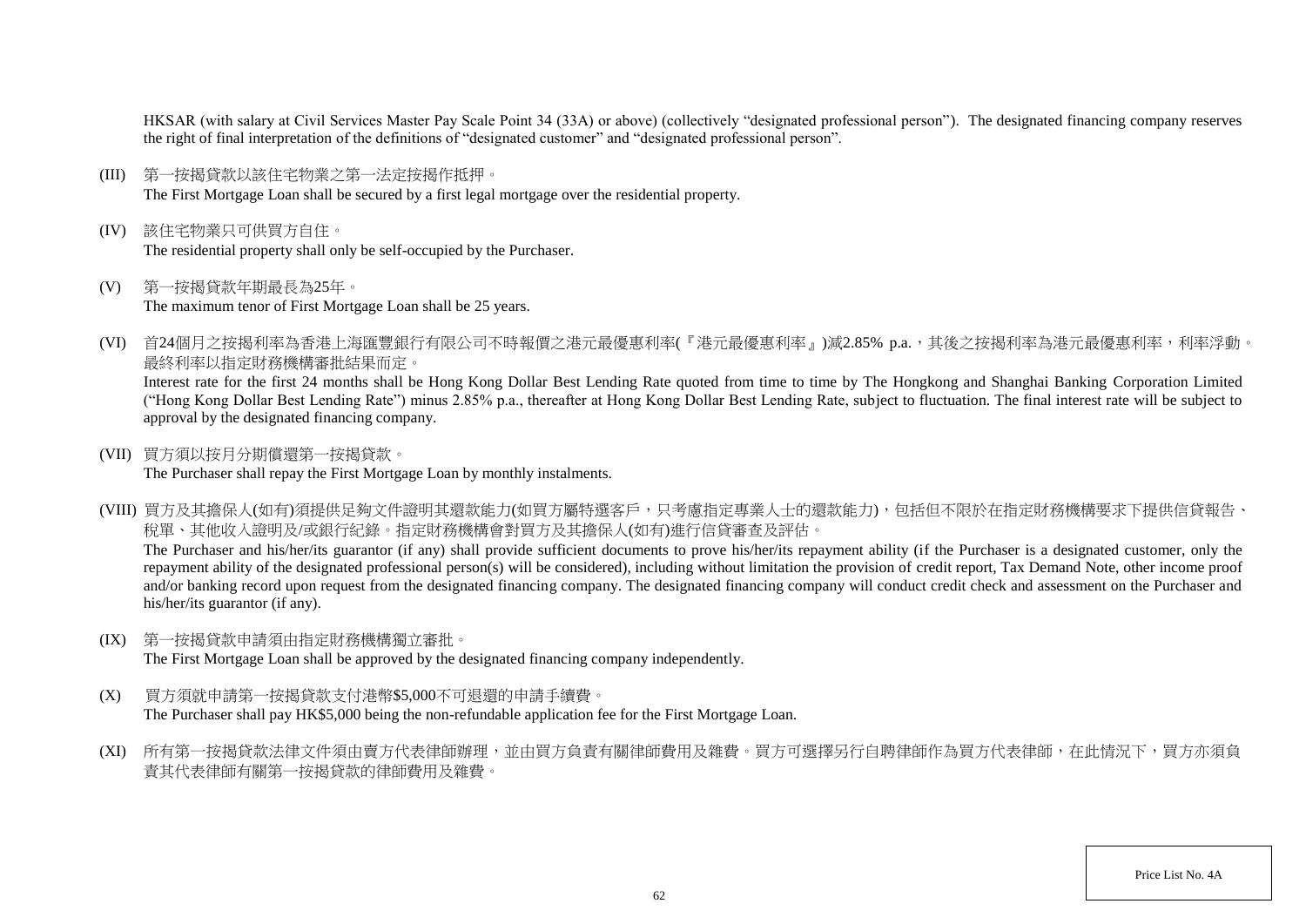HKSAR (with salary at Civil Services Master Pay Scale Point 34 (33A) or above) (collectively "designated professional person"). The designated financing company reserves the right of final interpretation of the definitions of "designated customer" and "designated professional person".

(III) 第一按揭貸款以該住宅物業之第一法定按揭作抵押。
The First Mortgage Loan shall be secured by a first legal mortgage over the residential property.

(IV) 該住宅物業只可供買方自住。
The residential property shall only be self-occupied by the Purchaser.

(V) 第一按揭貸款年期最長為25年。
The maximum tenor of First Mortgage Loan shall be 25 years.

(VI) 首24個月之按揭利率為香港上海匯豐銀行有限公司不時報價之港元最優惠利率(『港元最優惠利率』)減2.85% p.a.，其後之按揭利率為港元最優惠利率，利率浮動。最終利率以指定財務機構審批結果而定。
Interest rate for the first 24 months shall be Hong Kong Dollar Best Lending Rate quoted from time to time by The Hongkong and Shanghai Banking Corporation Limited ("Hong Kong Dollar Best Lending Rate") minus 2.85% p.a., thereafter at Hong Kong Dollar Best Lending Rate, subject to fluctuation. The final interest rate will be subject to approval by the designated financing company.

(VII) 買方須以按月分期償還第一按揭貸款。
The Purchaser shall repay the First Mortgage Loan by monthly instalments.

(VIII) 買方及其擔保人(如有)須提供足夠文件證明其還款能力(如買方屬特選客戶，只考慮指定專業人士的還款能力)，包括但不限於在指定財務機構要求下提供信貸報告、稅單、其他收入證明及/或銀行紀錄。指定財務機構會對買方及其擔保人(如有)進行信貸審查及評估。
The Purchaser and his/her/its guarantor (if any) shall provide sufficient documents to prove his/her/its repayment ability (if the Purchaser is a designated customer, only the repayment ability of the designated professional person(s) will be considered), including without limitation the provision of credit report, Tax Demand Note, other income proof and/or banking record upon request from the designated financing company. The designated financing company will conduct credit check and assessment on the Purchaser and his/her/its guarantor (if any).

(IX) 第一按揭貸款申請須由指定財務機構獨立審批。
The First Mortgage Loan shall be approved by the designated financing company independently.

(X) 買方須就申請第一按揭貸款支付港幣$5,000不可退還的申請手續費。
The Purchaser shall pay HK$5,000 being the non-refundable application fee for the First Mortgage Loan.

(XI) 所有第一按揭貸款法律文件須由賣方代表律師辦理，並由買方負責有關律師費用及雜費。買方可選擇另行自聘律師作為買方代表律師，在此情況下，買方亦須負責其代表律師有關第一按揭貸款的律師費用及雜費。

Price List No. 4A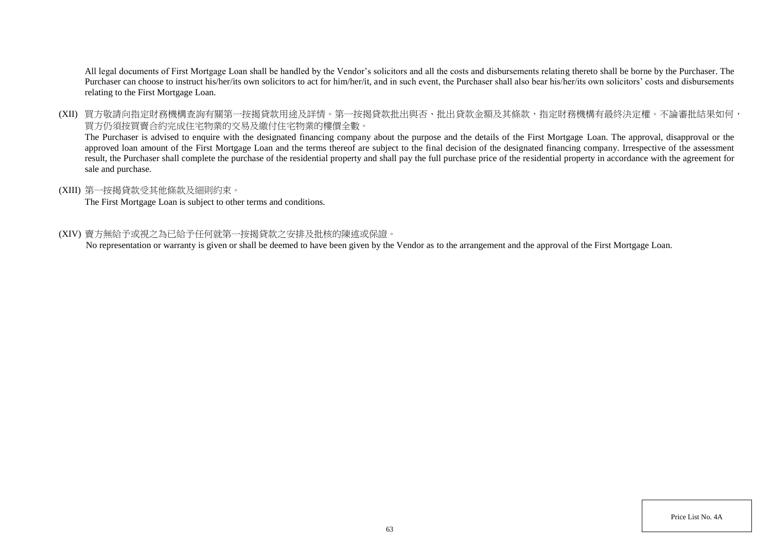All legal documents of First Mortgage Loan shall be handled by the Vendor's solicitors and all the costs and disbursements relating thereto shall be borne by the Purchaser. The Purchaser can choose to instruct his/her/its own solicitors to act for him/her/it, and in such event, the Purchaser shall also bear his/her/its own solicitors' costs and disbursements relating to the First Mortgage Loan.

(XII) 買方敬請向指定財務機構查詢有關第一按揭貸款用途及詳情。第一按揭貸款批出與否、批出貸款金額及其條款，指定財務機構有最終決定權。不論審批結果如何，買方仍須按買賣合約完成住宅物業的交易及繳付住宅物業的樓價全數。

The Purchaser is advised to enquire with the designated financing company about the purpose and the details of the First Mortgage Loan. The approval, disapproval or the approved loan amount of the First Mortgage Loan and the terms thereof are subject to the final decision of the designated financing company. Irrespective of the assessment result, the Purchaser shall complete the purchase of the residential property and shall pay the full purchase price of the residential property in accordance with the agreement for sale and purchase.

(XIII) 第一按揭貸款受其他條款及細則約束。

The First Mortgage Loan is subject to other terms and conditions.

(XIV) 賣方無給予或視之為已給予任何就第一按揭貸款之安排及批核的陳述或保證。

No representation or warranty is given or shall be deemed to have been given by the Vendor as to the arrangement and the approval of the First Mortgage Loan.

Price List No. 4A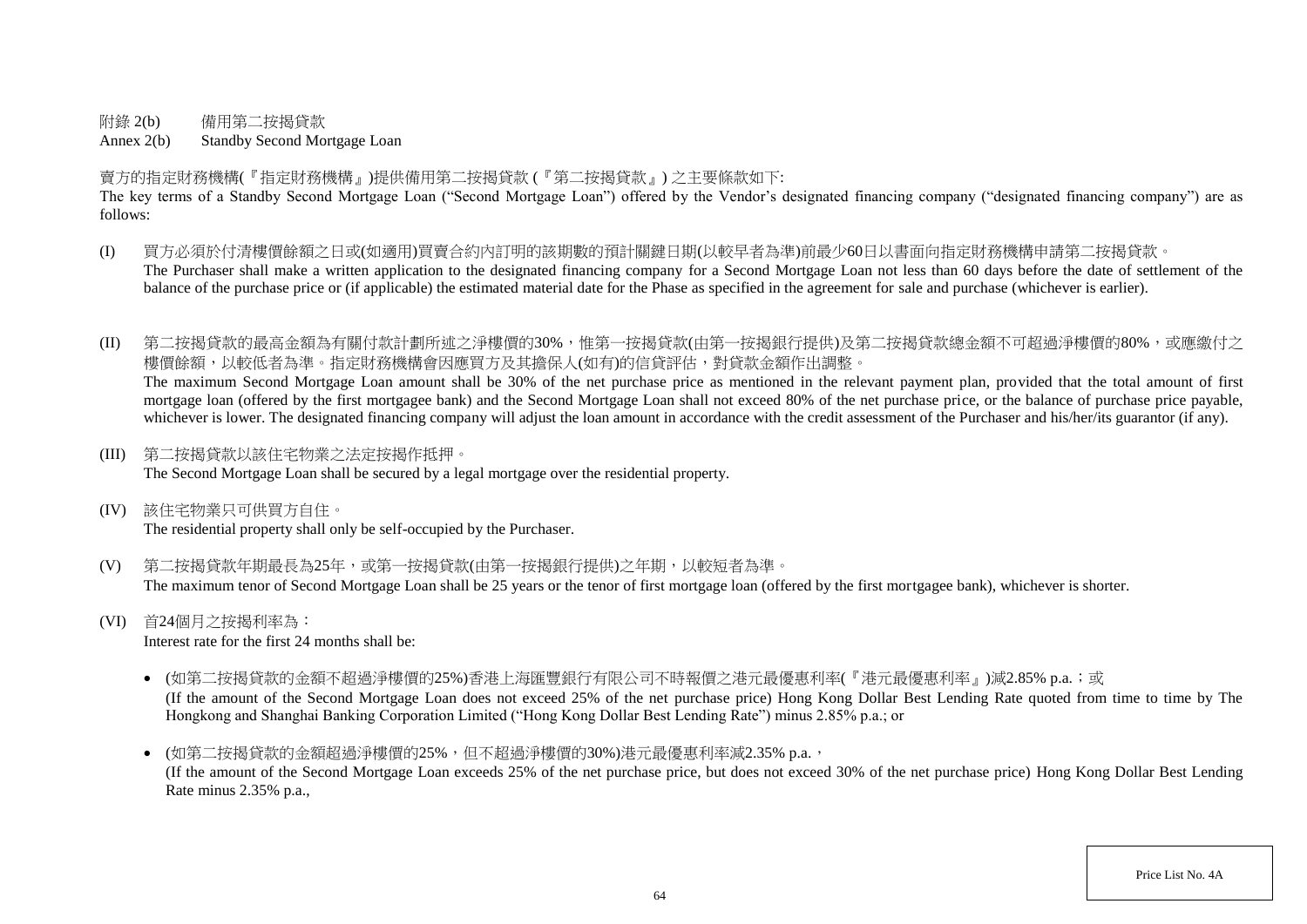附錄 2(b) 備用第二按揭貸款
Annex 2(b) Standby Second Mortgage Loan

賣方的指定財務機構(『指定財務機構』)提供備用第二按揭貸款 (『第二按揭貸款』) 之主要條款如下:
The key terms of a Standby Second Mortgage Loan ("Second Mortgage Loan") offered by the Vendor's designated financing company ("designated financing company") are as follows:

(I) 買方必須於付清樓價餘額之日或(如適用)買賣合約內訂明的該期數的預計關鍵日期(以較早者為準)前最少60日以書面向指定財務機構申請第二按揭貸款。
The Purchaser shall make a written application to the designated financing company for a Second Mortgage Loan not less than 60 days before the date of settlement of the balance of the purchase price or (if applicable) the estimated material date for the Phase as specified in the agreement for sale and purchase (whichever is earlier).

(II) 第二按揭貸款的最高金額為有關付款計劃所述之淨樓價的30%，惟第一按揭貸款(由第一按揭銀行提供)及第二按揭貸款總金額不可超過淨樓價的80%，或應繳付之樓價餘額，以較低者為準。指定財務機構會因應買方及其擔保人(如有)的信貸評估，對貸款金額作出調整。
The maximum Second Mortgage Loan amount shall be 30% of the net purchase price as mentioned in the relevant payment plan, provided that the total amount of first mortgage loan (offered by the first mortgagee bank) and the Second Mortgage Loan shall not exceed 80% of the net purchase price, or the balance of purchase price payable, whichever is lower. The designated financing company will adjust the loan amount in accordance with the credit assessment of the Purchaser and his/her/its guarantor (if any).

(III) 第二按揭貸款以該住宅物業之法定按揭作抵押。
The Second Mortgage Loan shall be secured by a legal mortgage over the residential property.

(IV) 該住宅物業只可供買方自住。
The residential property shall only be self-occupied by the Purchaser.

(V) 第二按揭貸款年期最長為25年，或第一按揭貸款(由第一按揭銀行提供)之年期，以較短者為準。
The maximum tenor of Second Mortgage Loan shall be 25 years or the tenor of first mortgage loan (offered by the first mortgagee bank), whichever is shorter.

(VI) 首24個月之按揭利率為：
Interest rate for the first 24 months shall be:

- (如第二按揭貸款的金額不超過淨樓價的25%)香港上海匯豐銀行有限公司不時報價之港元最優惠利率(『港元最優惠利率』)減2.85% p.a.；或
(If the amount of the Second Mortgage Loan does not exceed 25% of the net purchase price) Hong Kong Dollar Best Lending Rate quoted from time to time by The Hongkong and Shanghai Banking Corporation Limited ("Hong Kong Dollar Best Lending Rate") minus 2.85% p.a.; or

- (如第二按揭貸款的金額超過淨樓價的25%，但不超過淨樓價的30%)港元最優惠利率減2.35% p.a.，
(If the amount of the Second Mortgage Loan exceeds 25% of the net purchase price, but does not exceed 30% of the net purchase price) Hong Kong Dollar Best Lending Rate minus 2.35% p.a.,

Price List No. 4A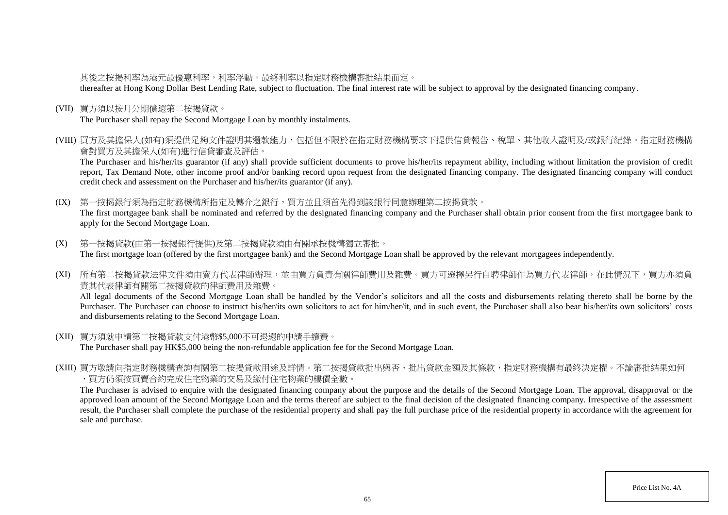其後之按揭利率為港元最優惠利率，利率浮動。最終利率以指定財務機構審批結果而定。
thereafter at Hong Kong Dollar Best Lending Rate, subject to fluctuation. The final interest rate will be subject to approval by the designated financing company.

(VII) 買方須以按月分期償還第二按揭貸款。
The Purchaser shall repay the Second Mortgage Loan by monthly instalments.

(VIII) 買方及其擔保人(如有)須提供足夠文件證明其還款能力，包括但不限於在指定財務機構要求下提供信貸報告、稅單、其他收入證明及/或銀行紀錄。指定財務機構會對買方及其擔保人(如有)進行信貸審查及評估。
The Purchaser and his/her/its guarantor (if any) shall provide sufficient documents to prove his/her/its repayment ability, including without limitation the provision of credit report, Tax Demand Note, other income proof and/or banking record upon request from the designated financing company. The designated financing company will conduct credit check and assessment on the Purchaser and his/her/its guarantor (if any).

(IX) 第一按揭銀行須為指定財務機構所指定及轉介之銀行，買方並且須首先得到該銀行同意辦理第二按揭貸款。
The first mortgagee bank shall be nominated and referred by the designated financing company and the Purchaser shall obtain prior consent from the first mortgagee bank to apply for the Second Mortgage Loan.

(X) 第一按揭貸款(由第一按揭銀行提供)及第二按揭貸款須由有關承按機構獨立審批。
The first mortgage loan (offered by the first mortgagee bank) and the Second Mortgage Loan shall be approved by the relevant mortgagees independently.

(XI) 所有第二按揭貸款法律文件須由賣方代表律師辦理，並由買方負責有關律師費用及雜費。買方可選擇另行自聘律師作為買方代表律師，在此情況下，買方亦須負責其代表律師有關第二按揭貸款的律師費用及雜費。
All legal documents of the Second Mortgage Loan shall be handled by the Vendor's solicitors and all the costs and disbursements relating thereto shall be borne by the Purchaser. The Purchaser can choose to instruct his/her/its own solicitors to act for him/her/it, and in such event, the Purchaser shall also bear his/her/its own solicitors' costs and disbursements relating to the Second Mortgage Loan.

(XII) 買方須就申請第二按揭貸款支付港幣$5,000不可退還的申請手續費。
The Purchaser shall pay HK$5,000 being the non-refundable application fee for the Second Mortgage Loan.

(XIII) 買方敬請向指定財務機構查詢有關第二按揭貸款用途及詳情。第二按揭貸款批出與否、批出貸款金額及其條款，指定財務機構有最終決定權。不論審批結果如何，買方仍須按買賣合約完成住宅物業的交易及繳付住宅物業的樓價全數。
The Purchaser is advised to enquire with the designated financing company about the purpose and the details of the Second Mortgage Loan. The approval, disapproval or the approved loan amount of the Second Mortgage Loan and the terms thereof are subject to the final decision of the designated financing company. Irrespective of the assessment result, the Purchaser shall complete the purchase of the residential property and shall pay the full purchase price of the residential property in accordance with the agreement for sale and purchase.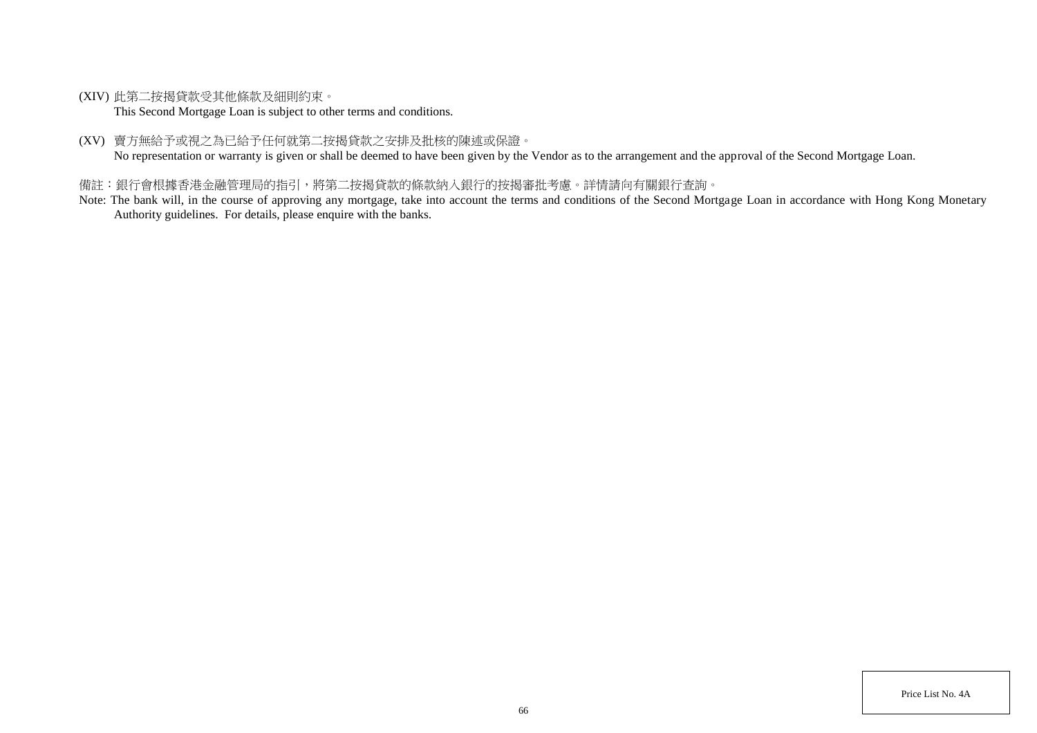(XIV) 此第二按揭貸款受其他條款及細則約束。
This Second Mortgage Loan is subject to other terms and conditions.

(XV) 賣方無給予或視之為已給予任何就第二按揭貸款之安排及批核的陳述或保證。
No representation or warranty is given or shall be deemed to have been given by the Vendor as to the arrangement and the approval of the Second Mortgage Loan.

備註：銀行會根據香港金融管理局的指引，將第二按揭貸款的條款納入銀行的按揭審批考慮。詳情請向有關銀行查詢。

Note: The bank will, in the course of approving any mortgage, take into account the terms and conditions of the Second Mortgage Loan in accordance with Hong Kong Monetary Authority guidelines. For details, please enquire with the banks.

Price List No. 4A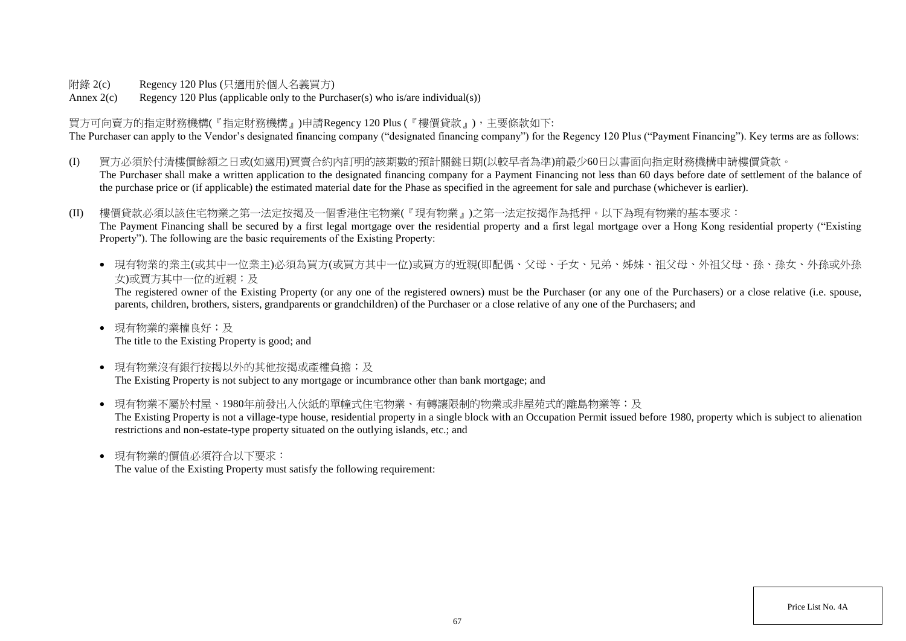附錄 2(c)　　Regency 120 Plus (只適用於個人名義買方)

Annex 2(c)　　Regency 120 Plus (applicable only to the Purchaser(s) who is/are individual(s))

買方可向賣方的指定財務機構(『指定財務機構』)申請Regency 120 Plus (『樓價貸款』)，主要條款如下:

The Purchaser can apply to the Vendor's designated financing company ("designated financing company") for the Regency 120 Plus ("Payment Financing"). Key terms are as follows:

(I) 買方必須於付清樓價餘額之日或(如適用)買賣合約內訂明的該期數的預計關鍵日期(以較早者為準)前最少60日以書面向指定財務機構申請樓價貸款。
The Purchaser shall make a written application to the designated financing company for a Payment Financing not less than 60 days before date of settlement of the balance of the purchase price or (if applicable) the estimated material date for the Phase as specified in the agreement for sale and purchase (whichever is earlier).

(II) 樓價貸款必須以該住宅物業之第一法定按揭及一個香港住宅物業(『現有物業』)之第一法定按揭作為抵押。以下為現有物業的基本要求：
The Payment Financing shall be secured by a first legal mortgage over the residential property and a first legal mortgage over a Hong Kong residential property ("Existing Property"). The following are the basic requirements of the Existing Property:

- 現有物業的業主(或其中一位業主)必須為買方(或買方其中一位)或買方的近親(即配偶、父母、子女、兄弟、姊妹、祖父母、外祖父母、孫、孫女、外孫或外孫女)或買方其中一位的近親；及
The registered owner of the Existing Property (or any one of the registered owners) must be the Purchaser (or any one of the Purchasers) or a close relative (i.e. spouse, parents, children, brothers, sisters, grandparents or grandchildren) of the Purchaser or a close relative of any one of the Purchasers; and

- 現有物業的業權良好；及
The title to the Existing Property is good; and

- 現有物業沒有銀行按揭以外的其他按揭或產權負擔；及
The Existing Property is not subject to any mortgage or incumbrance other than bank mortgage; and

- 現有物業不屬於村屋、1980年前發出入伙紙的單幢式住宅物業、有轉讓限制的物業或非屋苑式的離島物業等；及
The Existing Property is not a village-type house, residential property in a single block with an Occupation Permit issued before 1980, property which is subject to alienation restrictions and non-estate-type property situated on the outlying islands, etc.; and

- 現有物業的價值必須符合以下要求：
The value of the Existing Property must satisfy the following requirement: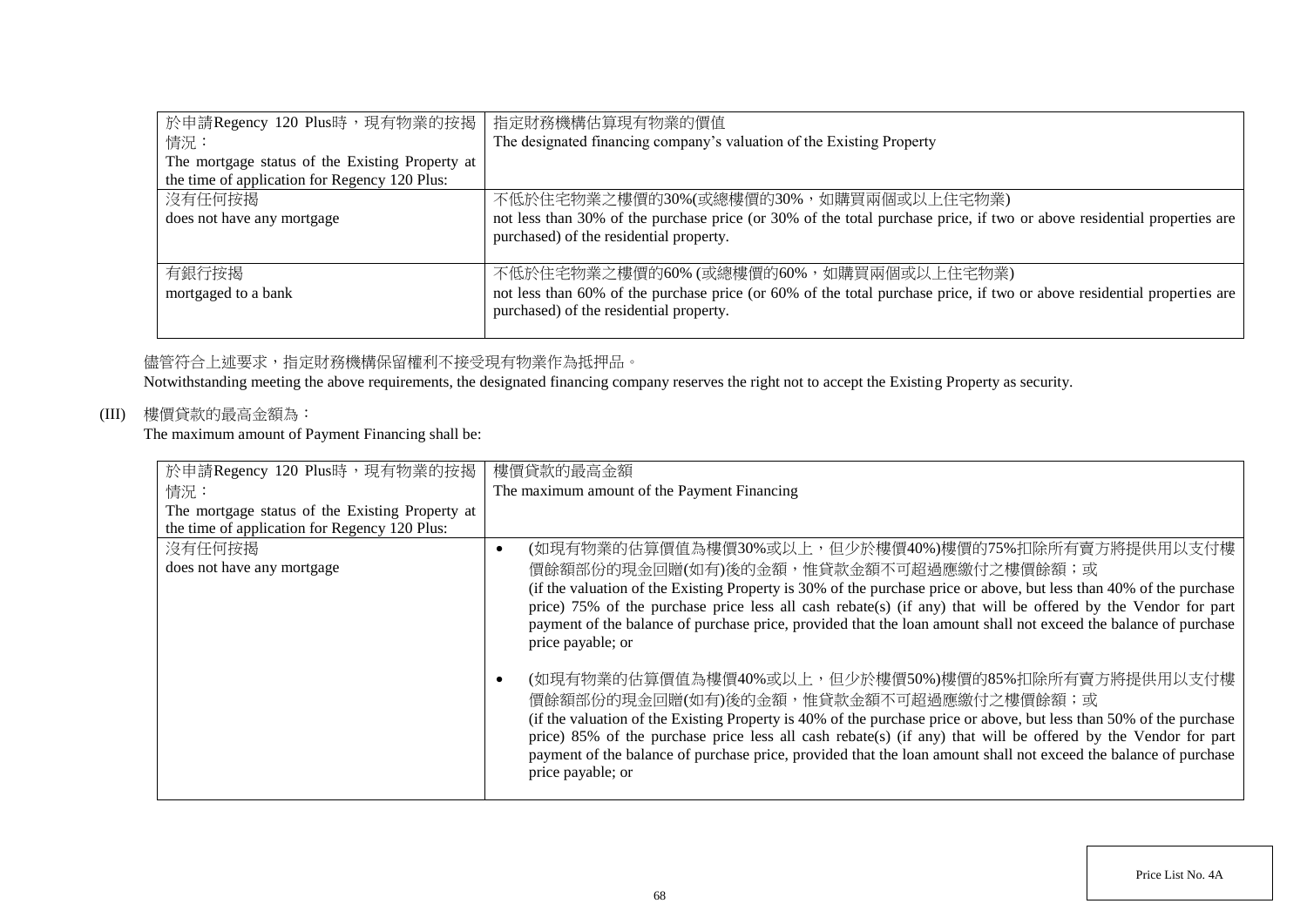| 於申請Regency 120 Plus時，現有物業的按揭情況：<br>The mortgage status of the Existing Property at the time of application for Regency 120 Plus: | 指定財務機構估算現有物業的價值<br>The designated financing company's valuation of the Existing Property |
| --- | --- |
| 沒有任何按揭<br>does not have any mortgage | 不低於住宅物業之樓價的30%(或總樓價的30%，如購買兩個或以上住宅物業)<br>not less than 30% of the purchase price (or 30% of the total purchase price, if two or above residential properties are purchased) of the residential property. |
| 有銀行按揭<br>mortgaged to a bank | 不低於住宅物業之樓價的60% (或總樓價的60%，如購買兩個或以上住宅物業)<br>not less than 60% of the purchase price (or 60% of the total purchase price, if two or above residential properties are purchased) of the residential property. |

儘管符合上述要求，指定財務機構保留權利不接受現有物業作為抵押品。
Notwithstanding meeting the above requirements, the designated financing company reserves the right not to accept the Existing Property as security.

(III) 樓價貸款的最高金額為：
The maximum amount of Payment Financing shall be:

| 於申請Regency 120 Plus時，現有物業的按揭情況：<br>The mortgage status of the Existing Property at the time of application for Regency 120 Plus: | 樓價貸款的最高金額<br>The maximum amount of the Payment Financing |
| --- | --- |
| 沒有任何按揭<br>does not have any mortgage | • (如現有物業的估算價值為樓價30%或以上，但少於樓價40%)樓價的75%扣除所有賣方將提供用以支付樓價餘額部份的現金回贈(如有)後的金額，惟貸款金額不可超過應繳付之樓價餘額；或<br>(if the valuation of the Existing Property is 30% of the purchase price or above, but less than 40% of the purchase price) 75% of the purchase price less all cash rebate(s) (if any) that will be offered by the Vendor for part payment of the balance of purchase price, provided that the loan amount shall not exceed the balance of purchase price payable; or<br><br>• (如現有物業的估算價值為樓價40%或以上，但少於樓價50%)樓價的85%扣除所有賣方將提供用以支付樓價餘額部份的現金回贈(如有)後的金額，惟貸款金額不可超過應繳付之樓價餘額；或<br>(if the valuation of the Existing Property is 40% of the purchase price or above, but less than 50% of the purchase price) 85% of the purchase price less all cash rebate(s) (if any) that will be offered by the Vendor for part payment of the balance of purchase price, provided that the loan amount shall not exceed the balance of purchase price payable; or |

Price List No. 4A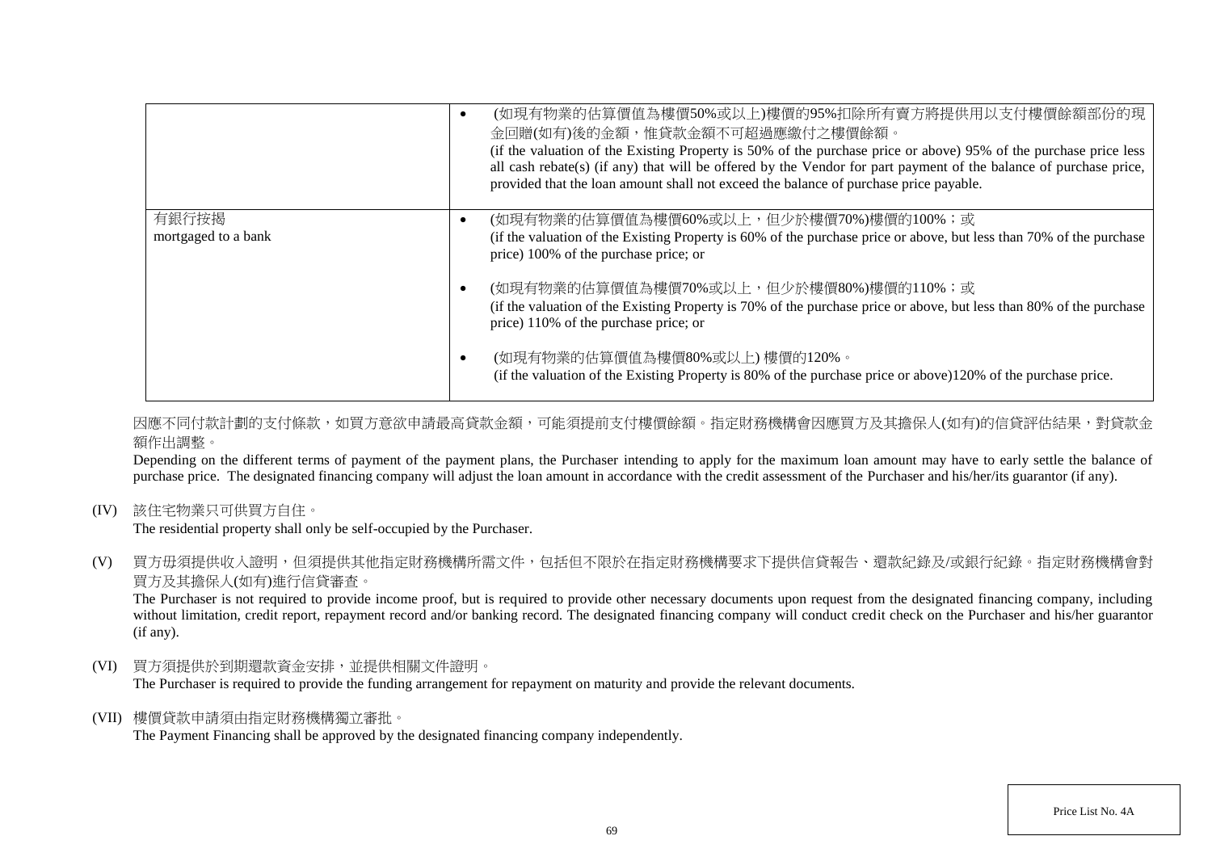| | |
|---|---|
| | • (如現有物業的估算價值為樓價50%或以上)樓價的95%扣除所有賣方將提供用以支付樓價餘額部份的現金回贈(如有)後的金額，惟貸款金額不可超過應繳付之樓價餘額。<br>(if the valuation of the Existing Property is 50% of the purchase price or above) 95% of the purchase price less all cash rebate(s) (if any) that will be offered by the Vendor for part payment of the balance of purchase price, provided that the loan amount shall not exceed the balance of purchase price payable. |
| 有銀行按揭<br>mortgaged to a bank | • (如現有物業的估算價值為樓價60%或以上，但少於樓價70%)樓價的100%；或<br>(if the valuation of the Existing Property is 60% of the purchase price or above, but less than 70% of the purchase price) 100% of the purchase price; or<br><br>• (如現有物業的估算價值為樓價70%或以上，但少於樓價80%)樓價的110%；或<br>(if the valuation of the Existing Property is 70% of the purchase price or above, but less than 80% of the purchase price) 110% of the purchase price; or<br><br>• (如現有物業的估算價值為樓價80%或以上) 樓價的120%。<br>(if the valuation of the Existing Property is 80% of the purchase price or above)120% of the purchase price. |

因應不同付款計劃的支付條款，如買方意欲申請最高貸款金額，可能須提前支付樓價餘額。指定財務機構會因應買方及其擔保人(如有)的信貸評估結果，對貸款金額作出調整。

Depending on the different terms of payment of the payment plans, the Purchaser intending to apply for the maximum loan amount may have to early settle the balance of purchase price. The designated financing company will adjust the loan amount in accordance with the credit assessment of the Purchaser and his/her/its guarantor (if any).

(IV) 該住宅物業只可供買方自住。
The residential property shall only be self-occupied by the Purchaser.

(V) 買方毋須提供收入證明，但須提供其他指定財務機構所需文件，包括但不限於在指定財務機構要求下提供信貸報告、還款紀錄及/或銀行紀錄。指定財務機構會對買方及其擔保人(如有)進行信貸審查。
The Purchaser is not required to provide income proof, but is required to provide other necessary documents upon request from the designated financing company, including without limitation, credit report, repayment record and/or banking record. The designated financing company will conduct credit check on the Purchaser and his/her guarantor (if any).

(VI) 買方須提供於到期還款資金安排，並提供相關文件證明。
The Purchaser is required to provide the funding arrangement for repayment on maturity and provide the relevant documents.

(VII) 樓價貸款申請須由指定財務機構獨立審批。
The Payment Financing shall be approved by the designated financing company independently.

Price List No. 4A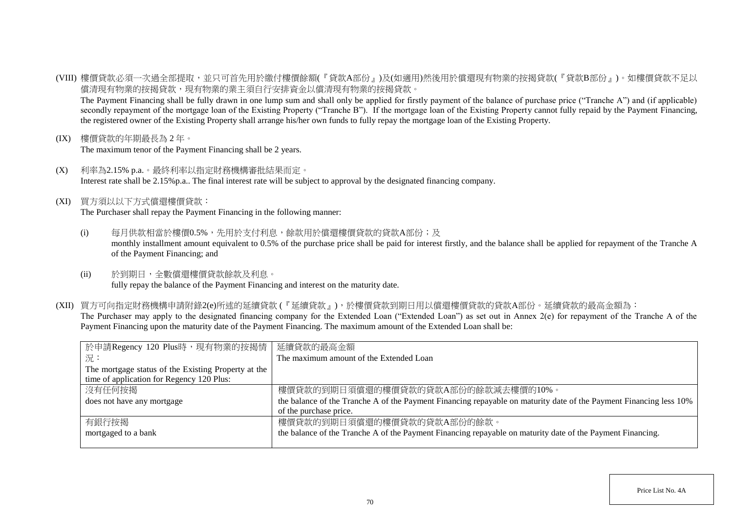(VIII) 樓價貸款必須一次過全部提取，並只可首先用於繳付樓價餘額(『貸款A部份』)及(如適用)然後用於償還現有物業的按揭貸款(『貸款B部份』)。如樓價貸款不足以償清現有物業的按揭貸款，現有物業的業主須自行安排資金以償清現有物業的按揭貸款。
The Payment Financing shall be fully drawn in one lump sum and shall only be applied for firstly payment of the balance of purchase price ("Tranche A") and (if applicable) secondly repayment of the mortgage loan of the Existing Property ("Tranche B"). If the mortgage loan of the Existing Property cannot fully repaid by the Payment Financing, the registered owner of the Existing Property shall arrange his/her own funds to fully repay the mortgage loan of the Existing Property.

(IX) 樓價貸款的年期最長為 2 年。
The maximum tenor of the Payment Financing shall be 2 years.

(X) 利率為2.15% p.a.。最終利率以指定財務機構審批結果而定。
Interest rate shall be 2.15%p.a.. The final interest rate will be subject to approval by the designated financing company.

(XI) 買方須以以下方式償還樓價貸款：
The Purchaser shall repay the Payment Financing in the following manner:

(i) 每月供款相當於樓價0.5%，先用於支付利息，餘款用於償還樓價貸款的貸款A部份；及
monthly installment amount equivalent to 0.5% of the purchase price shall be paid for interest firstly, and the balance shall be applied for repayment of the Tranche A of the Payment Financing; and

(ii) 於到期日，全數償還樓價貸款餘款及利息。
fully repay the balance of the Payment Financing and interest on the maturity date.

(XII) 買方可向指定財務機構申請附錄2(e)所述的延續貸款 (『延續貸款』)，於樓價貸款到期日用以償還樓價貸款的貸款A部份。延續貸款的最高金額為：
The Purchaser may apply to the designated financing company for the Extended Loan ("Extended Loan") as set out in Annex 2(e) for repayment of the Tranche A of the Payment Financing upon the maturity date of the Payment Financing. The maximum amount of the Extended Loan shall be:

| 於申請Regency 120 Plus時，現有物業的按揭情況：<br>The mortgage status of the Existing Property at the time of application for Regency 120 Plus: | 延續貸款的最高金額<br>The maximum amount of the Extended Loan |
|---|---|
| 沒有任何按揭<br>does not have any mortgage | 樓價貸款的到期日須償還的樓價貸款的貸款A部份的餘款減去樓價的10%。<br>the balance of the Tranche A of the Payment Financing repayable on maturity date of the Payment Financing less 10% of the purchase price. |
| 有銀行按揭<br>mortgaged to a bank | 樓價貸款的到期日須償還的樓價貸款的貸款A部份的餘款。<br>the balance of the Tranche A of the Payment Financing repayable on maturity date of the Payment Financing. |

Price List No. 4A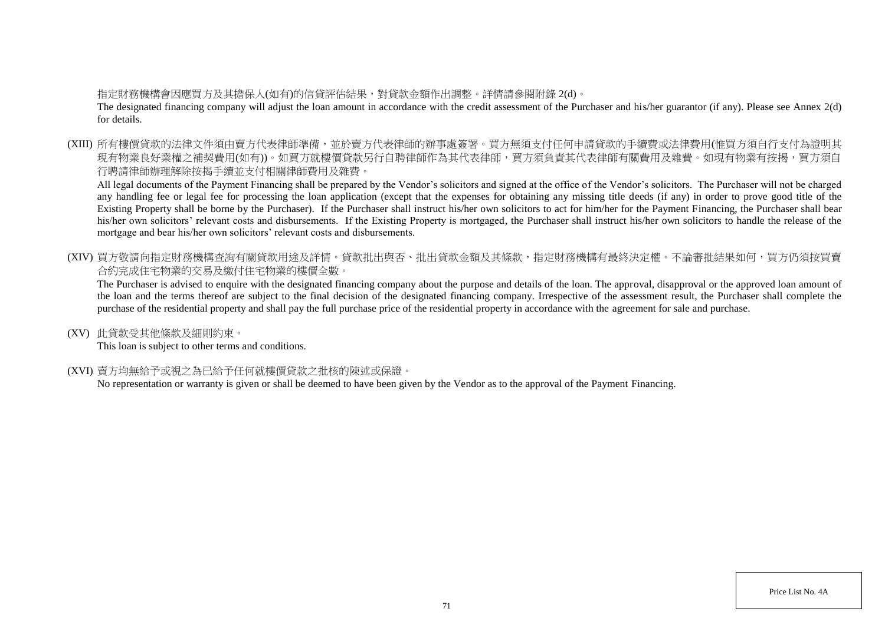指定財務機構會因應買方及其擔保人(如有)的信貸評估結果，對貸款金額作出調整。詳情請參閱附錄 2(d)。

The designated financing company will adjust the loan amount in accordance with the credit assessment of the Purchaser and his/her guarantor (if any). Please see Annex 2(d) for details.

(XIII) 所有樓價貸款的法律文件須由賣方代表律師準備，並於賣方代表律師的辦事處簽署。買方無須支付任何申請貸款的手續費或法律費用(惟買方須自行支付為證明其現有物業良好業權之補契費用(如有))。如買方就樓價貸款另行自聘律師作為其代表律師，買方須負責其代表律師有關費用及雜費。如現有物業有按揭，買方須自行聘請律師辦理解除按揭手續並支付相關律師費用及雜費。

All legal documents of the Payment Financing shall be prepared by the Vendor's solicitors and signed at the office of the Vendor's solicitors. The Purchaser will not be charged any handling fee or legal fee for processing the loan application (except that the expenses for obtaining any missing title deeds (if any) in order to prove good title of the Existing Property shall be borne by the Purchaser). If the Purchaser shall instruct his/her own solicitors to act for him/her for the Payment Financing, the Purchaser shall bear his/her own solicitors' relevant costs and disbursements. If the Existing Property is mortgaged, the Purchaser shall instruct his/her own solicitors to handle the release of the mortgage and bear his/her own solicitors' relevant costs and disbursements.

(XIV) 買方敬請向指定財務機構查詢有關貸款用途及詳情。貸款批出與否、批出貸款金額及其條款，指定財務機構有最終決定權。不論審批結果如何，買方仍須按買賣合約完成住宅物業的交易及繳付住宅物業的樓價全數。

The Purchaser is advised to enquire with the designated financing company about the purpose and details of the loan. The approval, disapproval or the approved loan amount of the loan and the terms thereof are subject to the final decision of the designated financing company. Irrespective of the assessment result, the Purchaser shall complete the purchase of the residential property and shall pay the full purchase price of the residential property in accordance with the agreement for sale and purchase.

(XV) 此貸款受其他條款及細則約束。

This loan is subject to other terms and conditions.

(XVI) 賣方均無給予或視之為已給予任何就樓價貸款之批核的陳述或保證。

No representation or warranty is given or shall be deemed to have been given by the Vendor as to the approval of the Payment Financing.

Price List No. 4A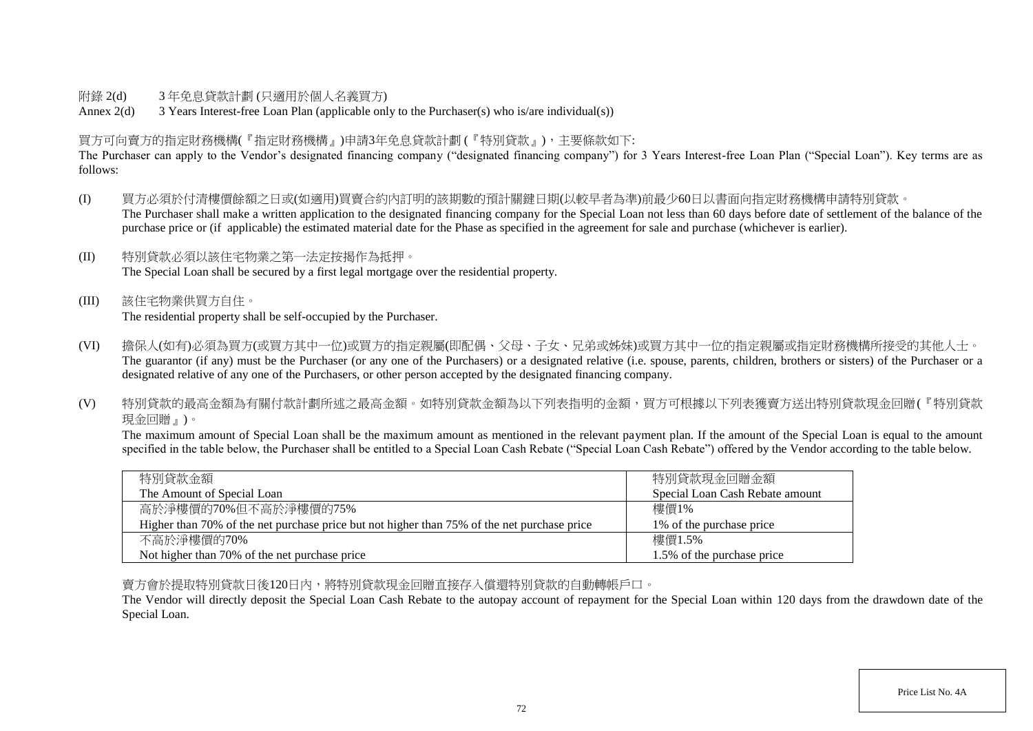附錄 2(d)　　3 年免息貸款計劃 (只適用於個人名義買方)

Annex 2(d)　　3 Years Interest-free Loan Plan (applicable only to the Purchaser(s) who is/are individual(s))

買方可向賣方的指定財務機構(『指定財務機構』)申請3年免息貸款計劃 (『特別貸款』)，主要條款如下:

The Purchaser can apply to the Vendor's designated financing company ("designated financing company") for 3 Years Interest-free Loan Plan ("Special Loan"). Key terms are as follows:

(I) 買方必須於付清樓價餘額之日或(如適用)買賣合約內訂明的該期數的預計關鍵日期(以較早者為準)前最少60日以書面向指定財務機構申請特別貸款。
The Purchaser shall make a written application to the designated financing company for the Special Loan not less than 60 days before date of settlement of the balance of the purchase price or (if applicable) the estimated material date for the Phase as specified in the agreement for sale and purchase (whichever is earlier).

(II) 特別貸款必須以該住宅物業之第一法定按揭作為抵押。
The Special Loan shall be secured by a first legal mortgage over the residential property.

(III) 該住宅物業供買方自住。
The residential property shall be self-occupied by the Purchaser.

(VI) 擔保人(如有)必須為買方(或買方其中一位)或買方的指定親屬(即配偶、父母、子女、兄弟或姊妹)或買方其中一位的指定親屬或指定財務機構所接受的其他人士。
The guarantor (if any) must be the Purchaser (or any one of the Purchasers) or a designated relative (i.e. spouse, parents, children, brothers or sisters) of the Purchaser or a designated relative of any one of the Purchasers, or other person accepted by the designated financing company.

(V) 特別貸款的最高金額為有關付款計劃所述之最高金額。如特別貸款金額為以下列表指明的金額，買方可根據以下列表獲賣方送出特別貸款現金回贈(『特別貸款現金回贈』)。
The maximum amount of Special Loan shall be the maximum amount as mentioned in the relevant payment plan. If the amount of the Special Loan is equal to the amount specified in the table below, the Purchaser shall be entitled to a Special Loan Cash Rebate ("Special Loan Cash Rebate") offered by the Vendor according to the table below.

| 特別貸款金額<br>The Amount of Special Loan | 特別貸款現金回贈金額<br>Special Loan Cash Rebate amount |
|---|---|
| 高於淨樓價的70%但不高於淨樓價的75%<br>Higher than 70% of the net purchase price but not higher than 75% of the net purchase price | 樓價1%<br>1% of the purchase price |
| 不高於淨樓價的70%<br>Not higher than 70% of the net purchase price | 樓價1.5%<br>1.5% of the purchase price |

賣方會於提取特別貸款日後120日內，將特別貸款現金回贈直接存入償還特別貸款的自動轉帳戶口。

The Vendor will directly deposit the Special Loan Cash Rebate to the autopay account of repayment for the Special Loan within 120 days from the drawdown date of the Special Loan.

Price List No. 4A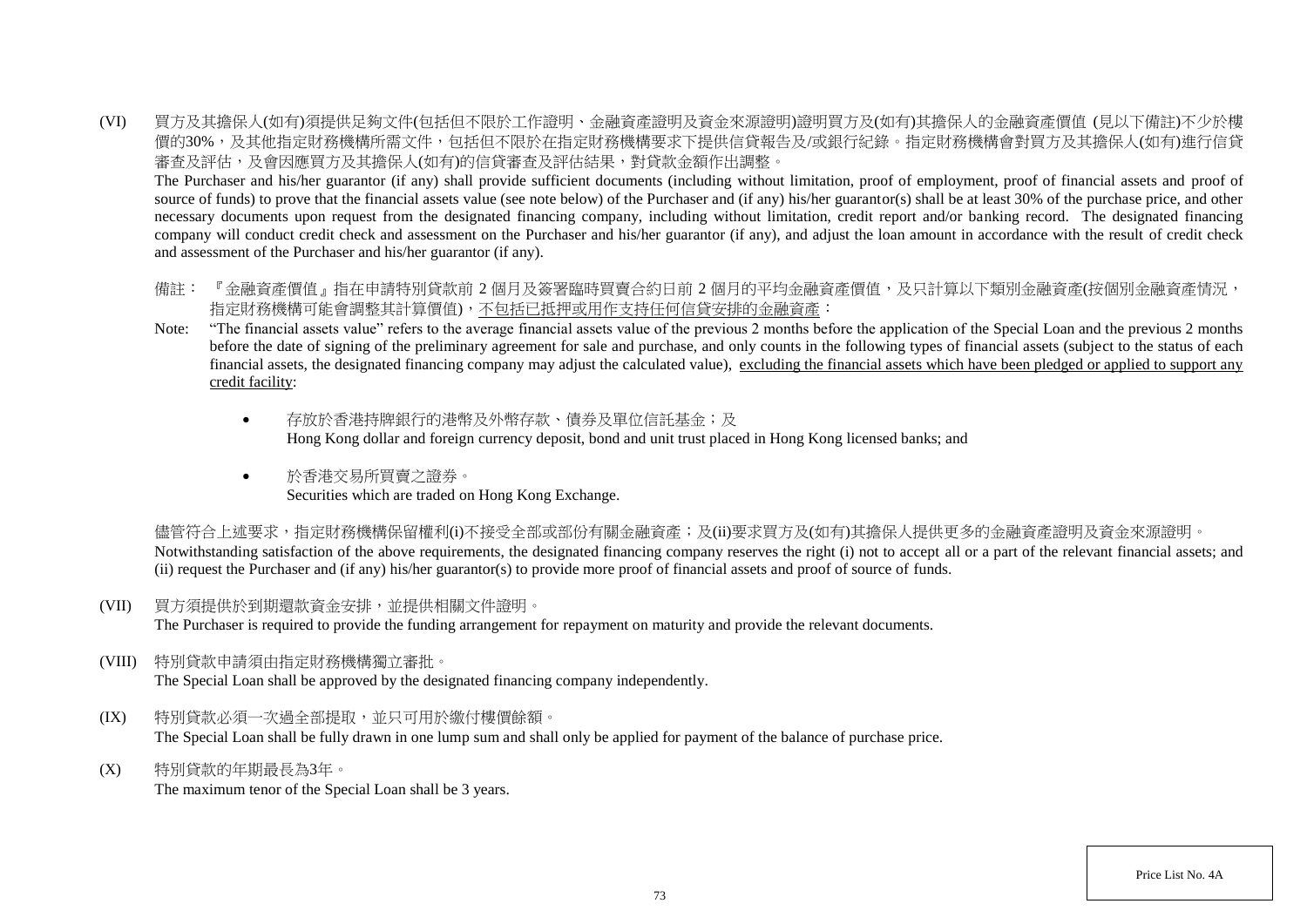(VI) 買方及其擔保人(如有)須提供足夠文件(包括但不限於工作證明、金融資產證明及資金來源證明)證明買方及(如有)其擔保人的金融資產價值 (見以下備註)不少於樓價的30%，及其他指定財務機構所需文件，包括但不限於在指定財務機構要求下提供信貸報告及/或銀行紀錄。指定財務機構會對買方及其擔保人(如有)進行信貸審查及評估，及會因應買方及其擔保人(如有)的信貸審查及評估結果，對貸款金額作出調整。

The Purchaser and his/her guarantor (if any) shall provide sufficient documents (including without limitation, proof of employment, proof of financial assets and proof of source of funds) to prove that the financial assets value (see note below) of the Purchaser and (if any) his/her guarantor(s) shall be at least 30% of the purchase price, and other necessary documents upon request from the designated financing company, including without limitation, credit report and/or banking record. The designated financing company will conduct credit check and assessment on the Purchaser and his/her guarantor (if any), and adjust the loan amount in accordance with the result of credit check and assessment of the Purchaser and his/her guarantor (if any).

備註：『金融資產價值』指在申請特別貸款前 2 個月及簽署臨時買賣合約日前 2 個月的平均金融資產價值，及只計算以下類別金融資產(按個別金融資產情況，指定財務機構可能會調整其計算價值)，<u>不包括已抵押或用作支持任何信貸安排的金融資產</u>：

Note: "The financial assets value" refers to the average financial assets value of the previous 2 months before the application of the Special Loan and the previous 2 months before the date of signing of the preliminary agreement for sale and purchase, and only counts in the following types of financial assets (subject to the status of each financial assets, the designated financing company may adjust the calculated value), <u>excluding the financial assets which have been pledged or applied to support any credit facility</u>:

- 存放於香港持牌銀行的港幣及外幣存款、債券及單位信託基金；及
  Hong Kong dollar and foreign currency deposit, bond and unit trust placed in Hong Kong licensed banks; and
- 於香港交易所買賣之證券。
  Securities which are traded on Hong Kong Exchange.

儘管符合上述要求，指定財務機構保留權利(i)不接受全部或部份有關金融資產；及(ii)要求買方及(如有)其擔保人提供更多的金融資產證明及資金來源證明。

Notwithstanding satisfaction of the above requirements, the designated financing company reserves the right (i) not to accept all or a part of the relevant financial assets; and (ii) request the Purchaser and (if any) his/her guarantor(s) to provide more proof of financial assets and proof of source of funds.

(VII) 買方須提供於到期還款資金安排，並提供相關文件證明。

The Purchaser is required to provide the funding arrangement for repayment on maturity and provide the relevant documents.

(VIII) 特別貸款申請須由指定財務機構獨立審批。

The Special Loan shall be approved by the designated financing company independently.

(IX) 特別貸款必須一次過全部提取，並只可用於繳付樓價餘額。

The Special Loan shall be fully drawn in one lump sum and shall only be applied for payment of the balance of purchase price.

(X) 特別貸款的年期最長為3年。

The maximum tenor of the Special Loan shall be 3 years.

Price List No. 4A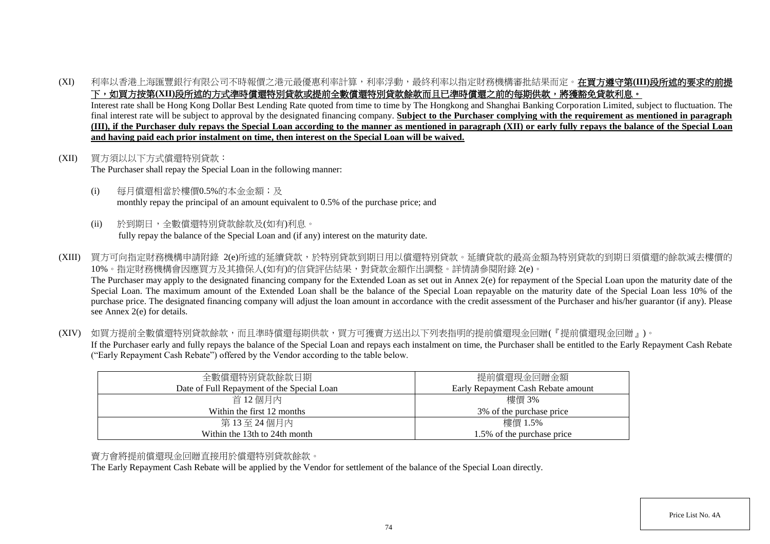(XI) 利率以香港上海匯豐銀行有限公司不時報價之港元最優惠利率計算，利率浮動，最終利率以指定財務機構審批結果而定。**在買方遵守第(III)段所述的要求的前提下，如買方按第(XII)段所述的方式準時償還特別貸款或提前全數償還特別貸款餘款而且已準時償還之前的每期供款，將獲豁免貸款利息。**

Interest rate shall be Hong Kong Dollar Best Lending Rate quoted from time to time by The Hongkong and Shanghai Banking Corporation Limited, subject to fluctuation. The final interest rate will be subject to approval by the designated financing company. **Subject to the Purchaser complying with the requirement as mentioned in paragraph (III), if the Purchaser duly repays the Special Loan according to the manner as mentioned in paragraph (XII) or early fully repays the balance of the Special Loan and having paid each prior instalment on time, then interest on the Special Loan will be waived.**

(XII) 買方須以以下方式償還特別貸款：

The Purchaser shall repay the Special Loan in the following manner:

(i) 每月償還相當於樓價0.5%的本金金額；及
monthly repay the principal of an amount equivalent to 0.5% of the purchase price; and

(ii) 於到期日，全數償還特別貸款餘款及(如有)利息。
fully repay the balance of the Special Loan and (if any) interest on the maturity date.

(XIII) 買方可向指定財務機構申請附錄 2(e)所述的延續貸款，於特別貸款到期日用以償還特別貸款。延續貸款的最高金額為特別貸款的到期日須償還的餘款減去樓價的10%。指定財務機構會因應買方及其擔保人(如有)的信貸評估結果，對貸款金額作出調整。詳情請參閱附錄 2(e)。

The Purchaser may apply to the designated financing company for the Extended Loan as set out in Annex 2(e) for repayment of the Special Loan upon the maturity date of the Special Loan. The maximum amount of the Extended Loan shall be the balance of the Special Loan repayable on the maturity date of the Special Loan less 10% of the purchase price. The designated financing company will adjust the loan amount in accordance with the credit assessment of the Purchaser and his/her guarantor (if any). Please see Annex 2(e) for details.

(XIV) 如買方提前全數償還特別貸款餘款，而且準時償還每期供款，買方可獲賣方送出以下列表指明的提前償還現金回贈(『提前償還現金回贈』)。

If the Purchaser early and fully repays the balance of the Special Loan and repays each instalment on time, the Purchaser shall be entitled to the Early Repayment Cash Rebate ("Early Repayment Cash Rebate") offered by the Vendor according to the table below.

| 全數償還特別貸款餘款日期<br>Date of Full Repayment of the Special Loan | 提前償還現金回贈金額<br>Early Repayment Cash Rebate amount |
|---|---|
| 首 12 個月內<br>Within the first 12 months | 樓價 3%<br>3% of the purchase price |
| 第 13 至 24 個月內<br>Within the 13th to 24th month | 樓價 1.5%<br>1.5% of the purchase price |

賣方會將提前償還現金回贈直接用於償還特別貸款餘款。

The Early Repayment Cash Rebate will be applied by the Vendor for settlement of the balance of the Special Loan directly.

Price List No. 4A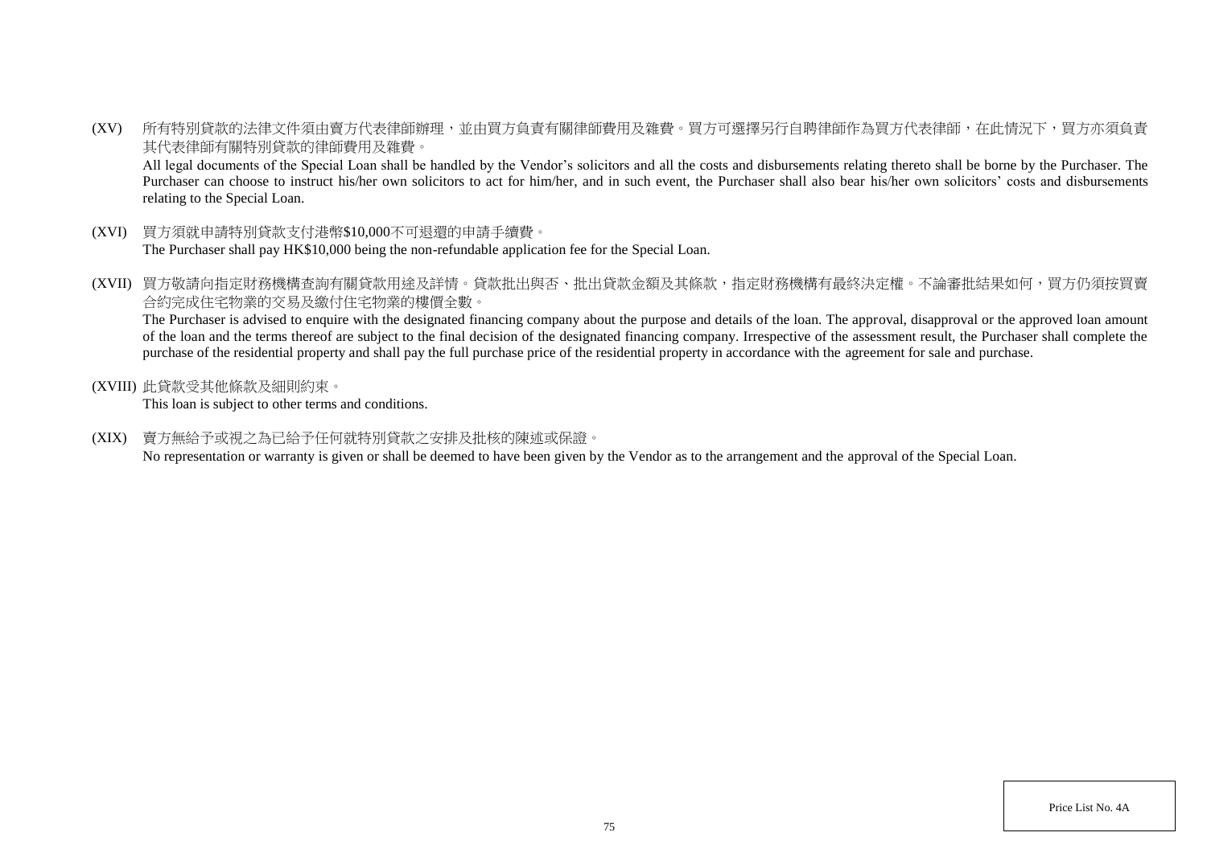(XV) 所有特別貸款的法律文件須由賣方代表律師辦理，並由買方負責有關律師費用及雜費。買方可選擇另行自聘律師作為買方代表律師，在此情況下，買方亦須負責其代表律師有關特別貸款的律師費用及雜費。
All legal documents of the Special Loan shall be handled by the Vendor's solicitors and all the costs and disbursements relating thereto shall be borne by the Purchaser. The Purchaser can choose to instruct his/her own solicitors to act for him/her, and in such event, the Purchaser shall also bear his/her own solicitors' costs and disbursements relating to the Special Loan.

(XVI) 買方須就申請特別貸款支付港幣$10,000不可退還的申請手續費。
The Purchaser shall pay HK$10,000 being the non-refundable application fee for the Special Loan.

(XVII) 買方敬請向指定財務機構查詢有關貸款用途及詳情。貸款批出與否、批出貸款金額及其條款，指定財務機構有最終決定權。不論審批結果如何，買方仍須按買賣合約完成住宅物業的交易及繳付住宅物業的樓價全數。
The Purchaser is advised to enquire with the designated financing company about the purpose and details of the loan. The approval, disapproval or the approved loan amount of the loan and the terms thereof are subject to the final decision of the designated financing company. Irrespective of the assessment result, the Purchaser shall complete the purchase of the residential property and shall pay the full purchase price of the residential property in accordance with the agreement for sale and purchase.

(XVIII) 此貸款受其他條款及細則約束。
This loan is subject to other terms and conditions.

(XIX) 賣方無給予或視之為已給予任何就特別貸款之安排及批核的陳述或保證。
No representation or warranty is given or shall be deemed to have been given by the Vendor as to the arrangement and the approval of the Special Loan.

Price List No. 4A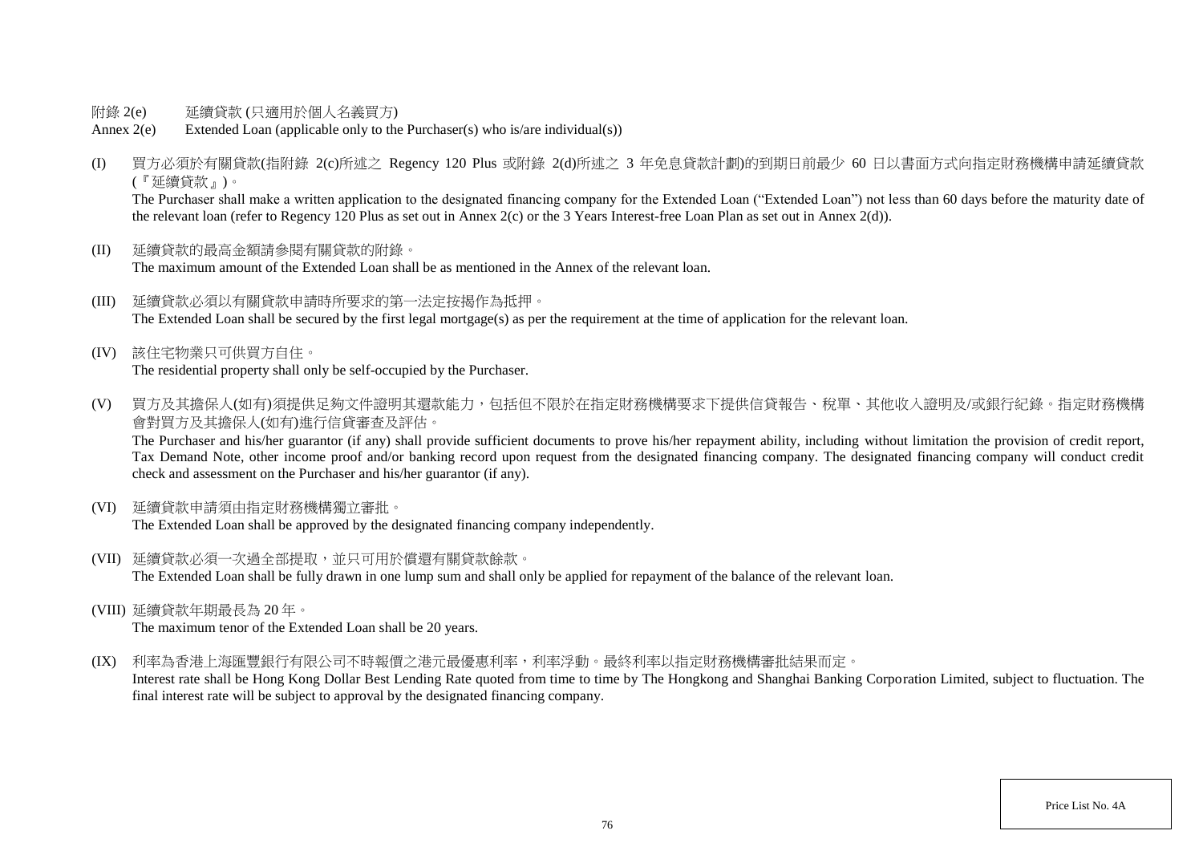附錄 2(e) 延續貸款 (只適用於個人名義買方)

Annex 2(e) Extended Loan (applicable only to the Purchaser(s) who is/are individual(s))

(I) 買方必須於有關貸款(指附錄 2(c)所述之 Regency 120 Plus 或附錄 2(d)所述之 3 年免息貸款計劃)的到期日前最少 60 日以書面方式向指定財務機構申請延續貸款(『延續貸款』)。
The Purchaser shall make a written application to the designated financing company for the Extended Loan ("Extended Loan") not less than 60 days before the maturity date of the relevant loan (refer to Regency 120 Plus as set out in Annex 2(c) or the 3 Years Interest-free Loan Plan as set out in Annex 2(d)).

(II) 延續貸款的最高金額請參閱有關貸款的附錄。
The maximum amount of the Extended Loan shall be as mentioned in the Annex of the relevant loan.

(III) 延續貸款必須以有關貸款申請時所要求的第一法定按揭作為抵押。
The Extended Loan shall be secured by the first legal mortgage(s) as per the requirement at the time of application for the relevant loan.

(IV) 該住宅物業只可供買方自住。
The residential property shall only be self-occupied by the Purchaser.

(V) 買方及其擔保人(如有)須提供足夠文件證明其還款能力，包括但不限於在指定財務機構要求下提供信貸報告、稅單、其他收入證明及/或銀行紀錄。指定財務機構會對買方及其擔保人(如有)進行信貸審查及評估。
The Purchaser and his/her guarantor (if any) shall provide sufficient documents to prove his/her repayment ability, including without limitation the provision of credit report, Tax Demand Note, other income proof and/or banking record upon request from the designated financing company. The designated financing company will conduct credit check and assessment on the Purchaser and his/her guarantor (if any).

(VI) 延續貸款申請須由指定財務機構獨立審批。
The Extended Loan shall be approved by the designated financing company independently.

(VII) 延續貸款必須一次過全部提取，並只可用於償還有關貸款餘款。
The Extended Loan shall be fully drawn in one lump sum and shall only be applied for repayment of the balance of the relevant loan.

(VIII) 延續貸款年期最長為 20 年。
The maximum tenor of the Extended Loan shall be 20 years.

(IX) 利率為香港上海匯豐銀行有限公司不時報價之港元最優惠利率，利率浮動。最終利率以指定財務機構審批結果而定。
Interest rate shall be Hong Kong Dollar Best Lending Rate quoted from time to time by The Hongkong and Shanghai Banking Corporation Limited, subject to fluctuation. The final interest rate will be subject to approval by the designated financing company.

Price List No. 4A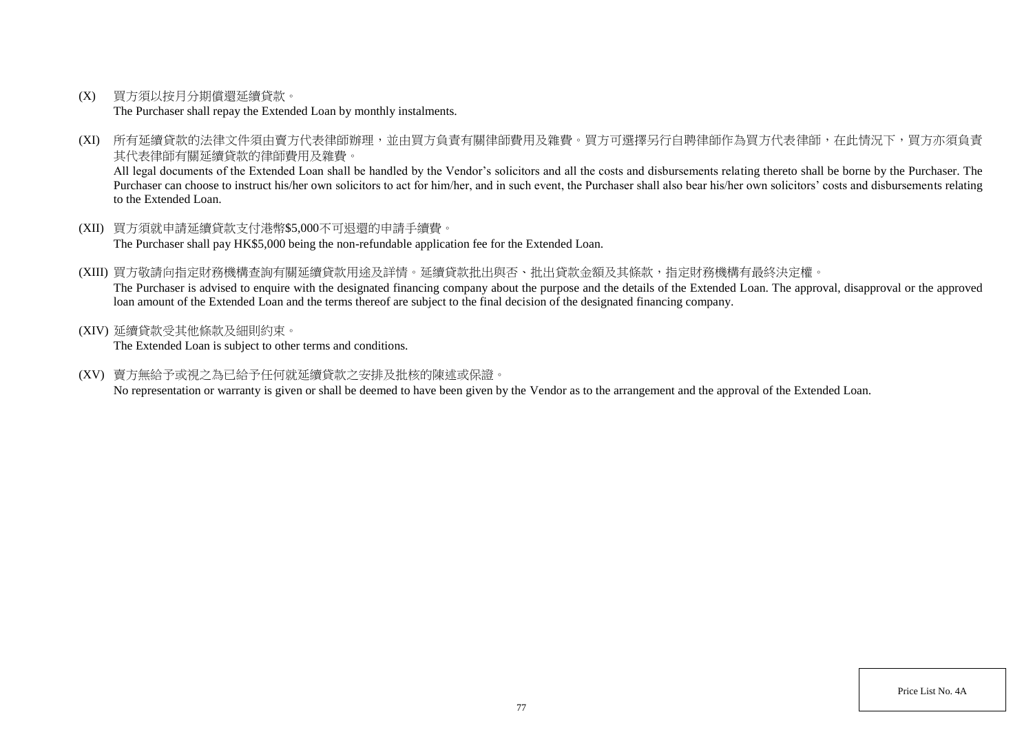(X) 買方須以按月分期償還延續貸款。
The Purchaser shall repay the Extended Loan by monthly instalments.

(XI) 所有延續貸款的法律文件須由賣方代表律師辦理，並由買方負責有關律師費用及雜費。買方可選擇另行自聘律師作為買方代表律師，在此情況下，買方亦須負責其代表律師有關延續貸款的律師費用及雜費。
All legal documents of the Extended Loan shall be handled by the Vendor's solicitors and all the costs and disbursements relating thereto shall be borne by the Purchaser. The Purchaser can choose to instruct his/her own solicitors to act for him/her, and in such event, the Purchaser shall also bear his/her own solicitors' costs and disbursements relating to the Extended Loan.

(XII) 買方須就申請延續貸款支付港幣$5,000不可退還的申請手續費。
The Purchaser shall pay HK$5,000 being the non-refundable application fee for the Extended Loan.

(XIII) 買方敬請向指定財務機構查詢有關延續貸款用途及詳情。延續貸款批出與否、批出貸款金額及其條款，指定財務機構有最終決定權。
The Purchaser is advised to enquire with the designated financing company about the purpose and the details of the Extended Loan. The approval, disapproval or the approved loan amount of the Extended Loan and the terms thereof are subject to the final decision of the designated financing company.

(XIV) 延續貸款受其他條款及細則約束。
The Extended Loan is subject to other terms and conditions.

(XV) 賣方無給予或視之為已給予任何就延續貸款之安排及批核的陳述或保證。
No representation or warranty is given or shall be deemed to have been given by the Vendor as to the arrangement and the approval of the Extended Loan.

Price List No. 4A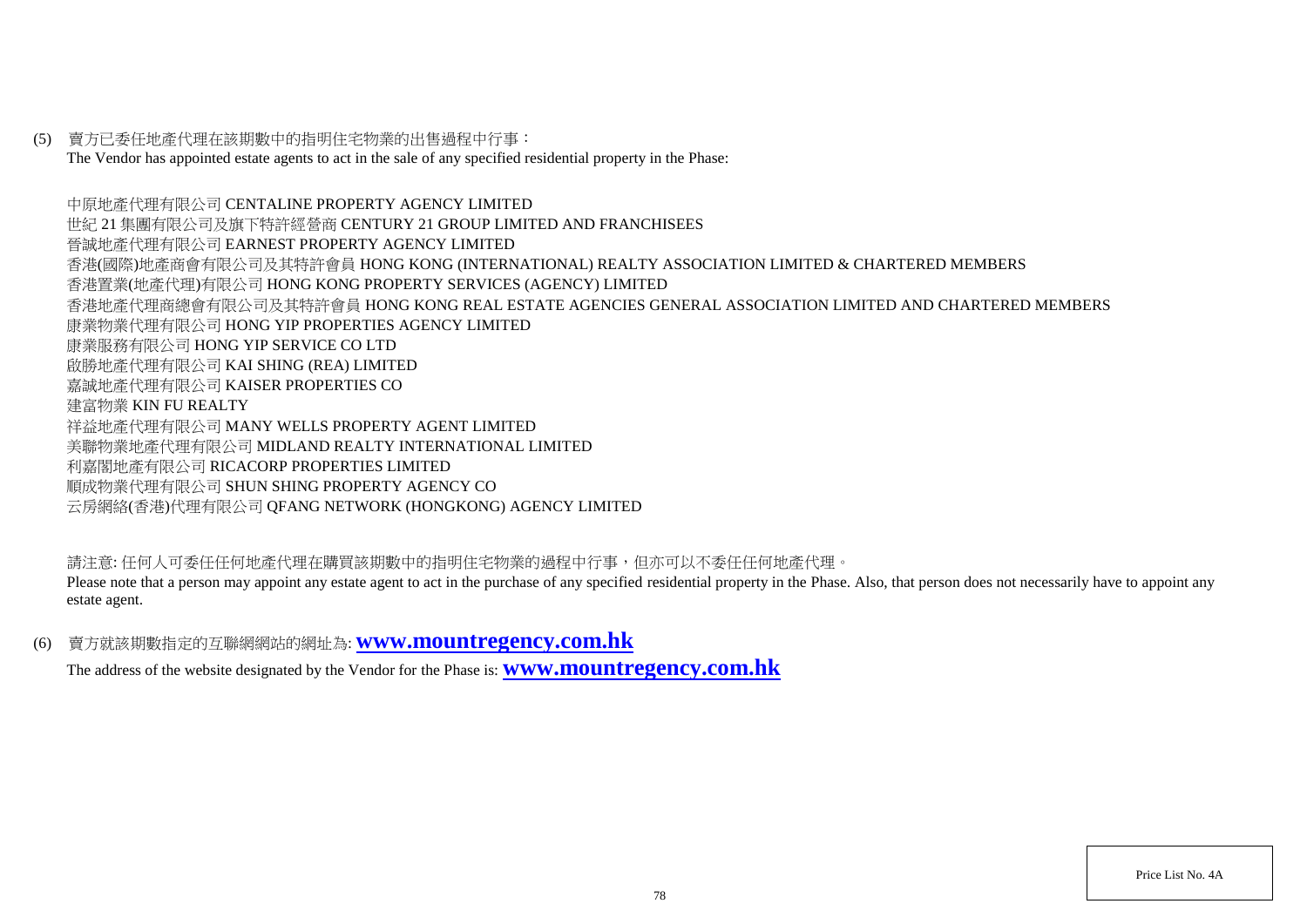(5) 賣方已委任地產代理在該期數中的指明住宅物業的出售過程中行事：
The Vendor has appointed estate agents to act in the sale of any specified residential property in the Phase:

中原地產代理有限公司 CENTALINE PROPERTY AGENCY LIMITED
世紀 21 集團有限公司及旗下特許經營商 CENTURY 21 GROUP LIMITED AND FRANCHISEES
晉誠地產代理有限公司 EARNEST PROPERTY AGENCY LIMITED
香港(國際)地產商會有限公司及其特許會員 HONG KONG (INTERNATIONAL) REALTY ASSOCIATION LIMITED & CHARTERED MEMBERS
香港置業(地產代理)有限公司 HONG KONG PROPERTY SERVICES (AGENCY) LIMITED
香港地產代理商總會有限公司及其特許會員 HONG KONG REAL ESTATE AGENCIES GENERAL ASSOCIATION LIMITED AND CHARTERED MEMBERS
康業物業代理有限公司 HONG YIP PROPERTIES AGENCY LIMITED
康業服務有限公司 HONG YIP SERVICE CO LTD
啟勝地產代理有限公司 KAI SHING (REA) LIMITED
嘉誠地產代理有限公司 KAISER PROPERTIES CO
建富物業 KIN FU REALTY
祥益地產代理有限公司 MANY WELLS PROPERTY AGENT LIMITED
美聯物業地產代理有限公司 MIDLAND REALTY INTERNATIONAL LIMITED
利嘉閣地產有限公司 RICACORP PROPERTIES LIMITED
順成物業代理有限公司 SHUN SHING PROPERTY AGENCY CO
云房網絡(香港)代理有限公司 QFANG NETWORK (HONGKONG) AGENCY LIMITED

請注意: 任何人可委任任何地產代理在購買該期數中的指明住宅物業的過程中行事，但亦可以不委任任何地產代理。
Please note that a person may appoint any estate agent to act in the purchase of any specified residential property in the Phase. Also, that person does not necessarily have to appoint any estate agent.

(6) 賣方就該期數指定的互聯網網站的網址為: **www.mountregency.com.hk**
The address of the website designated by the Vendor for the Phase is: **www.mountregency.com.hk**

Price List No. 4A